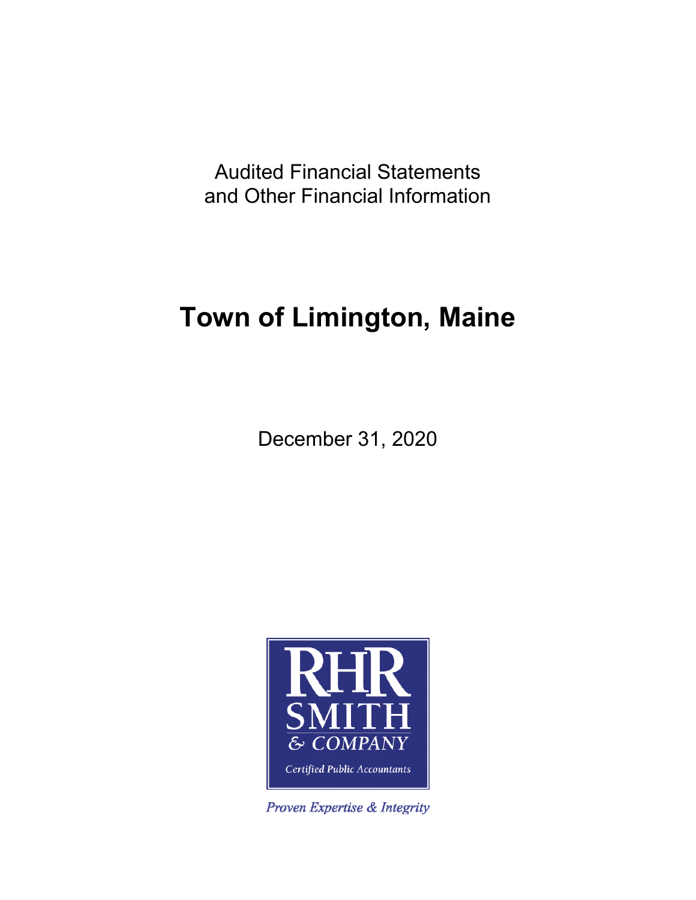Audited Financial Statements
and Other Financial Information

# Town of Limington, Maine

December 31, 2020

RHR SMITH & COMPANY
Certified Public Accountants

*Proven Expertise & Integrity*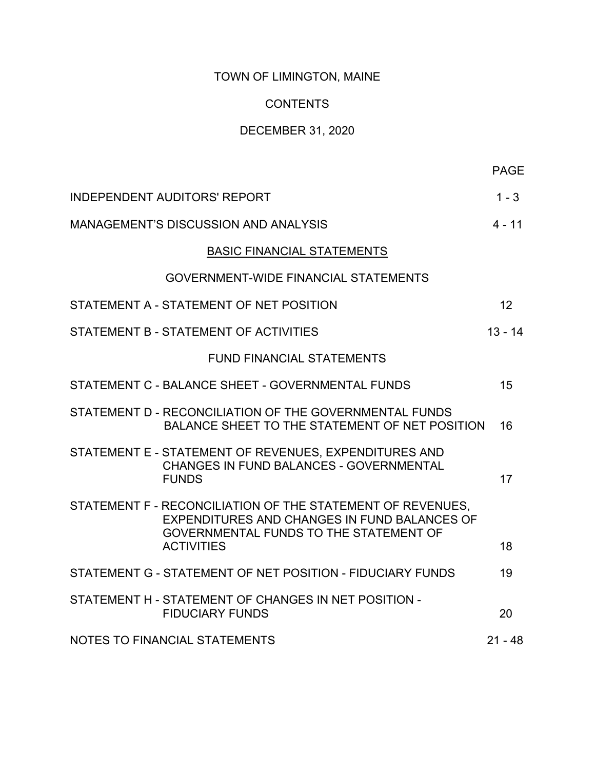# TOWN OF LIMINGTON, MAINE

## CONTENTS

### DECEMBER 31, 2020

| | PAGE |
|---|---|
| INDEPENDENT AUDITORS' REPORT | 1 - 3 |
| MANAGEMENT'S DISCUSSION AND ANALYSIS | 4 - 11 |
| **BASIC FINANCIAL STATEMENTS** | |
| GOVERNMENT-WIDE FINANCIAL STATEMENTS | |
| STATEMENT A - STATEMENT OF NET POSITION | 12 |
| STATEMENT B - STATEMENT OF ACTIVITIES | 13 - 14 |
| FUND FINANCIAL STATEMENTS | |
| STATEMENT C - BALANCE SHEET - GOVERNMENTAL FUNDS | 15 |
| STATEMENT D - RECONCILIATION OF THE GOVERNMENTAL FUNDS BALANCE SHEET TO THE STATEMENT OF NET POSITION | 16 |
| STATEMENT E - STATEMENT OF REVENUES, EXPENDITURES AND CHANGES IN FUND BALANCES - GOVERNMENTAL FUNDS | 17 |
| STATEMENT F - RECONCILIATION OF THE STATEMENT OF REVENUES, EXPENDITURES AND CHANGES IN FUND BALANCES OF GOVERNMENTAL FUNDS TO THE STATEMENT OF ACTIVITIES | 18 |
| STATEMENT G - STATEMENT OF NET POSITION - FIDUCIARY FUNDS | 19 |
| STATEMENT H - STATEMENT OF CHANGES IN NET POSITION - FIDUCIARY FUNDS | 20 |
| NOTES TO FINANCIAL STATEMENTS | 21 - 48 |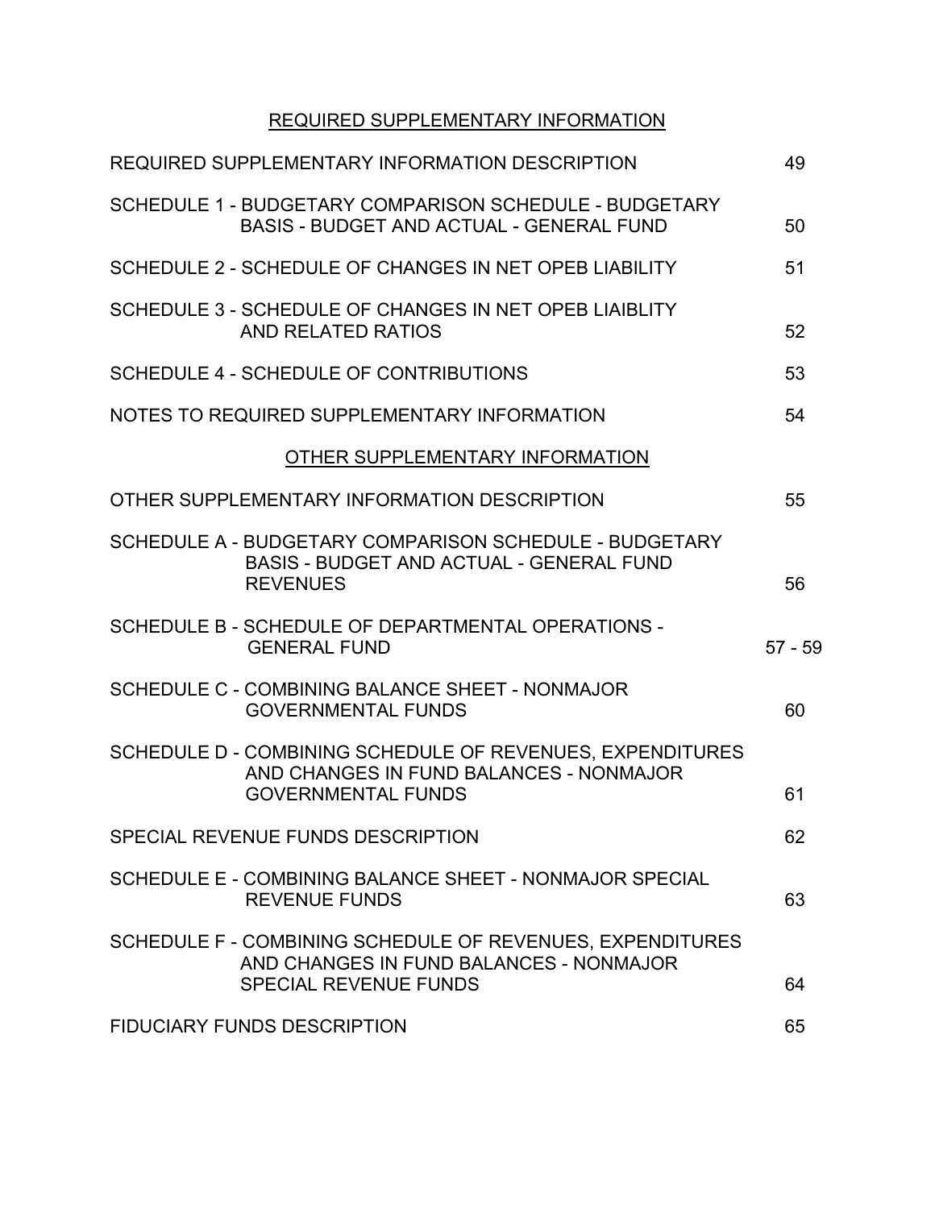## REQUIRED SUPPLEMENTARY INFORMATION

| | |
|---|---|
| REQUIRED SUPPLEMENTARY INFORMATION DESCRIPTION | 49 |
| SCHEDULE 1 - BUDGETARY COMPARISON SCHEDULE - BUDGETARY BASIS - BUDGET AND ACTUAL - GENERAL FUND | 50 |
| SCHEDULE 2 - SCHEDULE OF CHANGES IN NET OPEB LIABILITY | 51 |
| SCHEDULE 3 - SCHEDULE OF CHANGES IN NET OPEB LIAIBLITY AND RELATED RATIOS | 52 |
| SCHEDULE 4 - SCHEDULE OF CONTRIBUTIONS | 53 |
| NOTES TO REQUIRED SUPPLEMENTARY INFORMATION | 54 |

## OTHER SUPPLEMENTARY INFORMATION

| | |
|---|---|
| OTHER SUPPLEMENTARY INFORMATION DESCRIPTION | 55 |
| SCHEDULE A - BUDGETARY COMPARISON SCHEDULE - BUDGETARY BASIS - BUDGET AND ACTUAL - GENERAL FUND REVENUES | 56 |
| SCHEDULE B - SCHEDULE OF DEPARTMENTAL OPERATIONS - GENERAL FUND | 57 - 59 |
| SCHEDULE C - COMBINING BALANCE SHEET - NONMAJOR GOVERNMENTAL FUNDS | 60 |
| SCHEDULE D - COMBINING SCHEDULE OF REVENUES, EXPENDITURES AND CHANGES IN FUND BALANCES - NONMAJOR GOVERNMENTAL FUNDS | 61 |
| SPECIAL REVENUE FUNDS DESCRIPTION | 62 |
| SCHEDULE E - COMBINING BALANCE SHEET - NONMAJOR SPECIAL REVENUE FUNDS | 63 |
| SCHEDULE F - COMBINING SCHEDULE OF REVENUES, EXPENDITURES AND CHANGES IN FUND BALANCES - NONMAJOR SPECIAL REVENUE FUNDS | 64 |
| FIDUCIARY FUNDS DESCRIPTION | 65 |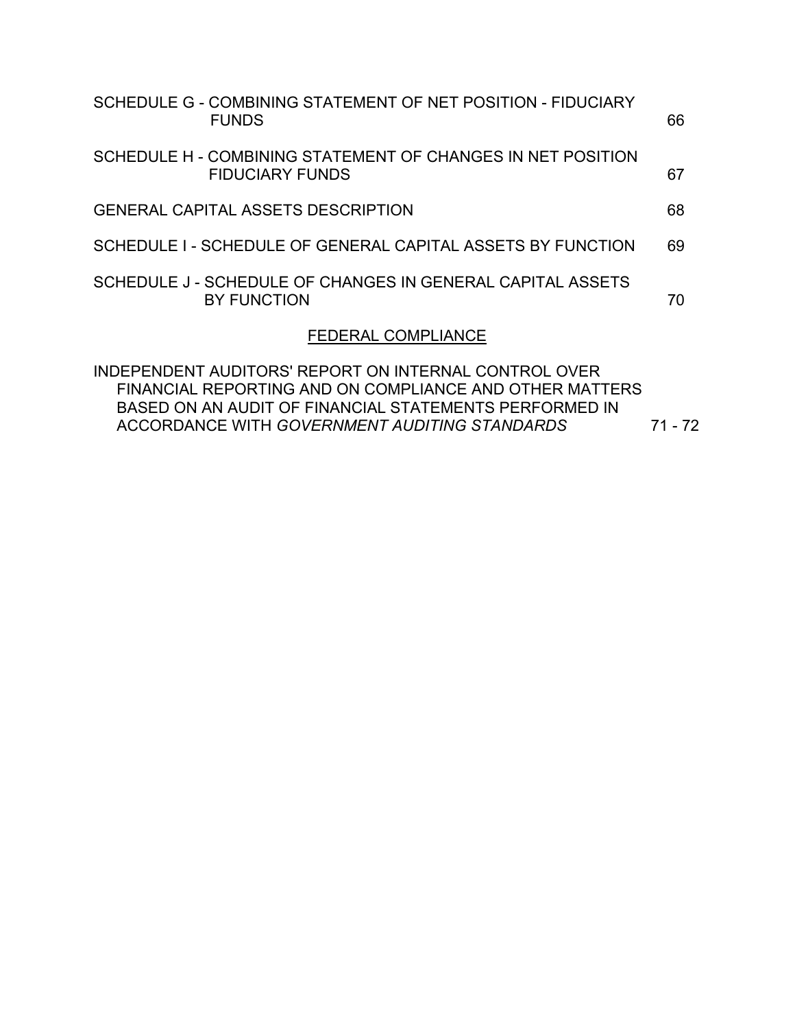| | |
|---|---|
| SCHEDULE G - COMBINING STATEMENT OF NET POSITION - FIDUCIARY FUNDS | 66 |
| SCHEDULE H - COMBINING STATEMENT OF CHANGES IN NET POSITION FIDUCIARY FUNDS | 67 |
| GENERAL CAPITAL ASSETS DESCRIPTION | 68 |
| SCHEDULE I - SCHEDULE OF GENERAL CAPITAL ASSETS BY FUNCTION | 69 |
| SCHEDULE J - SCHEDULE OF CHANGES IN GENERAL CAPITAL ASSETS BY FUNCTION | 70 |

## FEDERAL COMPLIANCE

| | |
|---|---|
| INDEPENDENT AUDITORS' REPORT ON INTERNAL CONTROL OVER FINANCIAL REPORTING AND ON COMPLIANCE AND OTHER MATTERS BASED ON AN AUDIT OF FINANCIAL STATEMENTS PERFORMED IN ACCORDANCE WITH *GOVERNMENT AUDITING STANDARDS* | 71 - 72 |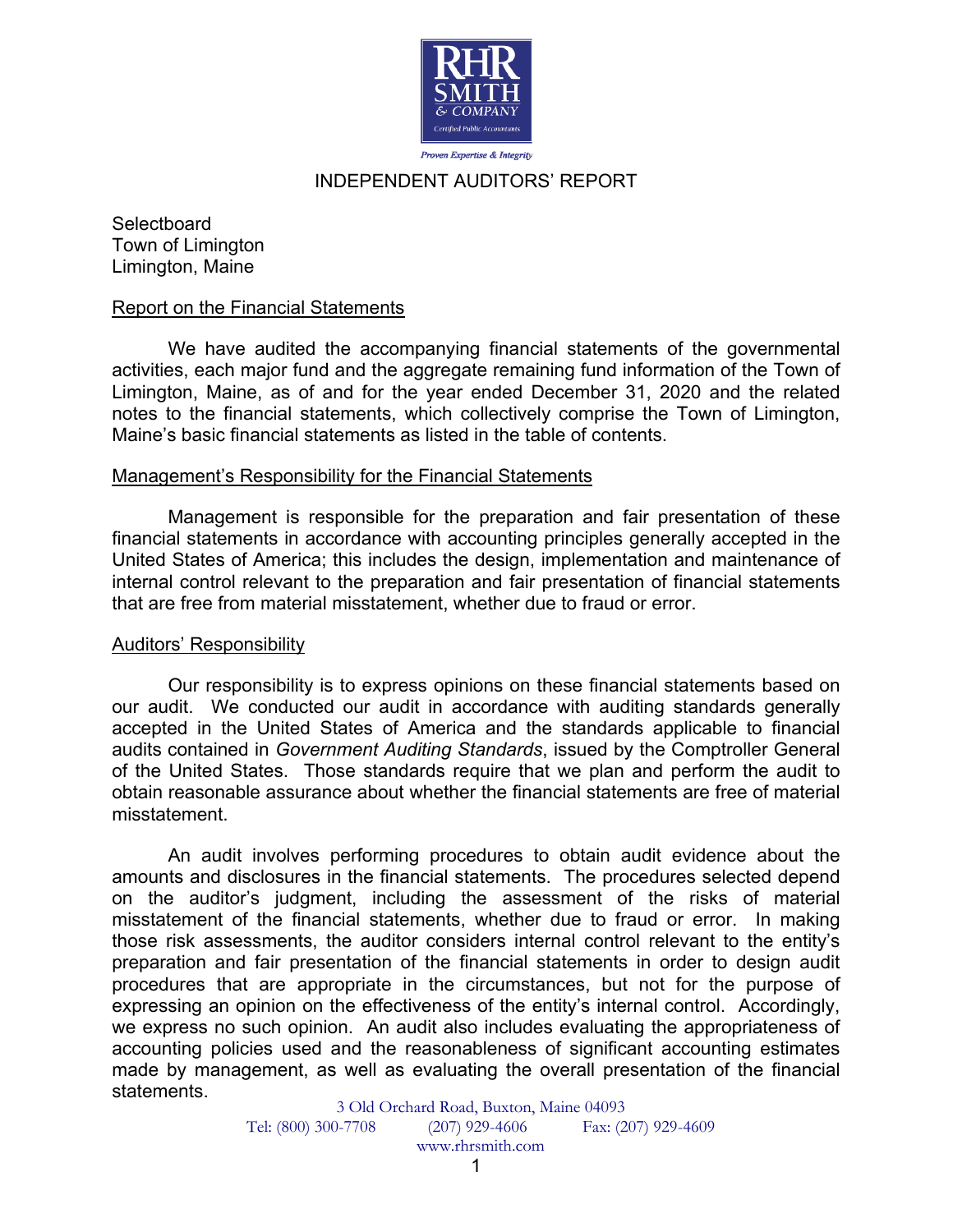# INDEPENDENT AUDITORS' REPORT

Selectboard
Town of Limington
Limington, Maine

## Report on the Financial Statements

We have audited the accompanying financial statements of the governmental activities, each major fund and the aggregate remaining fund information of the Town of Limington, Maine, as of and for the year ended December 31, 2020 and the related notes to the financial statements, which collectively comprise the Town of Limington, Maine's basic financial statements as listed in the table of contents.

## Management's Responsibility for the Financial Statements

Management is responsible for the preparation and fair presentation of these financial statements in accordance with accounting principles generally accepted in the United States of America; this includes the design, implementation and maintenance of internal control relevant to the preparation and fair presentation of financial statements that are free from material misstatement, whether due to fraud or error.

## Auditors' Responsibility

Our responsibility is to express opinions on these financial statements based on our audit. We conducted our audit in accordance with auditing standards generally accepted in the United States of America and the standards applicable to financial audits contained in *Government Auditing Standards*, issued by the Comptroller General of the United States. Those standards require that we plan and perform the audit to obtain reasonable assurance about whether the financial statements are free of material misstatement.

An audit involves performing procedures to obtain audit evidence about the amounts and disclosures in the financial statements. The procedures selected depend on the auditor's judgment, including the assessment of the risks of material misstatement of the financial statements, whether due to fraud or error. In making those risk assessments, the auditor considers internal control relevant to the entity's preparation and fair presentation of the financial statements in order to design audit procedures that are appropriate in the circumstances, but not for the purpose of expressing an opinion on the effectiveness of the entity's internal control. Accordingly, we express no such opinion. An audit also includes evaluating the appropriateness of accounting policies used and the reasonableness of significant accounting estimates made by management, as well as evaluating the overall presentation of the financial statements.

3 Old Orchard Road, Buxton, Maine 04093
Tel: (800) 300-7708 (207) 929-4606 Fax: (207) 929-4609
www.rhrsmith.com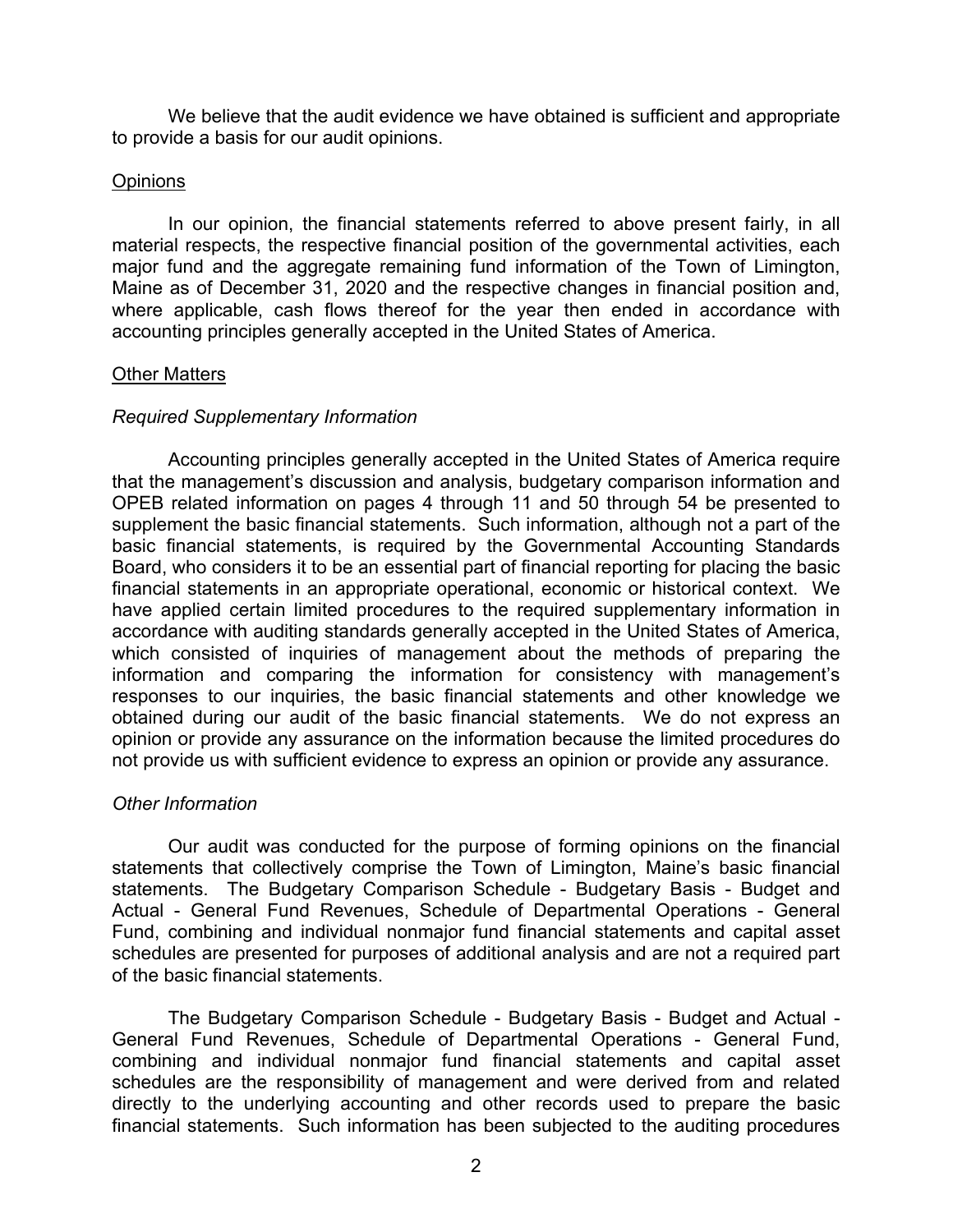We believe that the audit evidence we have obtained is sufficient and appropriate to provide a basis for our audit opinions.

## Opinions

In our opinion, the financial statements referred to above present fairly, in all material respects, the respective financial position of the governmental activities, each major fund and the aggregate remaining fund information of the Town of Limington, Maine as of December 31, 2020 and the respective changes in financial position and, where applicable, cash flows thereof for the year then ended in accordance with accounting principles generally accepted in the United States of America.

## Other Matters

### *Required Supplementary Information*

Accounting principles generally accepted in the United States of America require that the management's discussion and analysis, budgetary comparison information and OPEB related information on pages 4 through 11 and 50 through 54 be presented to supplement the basic financial statements. Such information, although not a part of the basic financial statements, is required by the Governmental Accounting Standards Board, who considers it to be an essential part of financial reporting for placing the basic financial statements in an appropriate operational, economic or historical context. We have applied certain limited procedures to the required supplementary information in accordance with auditing standards generally accepted in the United States of America, which consisted of inquiries of management about the methods of preparing the information and comparing the information for consistency with management's responses to our inquiries, the basic financial statements and other knowledge we obtained during our audit of the basic financial statements. We do not express an opinion or provide any assurance on the information because the limited procedures do not provide us with sufficient evidence to express an opinion or provide any assurance.

### *Other Information*

Our audit was conducted for the purpose of forming opinions on the financial statements that collectively comprise the Town of Limington, Maine's basic financial statements. The Budgetary Comparison Schedule - Budgetary Basis - Budget and Actual - General Fund Revenues, Schedule of Departmental Operations - General Fund, combining and individual nonmajor fund financial statements and capital asset schedules are presented for purposes of additional analysis and are not a required part of the basic financial statements.

The Budgetary Comparison Schedule - Budgetary Basis - Budget and Actual - General Fund Revenues, Schedule of Departmental Operations - General Fund, combining and individual nonmajor fund financial statements and capital asset schedules are the responsibility of management and were derived from and related directly to the underlying accounting and other records used to prepare the basic financial statements. Such information has been subjected to the auditing procedures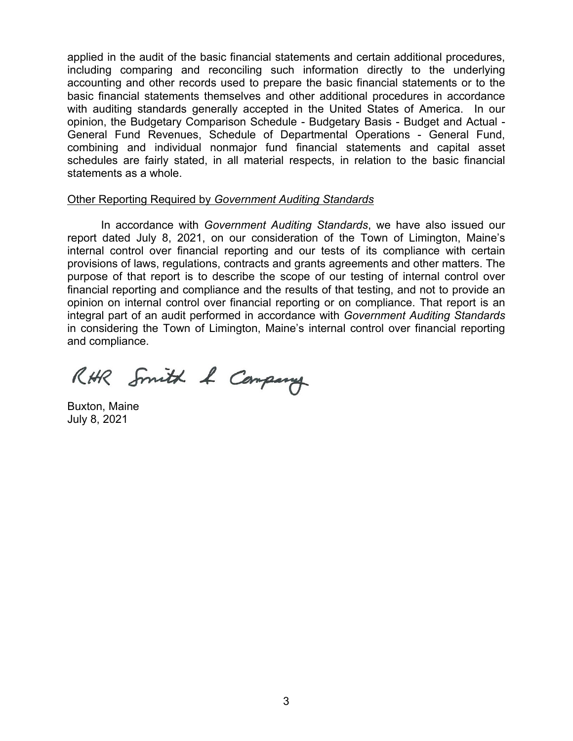applied in the audit of the basic financial statements and certain additional procedures, including comparing and reconciling such information directly to the underlying accounting and other records used to prepare the basic financial statements or to the basic financial statements themselves and other additional procedures in accordance with auditing standards generally accepted in the United States of America. In our opinion, the Budgetary Comparison Schedule - Budgetary Basis - Budget and Actual - General Fund Revenues, Schedule of Departmental Operations - General Fund, combining and individual nonmajor fund financial statements and capital asset schedules are fairly stated, in all material respects, in relation to the basic financial statements as a whole.

Other Reporting Required by *Government Auditing Standards*

In accordance with *Government Auditing Standards*, we have also issued our report dated July 8, 2021, on our consideration of the Town of Limington, Maine's internal control over financial reporting and our tests of its compliance with certain provisions of laws, regulations, contracts and grants agreements and other matters. The purpose of that report is to describe the scope of our testing of internal control over financial reporting and compliance and the results of that testing, and not to provide an opinion on internal control over financial reporting or on compliance. That report is an integral part of an audit performed in accordance with *Government Auditing Standards* in considering the Town of Limington, Maine's internal control over financial reporting and compliance.

RHR Smith & Company

Buxton, Maine
July 8, 2021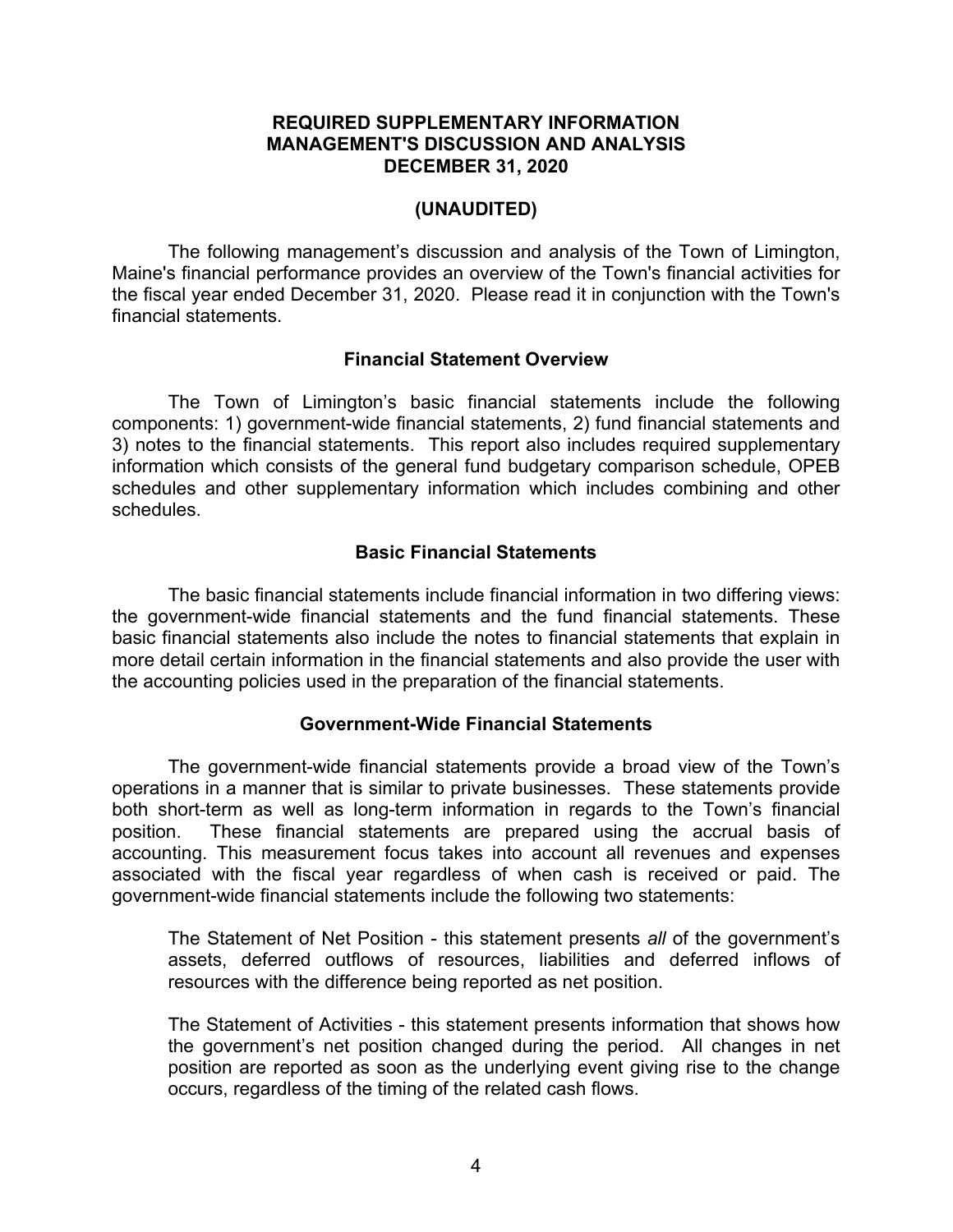**REQUIRED SUPPLEMENTARY INFORMATION**
**MANAGEMENT'S DISCUSSION AND ANALYSIS**
**DECEMBER 31, 2020**

**(UNAUDITED)**

The following management's discussion and analysis of the Town of Limington, Maine's financial performance provides an overview of the Town's financial activities for the fiscal year ended December 31, 2020. Please read it in conjunction with the Town's financial statements.

### Financial Statement Overview

The Town of Limington's basic financial statements include the following components: 1) government-wide financial statements, 2) fund financial statements and 3) notes to the financial statements. This report also includes required supplementary information which consists of the general fund budgetary comparison schedule, OPEB schedules and other supplementary information which includes combining and other schedules.

### Basic Financial Statements

The basic financial statements include financial information in two differing views: the government-wide financial statements and the fund financial statements. These basic financial statements also include the notes to financial statements that explain in more detail certain information in the financial statements and also provide the user with the accounting policies used in the preparation of the financial statements.

### Government-Wide Financial Statements

The government-wide financial statements provide a broad view of the Town's operations in a manner that is similar to private businesses. These statements provide both short-term as well as long-term information in regards to the Town's financial position. These financial statements are prepared using the accrual basis of accounting. This measurement focus takes into account all revenues and expenses associated with the fiscal year regardless of when cash is received or paid. The government-wide financial statements include the following two statements:

The Statement of Net Position - this statement presents *all* of the government's assets, deferred outflows of resources, liabilities and deferred inflows of resources with the difference being reported as net position.

The Statement of Activities - this statement presents information that shows how the government's net position changed during the period. All changes in net position are reported as soon as the underlying event giving rise to the change occurs, regardless of the timing of the related cash flows.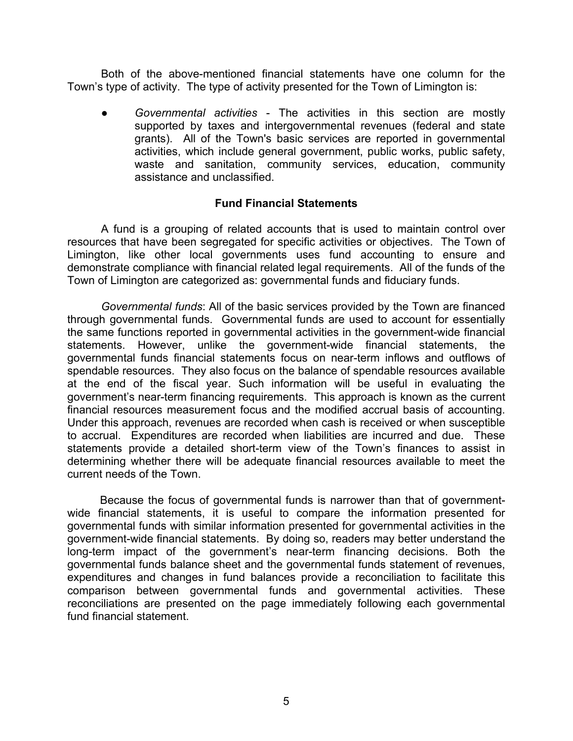Both of the above-mentioned financial statements have one column for the Town's type of activity. The type of activity presented for the Town of Limington is:

- *Governmental activities* - The activities in this section are mostly supported by taxes and intergovernmental revenues (federal and state grants). All of the Town's basic services are reported in governmental activities, which include general government, public works, public safety, waste and sanitation, community services, education, community assistance and unclassified.

### Fund Financial Statements

A fund is a grouping of related accounts that is used to maintain control over resources that have been segregated for specific activities or objectives. The Town of Limington, like other local governments uses fund accounting to ensure and demonstrate compliance with financial related legal requirements. All of the funds of the Town of Limington are categorized as: governmental funds and fiduciary funds.

*Governmental funds*: All of the basic services provided by the Town are financed through governmental funds. Governmental funds are used to account for essentially the same functions reported in governmental activities in the government-wide financial statements. However, unlike the government-wide financial statements, the governmental funds financial statements focus on near-term inflows and outflows of spendable resources. They also focus on the balance of spendable resources available at the end of the fiscal year. Such information will be useful in evaluating the government's near-term financing requirements. This approach is known as the current financial resources measurement focus and the modified accrual basis of accounting. Under this approach, revenues are recorded when cash is received or when susceptible to accrual. Expenditures are recorded when liabilities are incurred and due. These statements provide a detailed short-term view of the Town's finances to assist in determining whether there will be adequate financial resources available to meet the current needs of the Town.

Because the focus of governmental funds is narrower than that of government-wide financial statements, it is useful to compare the information presented for governmental funds with similar information presented for governmental activities in the government-wide financial statements. By doing so, readers may better understand the long-term impact of the government's near-term financing decisions. Both the governmental funds balance sheet and the governmental funds statement of revenues, expenditures and changes in fund balances provide a reconciliation to facilitate this comparison between governmental funds and governmental activities. These reconciliations are presented on the page immediately following each governmental fund financial statement.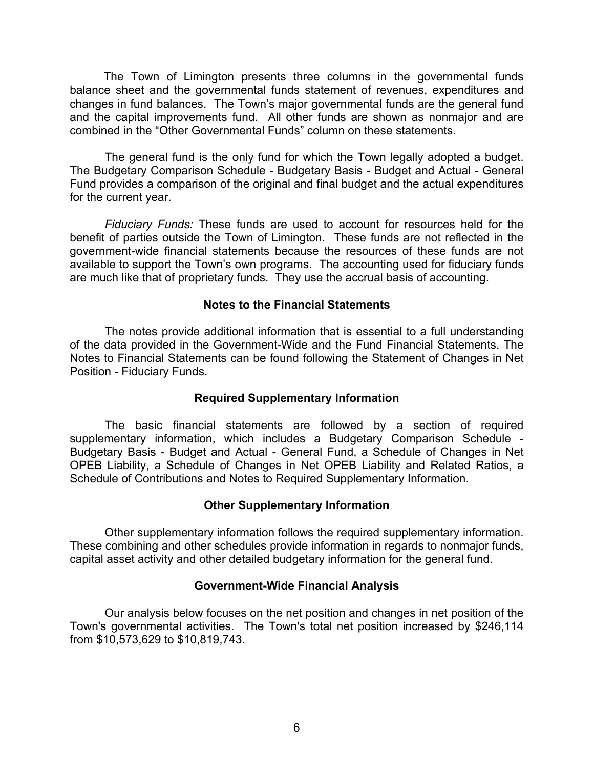The Town of Limington presents three columns in the governmental funds balance sheet and the governmental funds statement of revenues, expenditures and changes in fund balances. The Town's major governmental funds are the general fund and the capital improvements fund. All other funds are shown as nonmajor and are combined in the "Other Governmental Funds" column on these statements.

The general fund is the only fund for which the Town legally adopted a budget. The Budgetary Comparison Schedule - Budgetary Basis - Budget and Actual - General Fund provides a comparison of the original and final budget and the actual expenditures for the current year.

*Fiduciary Funds:* These funds are used to account for resources held for the benefit of parties outside the Town of Limington. These funds are not reflected in the government-wide financial statements because the resources of these funds are not available to support the Town's own programs. The accounting used for fiduciary funds are much like that of proprietary funds. They use the accrual basis of accounting.

## Notes to the Financial Statements

The notes provide additional information that is essential to a full understanding of the data provided in the Government-Wide and the Fund Financial Statements. The Notes to Financial Statements can be found following the Statement of Changes in Net Position - Fiduciary Funds.

## Required Supplementary Information

The basic financial statements are followed by a section of required supplementary information, which includes a Budgetary Comparison Schedule - Budgetary Basis - Budget and Actual - General Fund, a Schedule of Changes in Net OPEB Liability, a Schedule of Changes in Net OPEB Liability and Related Ratios, a Schedule of Contributions and Notes to Required Supplementary Information.

## Other Supplementary Information

Other supplementary information follows the required supplementary information. These combining and other schedules provide information in regards to nonmajor funds, capital asset activity and other detailed budgetary information for the general fund.

## Government-Wide Financial Analysis

Our analysis below focuses on the net position and changes in net position of the Town's governmental activities. The Town's total net position increased by $246,114 from $10,573,629 to $10,819,743.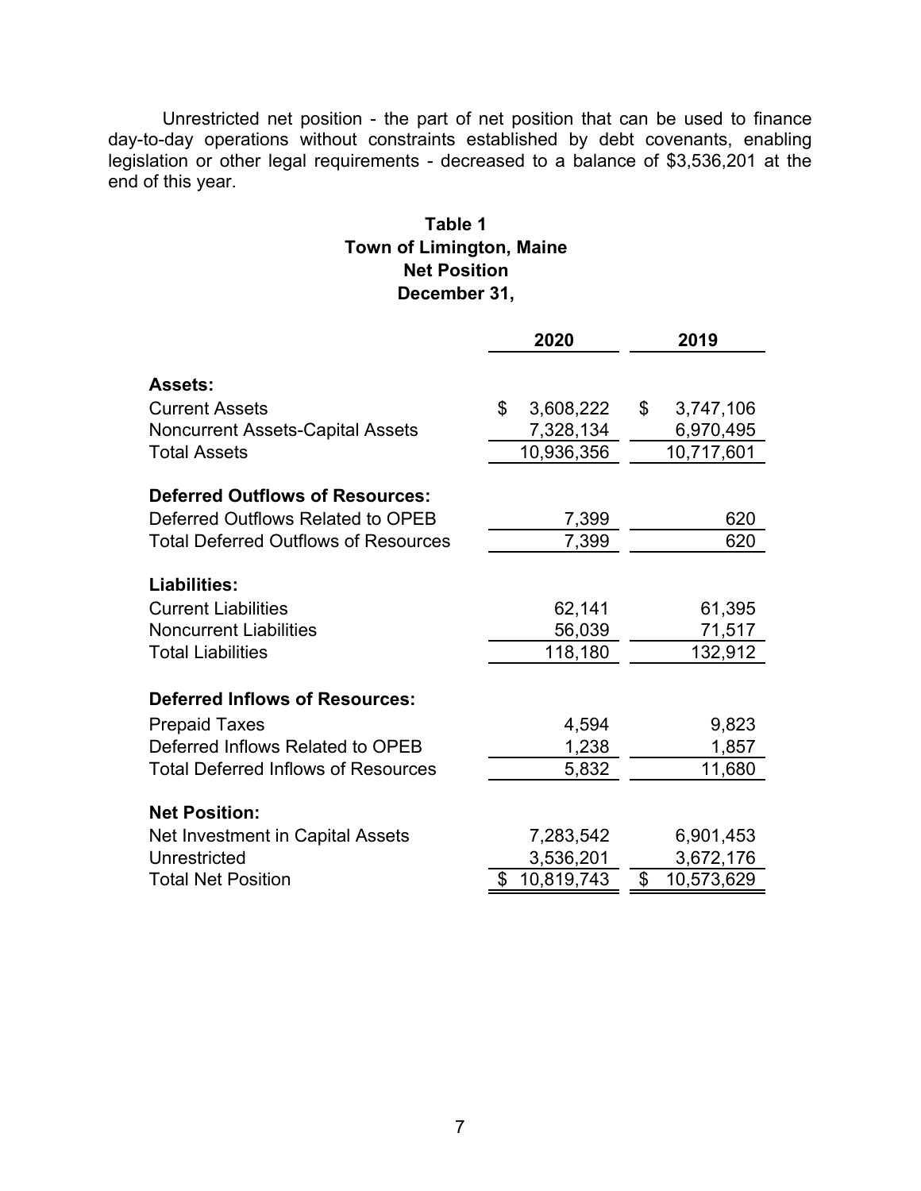Unrestricted net position - the part of net position that can be used to finance day-to-day operations without constraints established by debt covenants, enabling legislation or other legal requirements - decreased to a balance of $3,536,201 at the end of this year.

**Table 1**
**Town of Limington, Maine**
**Net Position**
**December 31,**

| | 2020 | 2019 |
|---|---|---|
| **Assets:** | | |
| Current Assets | $ 3,608,222 | $ 3,747,106 |
| Noncurrent Assets-Capital Assets | 7,328,134 | 6,970,495 |
| Total Assets | 10,936,356 | 10,717,601 |
| **Deferred Outflows of Resources:** | | |
| Deferred Outflows Related to OPEB | 7,399 | 620 |
| Total Deferred Outflows of Resources | 7,399 | 620 |
| **Liabilities:** | | |
| Current Liabilities | 62,141 | 61,395 |
| Noncurrent Liabilities | 56,039 | 71,517 |
| Total Liabilities | 118,180 | 132,912 |
| **Deferred Inflows of Resources:** | | |
| Prepaid Taxes | 4,594 | 9,823 |
| Deferred Inflows Related to OPEB | 1,238 | 1,857 |
| Total Deferred Inflows of Resources | 5,832 | 11,680 |
| **Net Position:** | | |
| Net Investment in Capital Assets | 7,283,542 | 6,901,453 |
| Unrestricted | 3,536,201 | 3,672,176 |
| Total Net Position | $ 10,819,743 | $ 10,573,629 |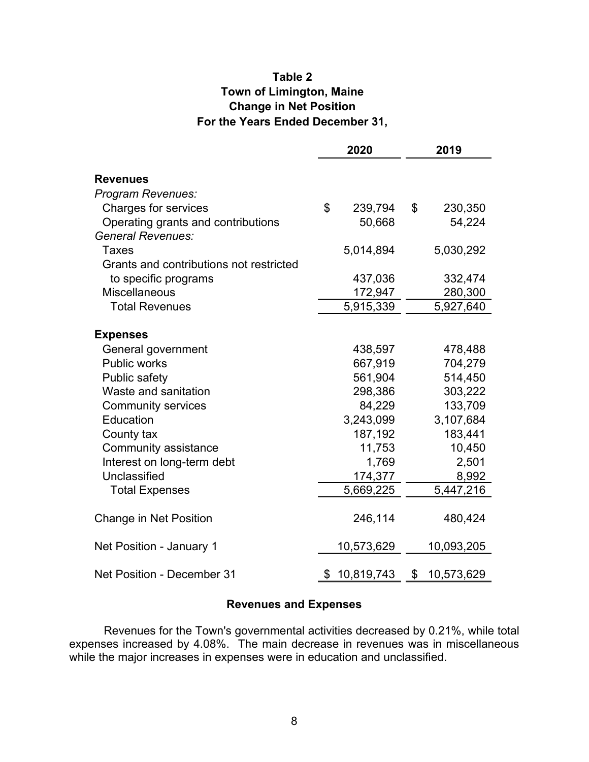**Table 2**
**Town of Limington, Maine**
**Change in Net Position**
**For the Years Ended December 31,**

| | 2020 | 2019 |
|---|---|---|
| **Revenues** | | |
| *Program Revenues:* | | |
| Charges for services | $ 239,794 | $ 230,350 |
| Operating grants and contributions | 50,668 | 54,224 |
| *General Revenues:* | | |
| Taxes | 5,014,894 | 5,030,292 |
| Grants and contributions not restricted to specific programs | 437,036 | 332,474 |
| Miscellaneous | 172,947 | 280,300 |
| Total Revenues | 5,915,339 | 5,927,640 |
| **Expenses** | | |
| General government | 438,597 | 478,488 |
| Public works | 667,919 | 704,279 |
| Public safety | 561,904 | 514,450 |
| Waste and sanitation | 298,386 | 303,222 |
| Community services | 84,229 | 133,709 |
| Education | 3,243,099 | 3,107,684 |
| County tax | 187,192 | 183,441 |
| Community assistance | 11,753 | 10,450 |
| Interest on long-term debt | 1,769 | 2,501 |
| Unclassified | 174,377 | 8,992 |
| Total Expenses | 5,669,225 | 5,447,216 |
| Change in Net Position | 246,114 | 480,424 |
| Net Position - January 1 | 10,573,629 | 10,093,205 |
| Net Position - December 31 | $ 10,819,743 | $ 10,573,629 |

### Revenues and Expenses

Revenues for the Town's governmental activities decreased by 0.21%, while total expenses increased by 4.08%. The main decrease in revenues was in miscellaneous while the major increases in expenses were in education and unclassified.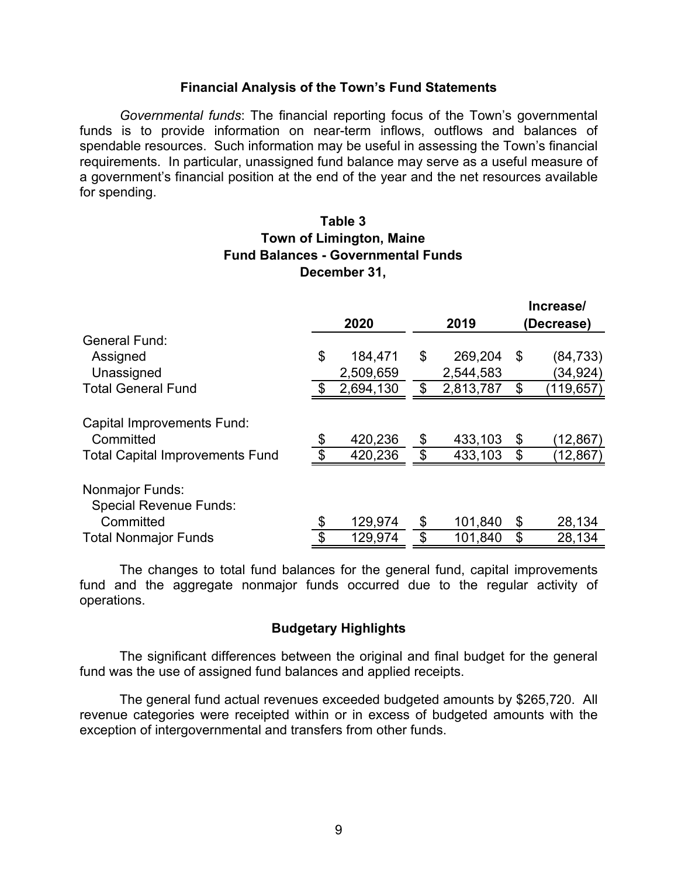## Financial Analysis of the Town's Fund Statements

*Governmental funds*: The financial reporting focus of the Town's governmental funds is to provide information on near-term inflows, outflows and balances of spendable resources. Such information may be useful in assessing the Town's financial requirements. In particular, unassigned fund balance may serve as a useful measure of a government's financial position at the end of the year and the net resources available for spending.

**Table 3**
**Town of Limington, Maine**
**Fund Balances - Governmental Funds**
**December 31,**

| | 2020 | 2019 | Increase/ (Decrease) |
|---|---|---|---|
| General Fund: | | | |
| Assigned | $ 184,471 | $ 269,204 | $ (84,733) |
| Unassigned | 2,509,659 | 2,544,583 | (34,924) |
| Total General Fund | $ 2,694,130 | $ 2,813,787 | $ (119,657) |
| | | | |
| Capital Improvements Fund: | | | |
| Committed | $ 420,236 | $ 433,103 | $ (12,867) |
| Total Capital Improvements Fund | $ 420,236 | $ 433,103 | $ (12,867) |
| | | | |
| Nonmajor Funds: | | | |
| Special Revenue Funds: | | | |
| Committed | $ 129,974 | $ 101,840 | $ 28,134 |
| Total Nonmajor Funds | $ 129,974 | $ 101,840 | $ 28,134 |

The changes to total fund balances for the general fund, capital improvements fund and the aggregate nonmajor funds occurred due to the regular activity of operations.

## Budgetary Highlights

The significant differences between the original and final budget for the general fund was the use of assigned fund balances and applied receipts.

The general fund actual revenues exceeded budgeted amounts by $265,720. All revenue categories were receipted within or in excess of budgeted amounts with the exception of intergovernmental and transfers from other funds.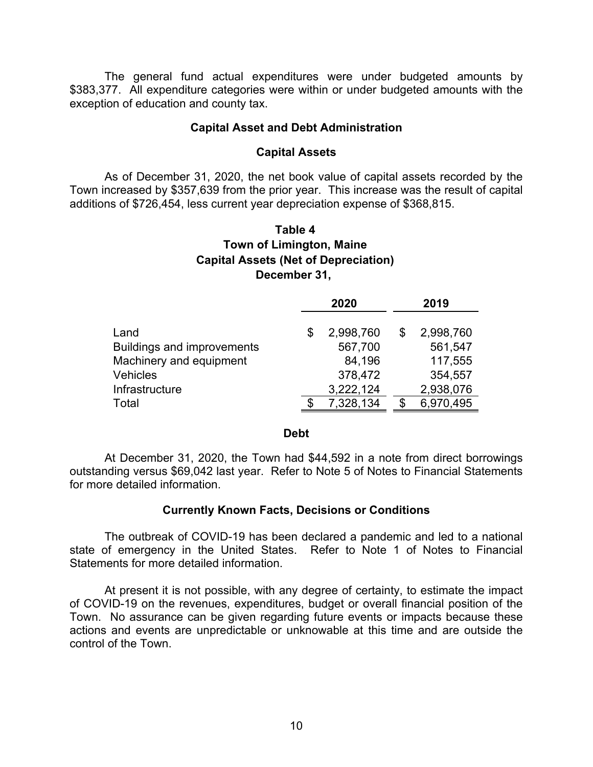The general fund actual expenditures were under budgeted amounts by $383,377. All expenditure categories were within or under budgeted amounts with the exception of education and county tax.

## Capital Asset and Debt Administration

### Capital Assets

As of December 31, 2020, the net book value of capital assets recorded by the Town increased by $357,639 from the prior year. This increase was the result of capital additions of $726,454, less current year depreciation expense of $368,815.

**Table 4**
**Town of Limington, Maine**
**Capital Assets (Net of Depreciation)**
**December 31,**

| | 2020 | 2019 |
|---|---|---|
| Land | $ 2,998,760 | $ 2,998,760 |
| Buildings and improvements | 567,700 | 561,547 |
| Machinery and equipment | 84,196 | 117,555 |
| Vehicles | 378,472 | 354,557 |
| Infrastructure | 3,222,124 | 2,938,076 |
| Total | $ 7,328,134 | $ 6,970,495 |

### Debt

At December 31, 2020, the Town had $44,592 in a note from direct borrowings outstanding versus $69,042 last year. Refer to Note 5 of Notes to Financial Statements for more detailed information.

## Currently Known Facts, Decisions or Conditions

The outbreak of COVID-19 has been declared a pandemic and led to a national state of emergency in the United States. Refer to Note 1 of Notes to Financial Statements for more detailed information.

At present it is not possible, with any degree of certainty, to estimate the impact of COVID-19 on the revenues, expenditures, budget or overall financial position of the Town. No assurance can be given regarding future events or impacts because these actions and events are unpredictable or unknowable at this time and are outside the control of the Town.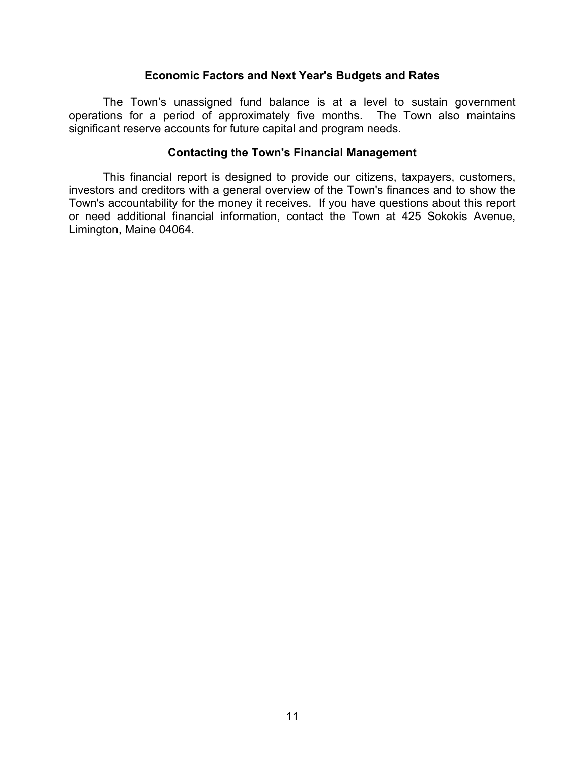## Economic Factors and Next Year's Budgets and Rates

The Town's unassigned fund balance is at a level to sustain government operations for a period of approximately five months. The Town also maintains significant reserve accounts for future capital and program needs.

## Contacting the Town's Financial Management

This financial report is designed to provide our citizens, taxpayers, customers, investors and creditors with a general overview of the Town's finances and to show the Town's accountability for the money it receives. If you have questions about this report or need additional financial information, contact the Town at 425 Sokokis Avenue, Limington, Maine 04064.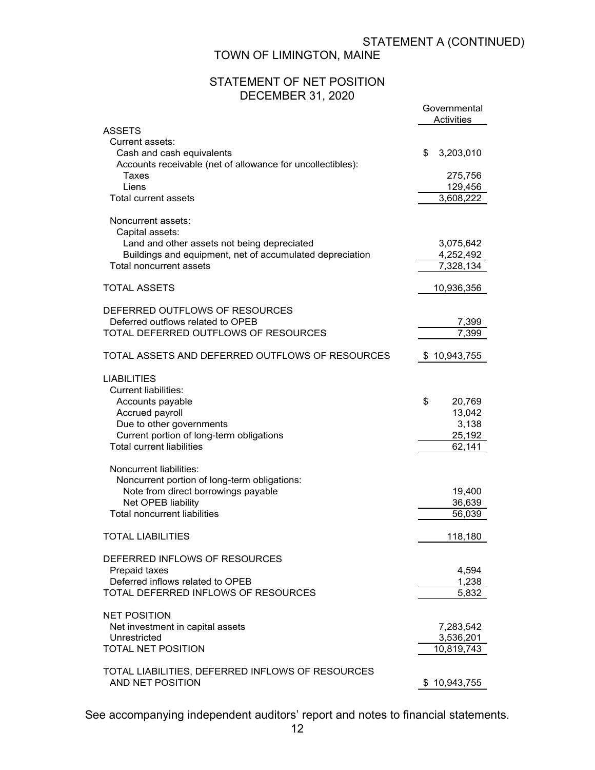STATEMENT A (CONTINUED)

# TOWN OF LIMINGTON, MAINE

## STATEMENT OF NET POSITION
## DECEMBER 31, 2020

| | Governmental Activities |
|---|---|
| **ASSETS** | |
| Current assets: | |
| Cash and cash equivalents | $ 3,203,010 |
| Accounts receivable (net of allowance for uncollectibles): | |
| Taxes | 275,756 |
| Liens | 129,456 |
| Total current assets | 3,608,222 |
| | |
| Noncurrent assets: | |
| Capital assets: | |
| Land and other assets not being depreciated | 3,075,642 |
| Buildings and equipment, net of accumulated depreciation | 4,252,492 |
| Total noncurrent assets | 7,328,134 |
| | |
| TOTAL ASSETS | 10,936,356 |
| | |
| **DEFERRED OUTFLOWS OF RESOURCES** | |
| Deferred outflows related to OPEB | 7,399 |
| TOTAL DEFERRED OUTFLOWS OF RESOURCES | 7,399 |
| | |
| TOTAL ASSETS AND DEFERRED OUTFLOWS OF RESOURCES | $ 10,943,755 |
| | |
| **LIABILITIES** | |
| Current liabilities: | |
| Accounts payable | $ 20,769 |
| Accrued payroll | 13,042 |
| Due to other governments | 3,138 |
| Current portion of long-term obligations | 25,192 |
| Total current liabilities | 62,141 |
| | |
| Noncurrent liabilities: | |
| Noncurrent portion of long-term obligations: | |
| Note from direct borrowings payable | 19,400 |
| Net OPEB liability | 36,639 |
| Total noncurrent liabilities | 56,039 |
| | |
| TOTAL LIABILITIES | 118,180 |
| | |
| **DEFERRED INFLOWS OF RESOURCES** | |
| Prepaid taxes | 4,594 |
| Deferred inflows related to OPEB | 1,238 |
| TOTAL DEFERRED INFLOWS OF RESOURCES | 5,832 |
| | |
| **NET POSITION** | |
| Net investment in capital assets | 7,283,542 |
| Unrestricted | 3,536,201 |
| TOTAL NET POSITION | 10,819,743 |
| | |
| TOTAL LIABILITIES, DEFERRED INFLOWS OF RESOURCES AND NET POSITION | $ 10,943,755 |

See accompanying independent auditors' report and notes to financial statements.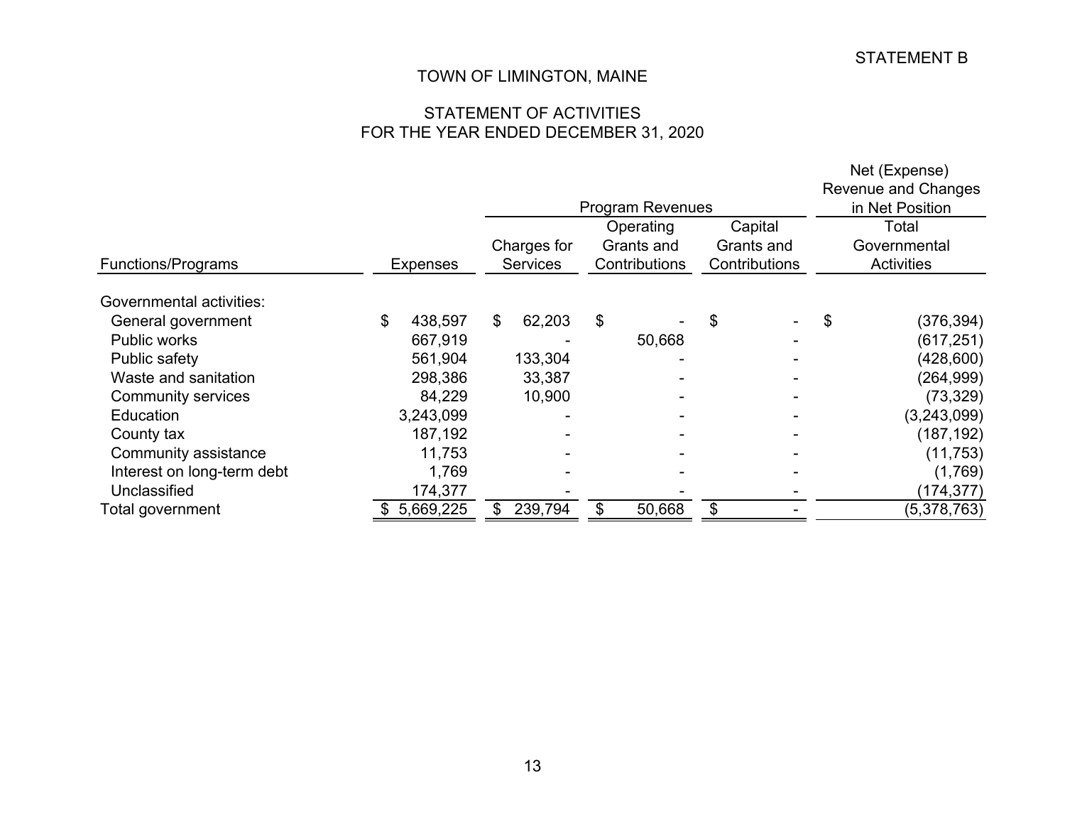STATEMENT B

# TOWN OF LIMINGTON, MAINE

## STATEMENT OF ACTIVITIES
## FOR THE YEAR ENDED DECEMBER 31, 2020

| Functions/Programs | Expenses | Program Revenues | | | Net (Expense) Revenue and Changes in Net Position |
|---|---|---|---|---|---|
| | | Charges for Services | Operating Grants and Contributions | Capital Grants and Contributions | Total Governmental Activities |
| Governmental activities: | | | | | |
| General government | $ 438,597 | $ 62,203 | $ - | $ - | $ (376,394) |
| Public works | 667,919 | - | 50,668 | - | (617,251) |
| Public safety | 561,904 | 133,304 | - | - | (428,600) |
| Waste and sanitation | 298,386 | 33,387 | - | - | (264,999) |
| Community services | 84,229 | 10,900 | - | - | (73,329) |
| Education | 3,243,099 | - | - | - | (3,243,099) |
| County tax | 187,192 | - | - | - | (187,192) |
| Community assistance | 11,753 | - | - | - | (11,753) |
| Interest on long-term debt | 1,769 | - | - | - | (1,769) |
| Unclassified | 174,377 | - | - | - | (174,377) |
| Total government | $ 5,669,225 | $ 239,794 | $ 50,668 | $ - | (5,378,763) |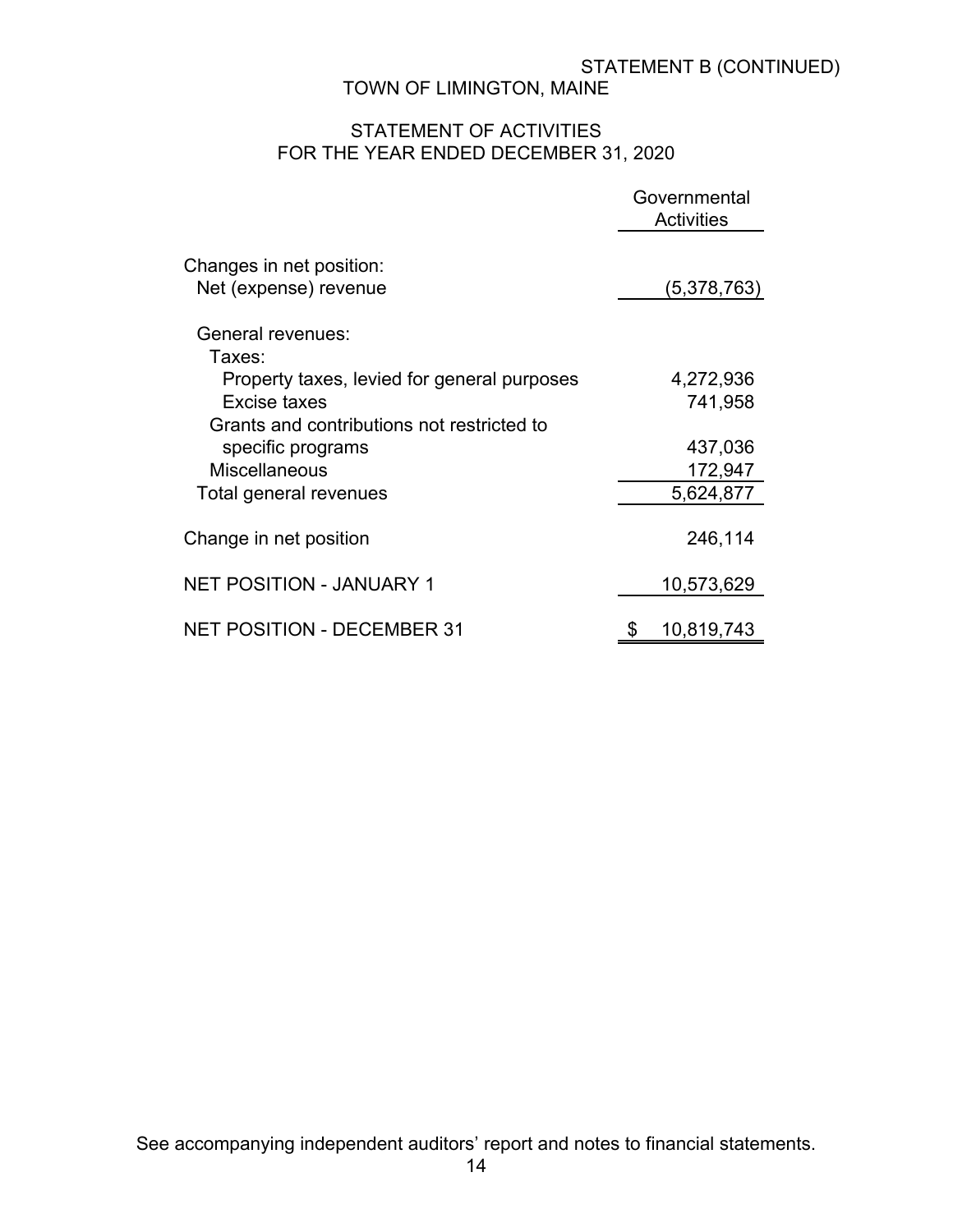STATEMENT B (CONTINUED)

# TOWN OF LIMINGTON, MAINE

## STATEMENT OF ACTIVITIES
## FOR THE YEAR ENDED DECEMBER 31, 2020

| | Governmental Activities |
|---|---|
| Changes in net position: | |
| Net (expense) revenue | (5,378,763) |
| General revenues: | |
| Taxes: | |
| Property taxes, levied for general purposes | 4,272,936 |
| Excise taxes | 741,958 |
| Grants and contributions not restricted to specific programs | 437,036 |
| Miscellaneous | 172,947 |
| Total general revenues | 5,624,877 |
| Change in net position | 246,114 |
| NET POSITION - JANUARY 1 | 10,573,629 |
| NET POSITION - DECEMBER 31 | $ 10,819,743 |

See accompanying independent auditors' report and notes to financial statements.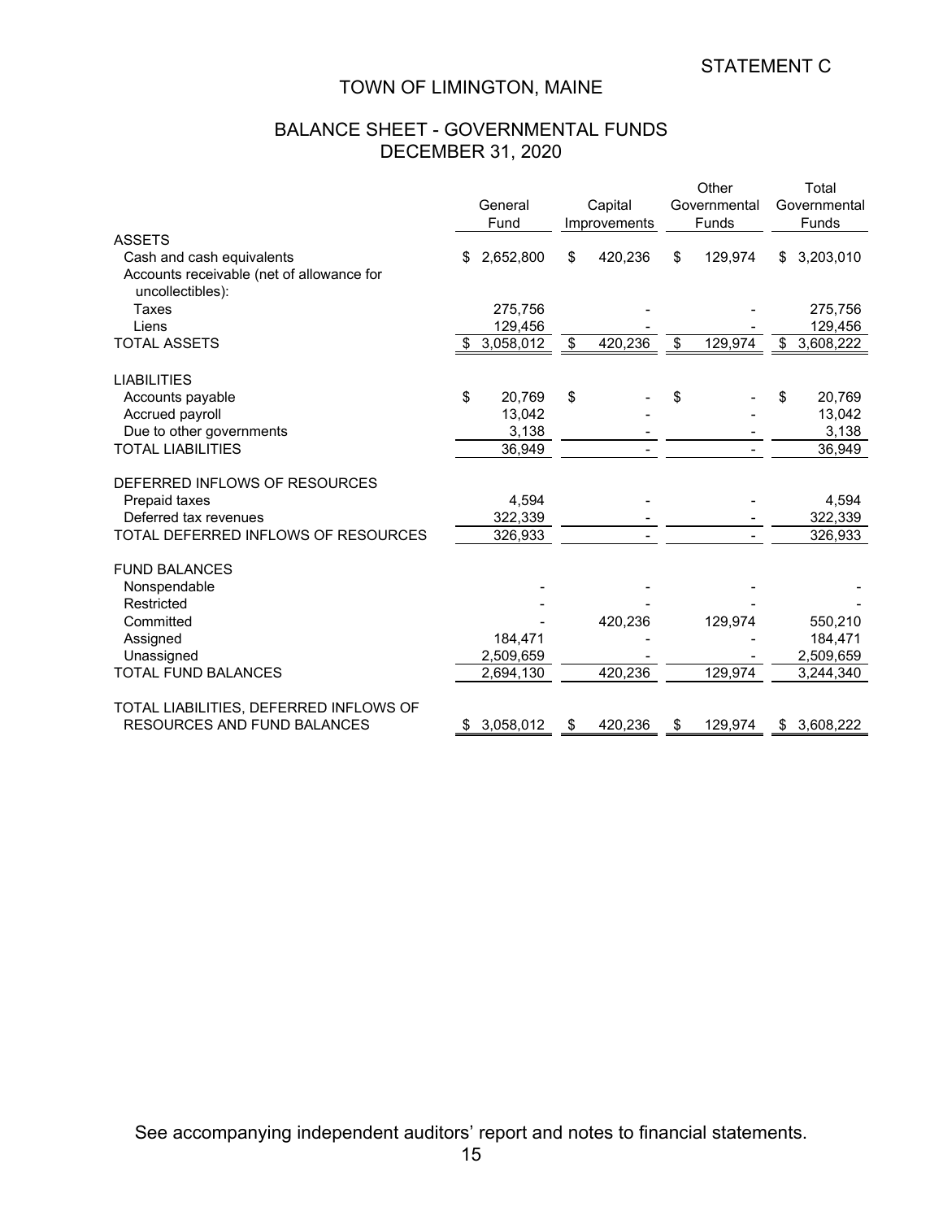STATEMENT C

# TOWN OF LIMINGTON, MAINE

## BALANCE SHEET - GOVERNMENTAL FUNDS
## DECEMBER 31, 2020

| | General Fund | Capital Improvements | Other Governmental Funds | Total Governmental Funds |
|---|---|---|---|---|
| **ASSETS** | | | | |
| Cash and cash equivalents | $ 2,652,800 | $ 420,236 | $ 129,974 | $ 3,203,010 |
| Accounts receivable (net of allowance for uncollectibles): | | | | |
| Taxes | 275,756 | - | - | 275,756 |
| Liens | 129,456 | - | - | 129,456 |
| TOTAL ASSETS | $ 3,058,012 | $ 420,236 | $ 129,974 | $ 3,608,222 |
| | | | | |
| **LIABILITIES** | | | | |
| Accounts payable | $ 20,769 | $ - | $ - | $ 20,769 |
| Accrued payroll | 13,042 | - | - | 13,042 |
| Due to other governments | 3,138 | - | - | 3,138 |
| TOTAL LIABILITIES | 36,949 | - | - | 36,949 |
| | | | | |
| **DEFERRED INFLOWS OF RESOURCES** | | | | |
| Prepaid taxes | 4,594 | - | - | 4,594 |
| Deferred tax revenues | 322,339 | - | - | 322,339 |
| TOTAL DEFERRED INFLOWS OF RESOURCES | 326,933 | - | - | 326,933 |
| | | | | |
| **FUND BALANCES** | | | | |
| Nonspendable | - | - | - | - |
| Restricted | - | - | - | - |
| Committed | - | 420,236 | 129,974 | 550,210 |
| Assigned | 184,471 | - | - | 184,471 |
| Unassigned | 2,509,659 | - | - | 2,509,659 |
| TOTAL FUND BALANCES | 2,694,130 | 420,236 | 129,974 | 3,244,340 |
| | | | | |
| TOTAL LIABILITIES, DEFERRED INFLOWS OF RESOURCES AND FUND BALANCES | $ 3,058,012 | $ 420,236 | $ 129,974 | $ 3,608,222 |

See accompanying independent auditors' report and notes to financial statements.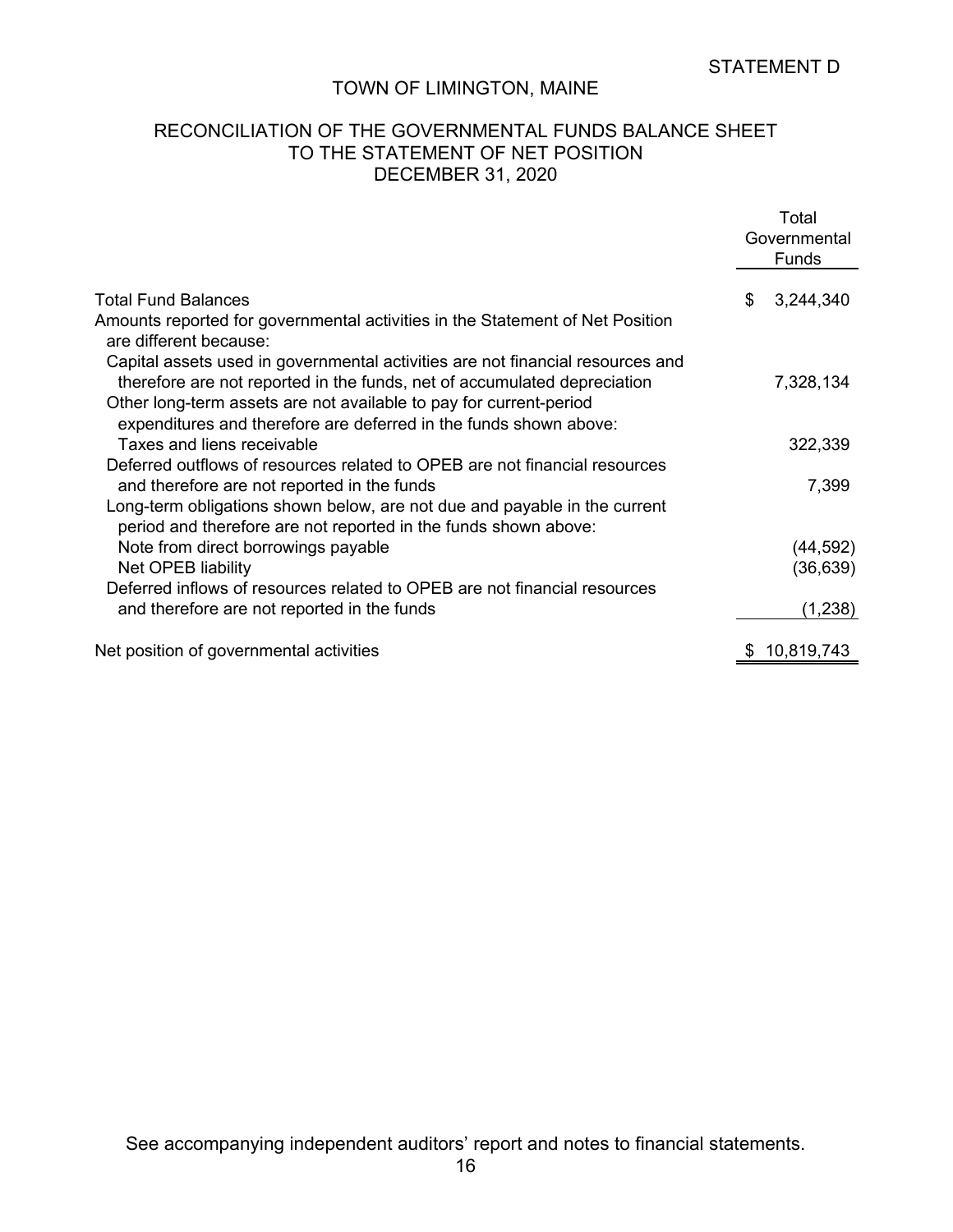STATEMENT D

# TOWN OF LIMINGTON, MAINE

## RECONCILIATION OF THE GOVERNMENTAL FUNDS BALANCE SHEET TO THE STATEMENT OF NET POSITION DECEMBER 31, 2020

| | Total Governmental Funds |
|---|---|
| Total Fund Balances | $ 3,244,340 |
| Amounts reported for governmental activities in the Statement of Net Position are different because: | |
| Capital assets used in governmental activities are not financial resources and therefore are not reported in the funds, net of accumulated depreciation | 7,328,134 |
| Other long-term assets are not available to pay for current-period expenditures and therefore are deferred in the funds shown above: | |
| Taxes and liens receivable | 322,339 |
| Deferred outflows of resources related to OPEB are not financial resources and therefore are not reported in the funds | 7,399 |
| Long-term obligations shown below, are not due and payable in the current period and therefore are not reported in the funds shown above: | |
| Note from direct borrowings payable | (44,592) |
| Net OPEB liability | (36,639) |
| Deferred inflows of resources related to OPEB are not financial resources and therefore are not reported in the funds | (1,238) |
| Net position of governmental activities | $ 10,819,743 |

See accompanying independent auditors' report and notes to financial statements.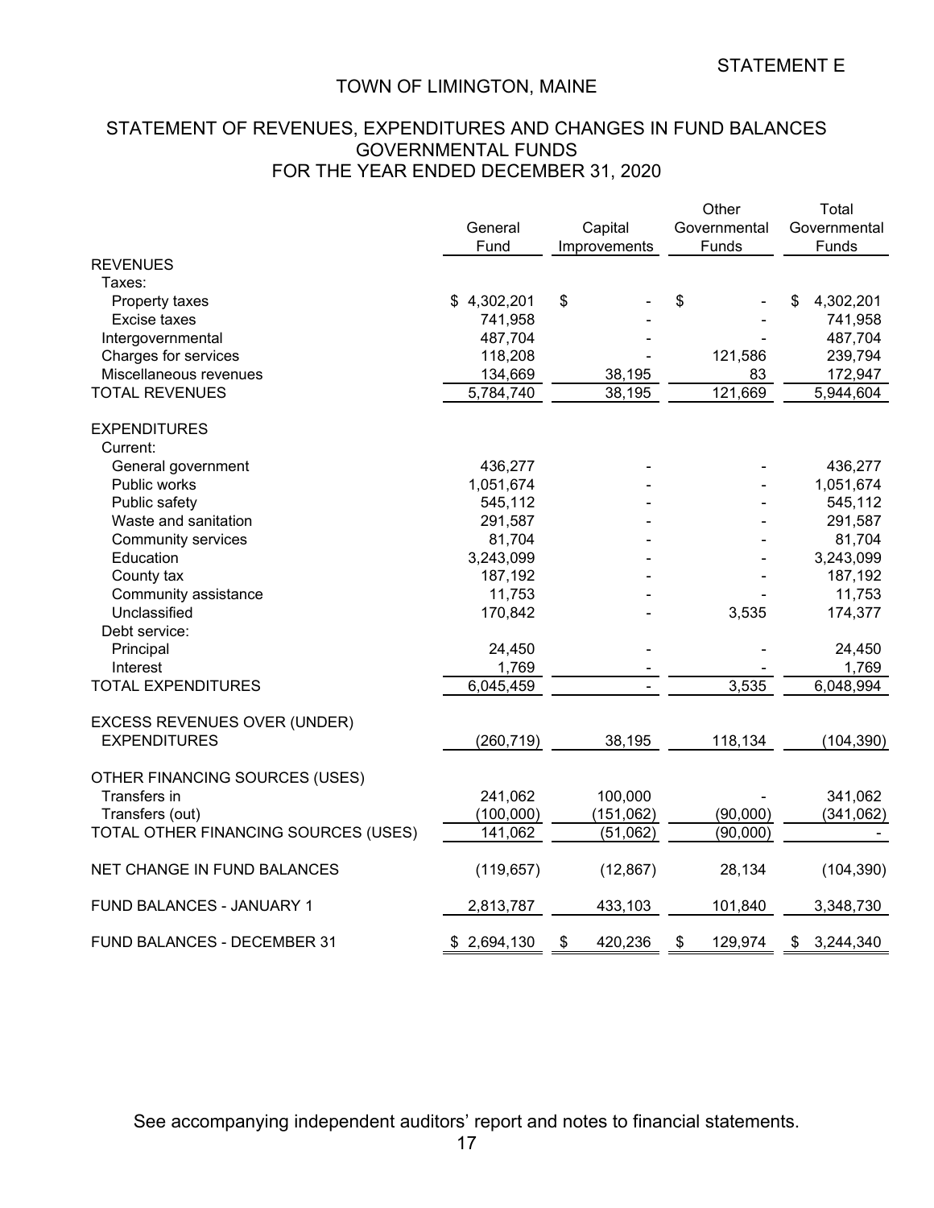STATEMENT E

# TOWN OF LIMINGTON, MAINE

## STATEMENT OF REVENUES, EXPENDITURES AND CHANGES IN FUND BALANCES GOVERNMENTAL FUNDS FOR THE YEAR ENDED DECEMBER 31, 2020

| | General Fund | Capital Improvements | Other Governmental Funds | Total Governmental Funds |
|---|---|---|---|---|
| REVENUES | | | | |
| Taxes: | | | | |
| Property taxes | $ 4,302,201 | $ - | $ - | $ 4,302,201 |
| Excise taxes | 741,958 | - | - | 741,958 |
| Intergovernmental | 487,704 | - | - | 487,704 |
| Charges for services | 118,208 | - | 121,586 | 239,794 |
| Miscellaneous revenues | 134,669 | 38,195 | 83 | 172,947 |
| TOTAL REVENUES | 5,784,740 | 38,195 | 121,669 | 5,944,604 |
| EXPENDITURES | | | | |
| Current: | | | | |
| General government | 436,277 | - | - | 436,277 |
| Public works | 1,051,674 | - | - | 1,051,674 |
| Public safety | 545,112 | - | - | 545,112 |
| Waste and sanitation | 291,587 | - | - | 291,587 |
| Community services | 81,704 | - | - | 81,704 |
| Education | 3,243,099 | - | - | 3,243,099 |
| County tax | 187,192 | - | - | 187,192 |
| Community assistance | 11,753 | - | - | 11,753 |
| Unclassified | 170,842 | - | 3,535 | 174,377 |
| Debt service: | | | | |
| Principal | 24,450 | - | - | 24,450 |
| Interest | 1,769 | - | - | 1,769 |
| TOTAL EXPENDITURES | 6,045,459 | - | 3,535 | 6,048,994 |
| EXCESS REVENUES OVER (UNDER) EXPENDITURES | (260,719) | 38,195 | 118,134 | (104,390) |
| OTHER FINANCING SOURCES (USES) | | | | |
| Transfers in | 241,062 | 100,000 | - | 341,062 |
| Transfers (out) | (100,000) | (151,062) | (90,000) | (341,062) |
| TOTAL OTHER FINANCING SOURCES (USES) | 141,062 | (51,062) | (90,000) | - |
| NET CHANGE IN FUND BALANCES | (119,657) | (12,867) | 28,134 | (104,390) |
| FUND BALANCES - JANUARY 1 | 2,813,787 | 433,103 | 101,840 | 3,348,730 |
| FUND BALANCES - DECEMBER 31 | $ 2,694,130 | $ 420,236 | $ 129,974 | $ 3,244,340 |

See accompanying independent auditors' report and notes to financial statements.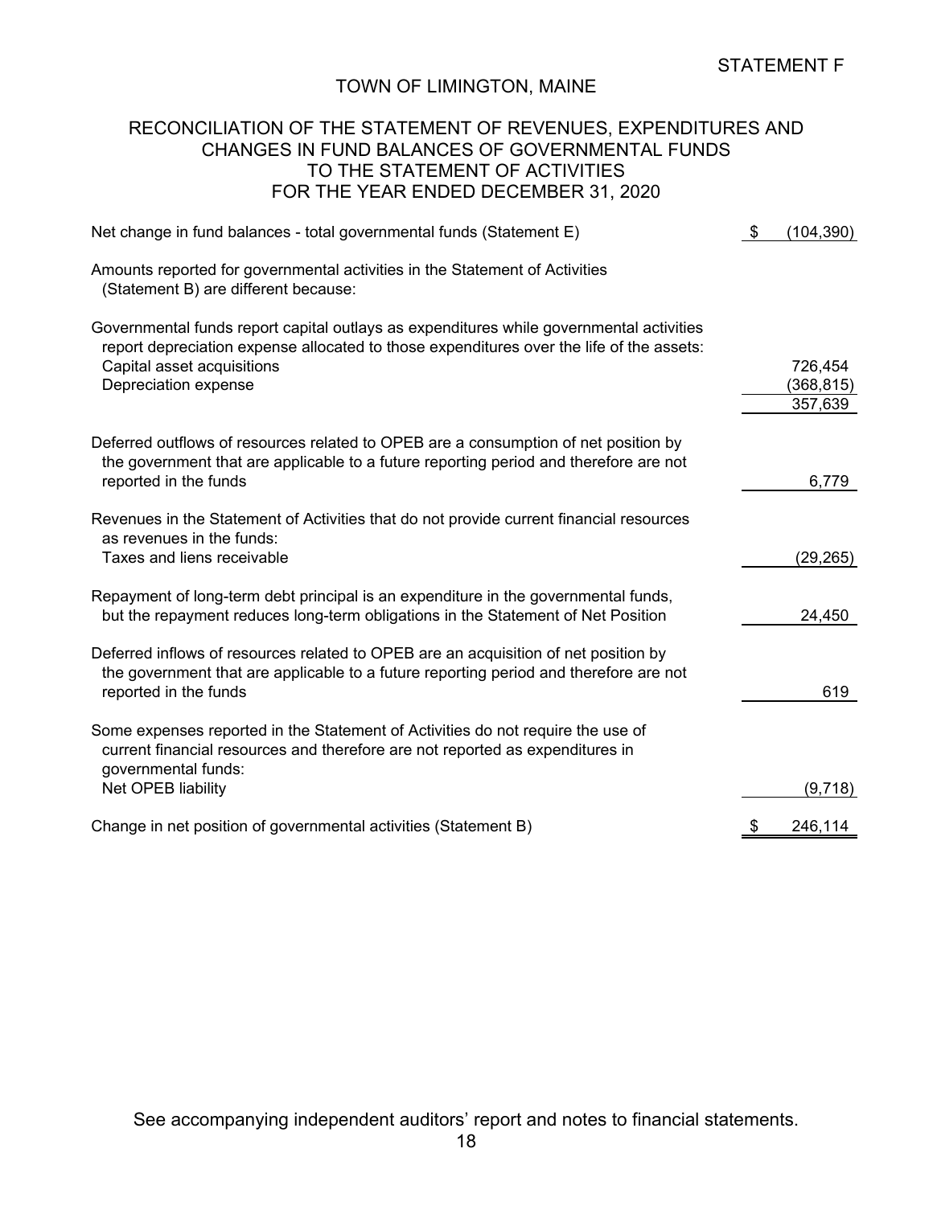STATEMENT F

# TOWN OF LIMINGTON, MAINE

## RECONCILIATION OF THE STATEMENT OF REVENUES, EXPENDITURES AND CHANGES IN FUND BALANCES OF GOVERNMENTAL FUNDS TO THE STATEMENT OF ACTIVITIES FOR THE YEAR ENDED DECEMBER 31, 2020

| | |
|---|---|
| Net change in fund balances - total governmental funds (Statement E) | $ (104,390) |
| Amounts reported for governmental activities in the Statement of Activities (Statement B) are different because: | |
| Governmental funds report capital outlays as expenditures while governmental activities report depreciation expense allocated to those expenditures over the life of the assets: | |
| Capital asset acquisitions | 726,454 |
| Depreciation expense | (368,815) |
| | 357,639 |
| Deferred outflows of resources related to OPEB are a consumption of net position by the government that are applicable to a future reporting period and therefore are not reported in the funds | 6,779 |
| Revenues in the Statement of Activities that do not provide current financial resources as revenues in the funds: | |
| Taxes and liens receivable | (29,265) |
| Repayment of long-term debt principal is an expenditure in the governmental funds, but the repayment reduces long-term obligations in the Statement of Net Position | 24,450 |
| Deferred inflows of resources related to OPEB are an acquisition of net position by the government that are applicable to a future reporting period and therefore are not reported in the funds | 619 |
| Some expenses reported in the Statement of Activities do not require the use of current financial resources and therefore are not reported as expenditures in governmental funds: | |
| Net OPEB liability | (9,718) |
| Change in net position of governmental activities (Statement B) | $ 246,114 |

See accompanying independent auditors' report and notes to financial statements.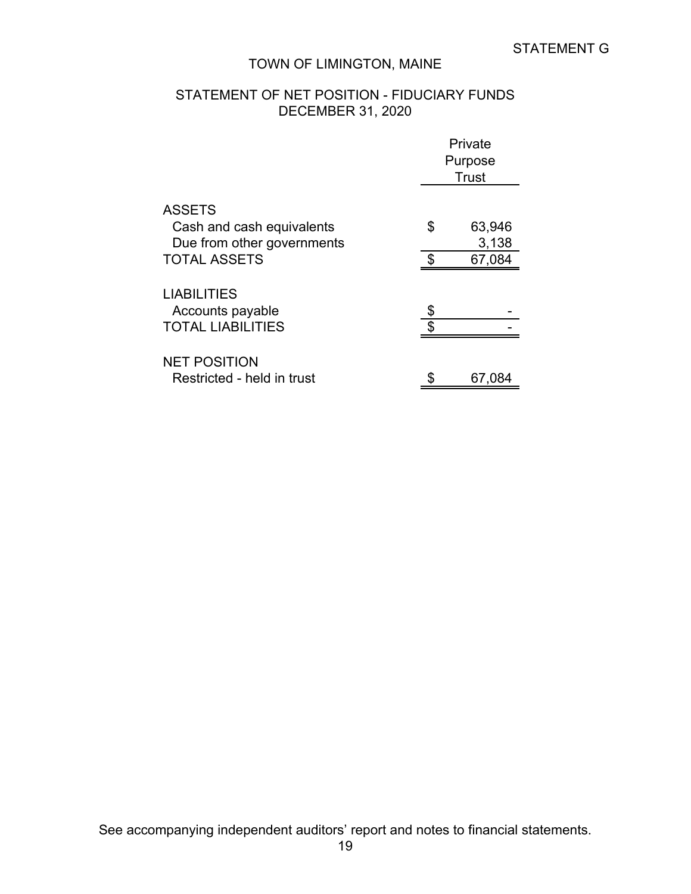STATEMENT G

# TOWN OF LIMINGTON, MAINE

## STATEMENT OF NET POSITION - FIDUCIARY FUNDS
## DECEMBER 31, 2020

| | Private Purpose Trust |
|---|---|
| **ASSETS** | |
| Cash and cash equivalents | $ 63,946 |
| Due from other governments | 3,138 |
| TOTAL ASSETS | $ 67,084 |
| **LIABILITIES** | |
| Accounts payable | $ - |
| TOTAL LIABILITIES | $ - |
| **NET POSITION** | |
| Restricted - held in trust | $ 67,084 |

See accompanying independent auditors' report and notes to financial statements.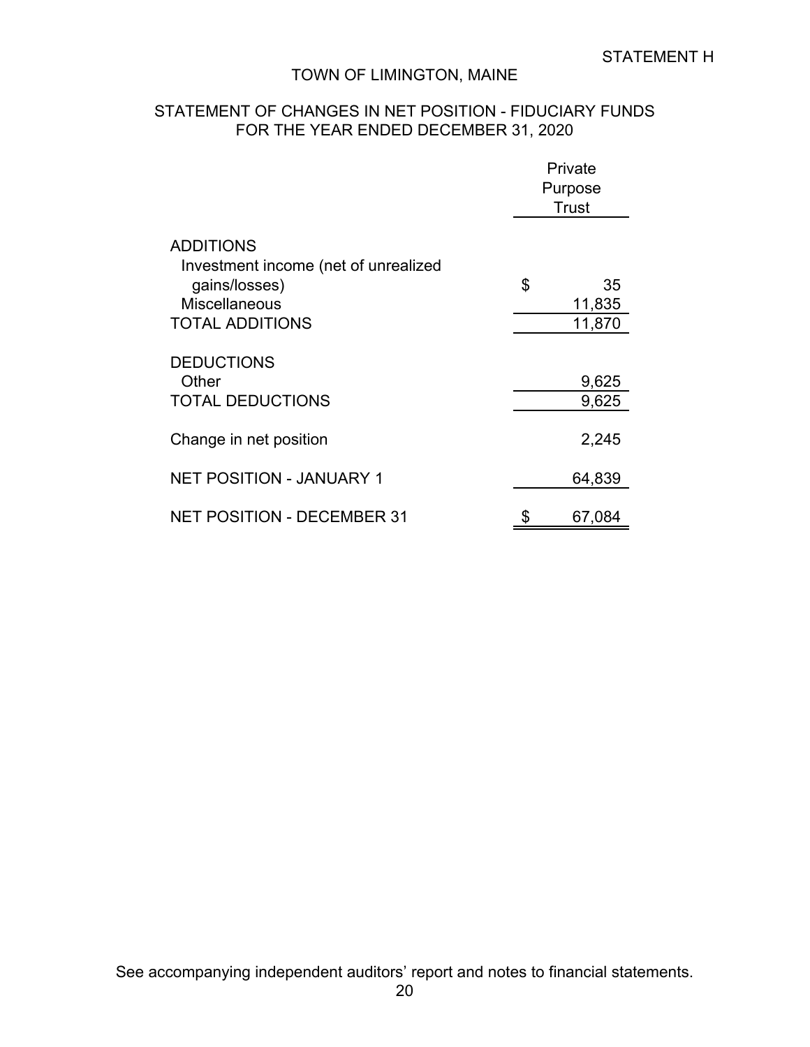STATEMENT H

# TOWN OF LIMINGTON, MAINE

## STATEMENT OF CHANGES IN NET POSITION - FIDUCIARY FUNDS
## FOR THE YEAR ENDED DECEMBER 31, 2020

| | Private Purpose Trust |
|---|---|
| ADDITIONS | |
| Investment income (net of unrealized gains/losses) | $ 35 |
| Miscellaneous | 11,835 |
| TOTAL ADDITIONS | 11,870 |
| | |
| DEDUCTIONS | |
| Other | 9,625 |
| TOTAL DEDUCTIONS | 9,625 |
| | |
| Change in net position | 2,245 |
| | |
| NET POSITION - JANUARY 1 | 64,839 |
| | |
| NET POSITION - DECEMBER 31 | $ 67,084 |

See accompanying independent auditors' report and notes to financial statements.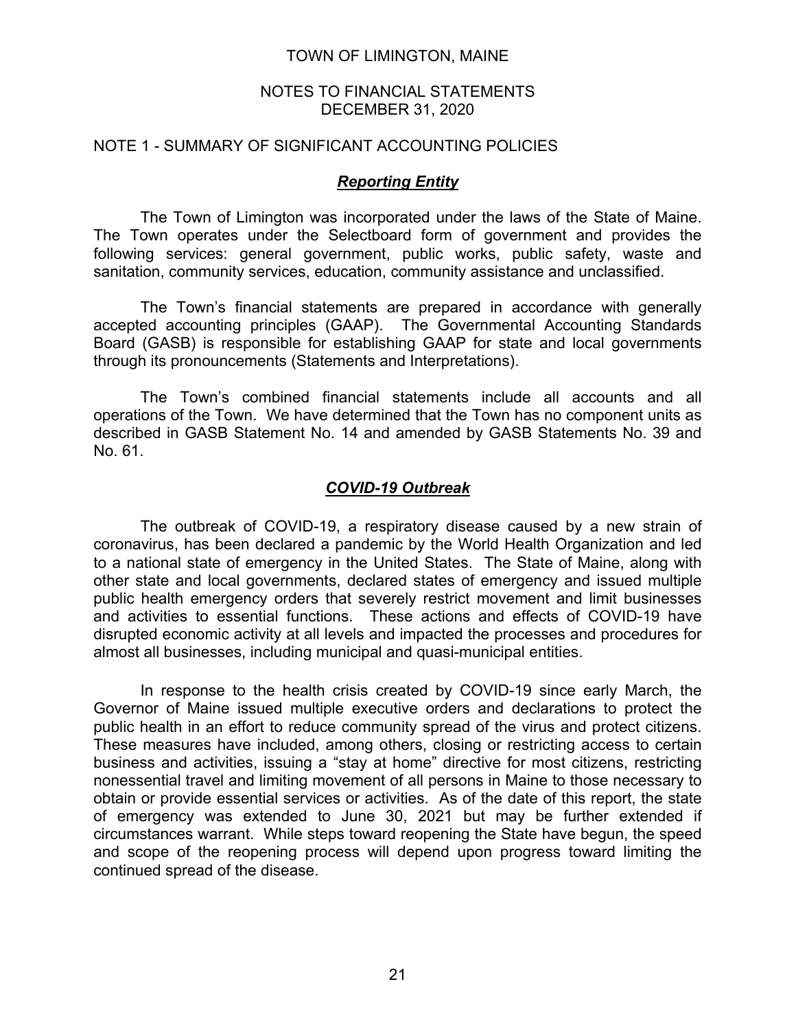TOWN OF LIMINGTON, MAINE

NOTES TO FINANCIAL STATEMENTS
DECEMBER 31, 2020

## NOTE 1 - SUMMARY OF SIGNIFICANT ACCOUNTING POLICIES

### ***Reporting Entity***

The Town of Limington was incorporated under the laws of the State of Maine. The Town operates under the Selectboard form of government and provides the following services: general government, public works, public safety, waste and sanitation, community services, education, community assistance and unclassified.

The Town's financial statements are prepared in accordance with generally accepted accounting principles (GAAP). The Governmental Accounting Standards Board (GASB) is responsible for establishing GAAP for state and local governments through its pronouncements (Statements and Interpretations).

The Town's combined financial statements include all accounts and all operations of the Town. We have determined that the Town has no component units as described in GASB Statement No. 14 and amended by GASB Statements No. 39 and No. 61.

### ***COVID-19 Outbreak***

The outbreak of COVID-19, a respiratory disease caused by a new strain of coronavirus, has been declared a pandemic by the World Health Organization and led to a national state of emergency in the United States. The State of Maine, along with other state and local governments, declared states of emergency and issued multiple public health emergency orders that severely restrict movement and limit businesses and activities to essential functions. These actions and effects of COVID-19 have disrupted economic activity at all levels and impacted the processes and procedures for almost all businesses, including municipal and quasi-municipal entities.

In response to the health crisis created by COVID-19 since early March, the Governor of Maine issued multiple executive orders and declarations to protect the public health in an effort to reduce community spread of the virus and protect citizens. These measures have included, among others, closing or restricting access to certain business and activities, issuing a "stay at home" directive for most citizens, restricting nonessential travel and limiting movement of all persons in Maine to those necessary to obtain or provide essential services or activities. As of the date of this report, the state of emergency was extended to June 30, 2021 but may be further extended if circumstances warrant. While steps toward reopening the State have begun, the speed and scope of the reopening process will depend upon progress toward limiting the continued spread of the disease.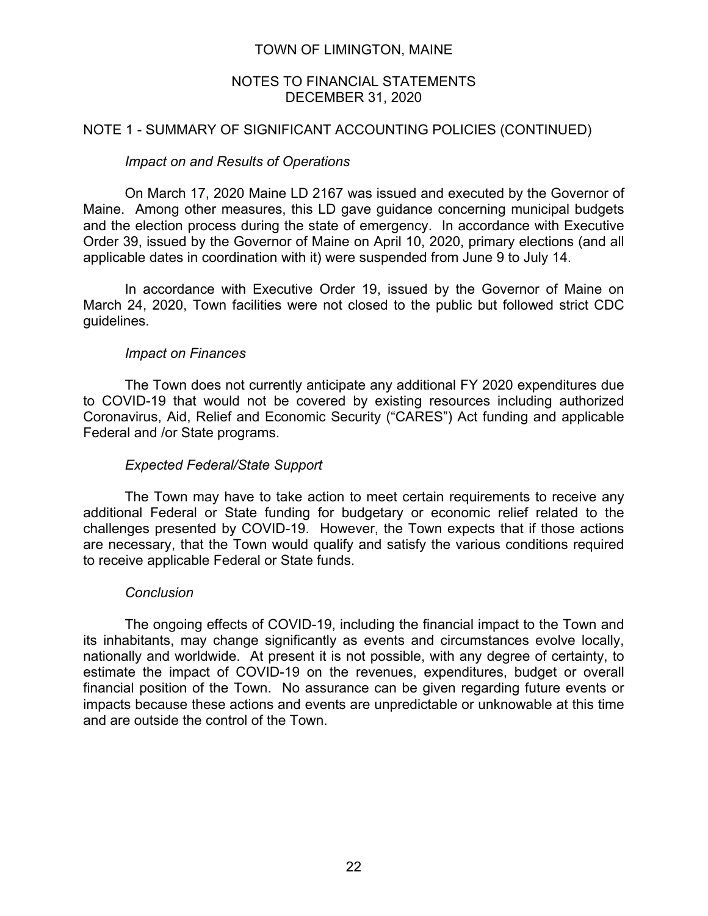## NOTE 1 - SUMMARY OF SIGNIFICANT ACCOUNTING POLICIES (CONTINUED)

### *Impact on and Results of Operations*

On March 17, 2020 Maine LD 2167 was issued and executed by the Governor of Maine. Among other measures, this LD gave guidance concerning municipal budgets and the election process during the state of emergency. In accordance with Executive Order 39, issued by the Governor of Maine on April 10, 2020, primary elections (and all applicable dates in coordination with it) were suspended from June 9 to July 14.

In accordance with Executive Order 19, issued by the Governor of Maine on March 24, 2020, Town facilities were not closed to the public but followed strict CDC guidelines.

### *Impact on Finances*

The Town does not currently anticipate any additional FY 2020 expenditures due to COVID-19 that would not be covered by existing resources including authorized Coronavirus, Aid, Relief and Economic Security ("CARES") Act funding and applicable Federal and /or State programs.

### *Expected Federal/State Support*

The Town may have to take action to meet certain requirements to receive any additional Federal or State funding for budgetary or economic relief related to the challenges presented by COVID-19. However, the Town expects that if those actions are necessary, that the Town would qualify and satisfy the various conditions required to receive applicable Federal or State funds.

### *Conclusion*

The ongoing effects of COVID-19, including the financial impact to the Town and its inhabitants, may change significantly as events and circumstances evolve locally, nationally and worldwide. At present it is not possible, with any degree of certainty, to estimate the impact of COVID-19 on the revenues, expenditures, budget or overall financial position of the Town. No assurance can be given regarding future events or impacts because these actions and events are unpredictable or unknowable at this time and are outside the control of the Town.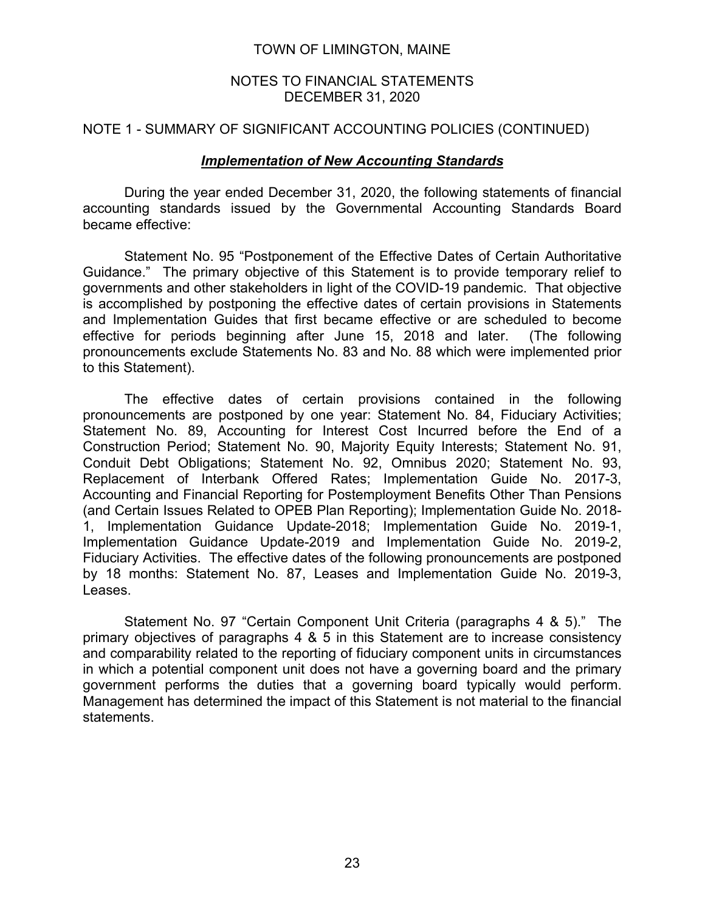# TOWN OF LIMINGTON, MAINE

## NOTES TO FINANCIAL STATEMENTS
## DECEMBER 31, 2020

## NOTE 1 - SUMMARY OF SIGNIFICANT ACCOUNTING POLICIES (CONTINUED)

### ***Implementation of New Accounting Standards***

During the year ended December 31, 2020, the following statements of financial accounting standards issued by the Governmental Accounting Standards Board became effective:

Statement No. 95 "Postponement of the Effective Dates of Certain Authoritative Guidance." The primary objective of this Statement is to provide temporary relief to governments and other stakeholders in light of the COVID-19 pandemic. That objective is accomplished by postponing the effective dates of certain provisions in Statements and Implementation Guides that first became effective or are scheduled to become effective for periods beginning after June 15, 2018 and later. (The following pronouncements exclude Statements No. 83 and No. 88 which were implemented prior to this Statement).

The effective dates of certain provisions contained in the following pronouncements are postponed by one year: Statement No. 84, Fiduciary Activities; Statement No. 89, Accounting for Interest Cost Incurred before the End of a Construction Period; Statement No. 90, Majority Equity Interests; Statement No. 91, Conduit Debt Obligations; Statement No. 92, Omnibus 2020; Statement No. 93, Replacement of Interbank Offered Rates; Implementation Guide No. 2017-3, Accounting and Financial Reporting for Postemployment Benefits Other Than Pensions (and Certain Issues Related to OPEB Plan Reporting); Implementation Guide No. 2018-1, Implementation Guidance Update-2018; Implementation Guide No. 2019-1, Implementation Guidance Update-2019 and Implementation Guide No. 2019-2, Fiduciary Activities. The effective dates of the following pronouncements are postponed by 18 months: Statement No. 87, Leases and Implementation Guide No. 2019-3, Leases.

Statement No. 97 "Certain Component Unit Criteria (paragraphs 4 & 5)." The primary objectives of paragraphs 4 & 5 in this Statement are to increase consistency and comparability related to the reporting of fiduciary component units in circumstances in which a potential component unit does not have a governing board and the primary government performs the duties that a governing board typically would perform. Management has determined the impact of this Statement is not material to the financial statements.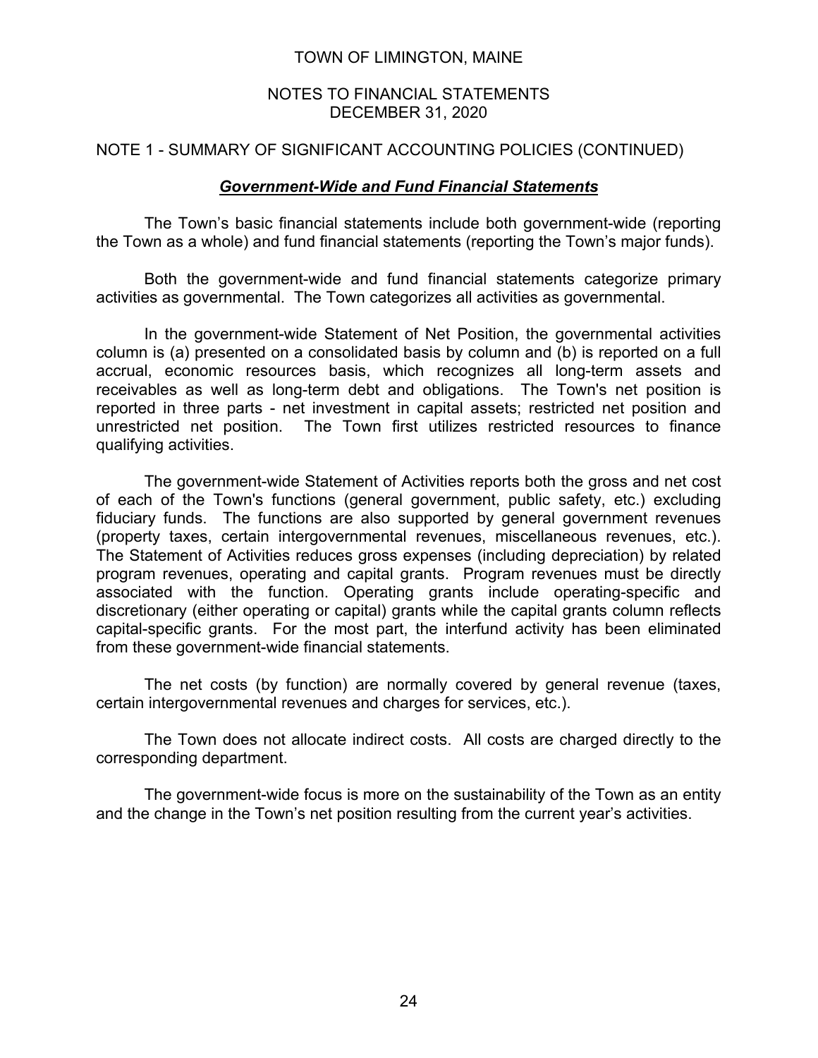## NOTE 1 - SUMMARY OF SIGNIFICANT ACCOUNTING POLICIES (CONTINUED)

### ***Government-Wide and Fund Financial Statements***

The Town's basic financial statements include both government-wide (reporting the Town as a whole) and fund financial statements (reporting the Town's major funds).

Both the government-wide and fund financial statements categorize primary activities as governmental. The Town categorizes all activities as governmental.

In the government-wide Statement of Net Position, the governmental activities column is (a) presented on a consolidated basis by column and (b) is reported on a full accrual, economic resources basis, which recognizes all long-term assets and receivables as well as long-term debt and obligations. The Town's net position is reported in three parts - net investment in capital assets; restricted net position and unrestricted net position. The Town first utilizes restricted resources to finance qualifying activities.

The government-wide Statement of Activities reports both the gross and net cost of each of the Town's functions (general government, public safety, etc.) excluding fiduciary funds. The functions are also supported by general government revenues (property taxes, certain intergovernmental revenues, miscellaneous revenues, etc.). The Statement of Activities reduces gross expenses (including depreciation) by related program revenues, operating and capital grants. Program revenues must be directly associated with the function. Operating grants include operating-specific and discretionary (either operating or capital) grants while the capital grants column reflects capital-specific grants. For the most part, the interfund activity has been eliminated from these government-wide financial statements.

The net costs (by function) are normally covered by general revenue (taxes, certain intergovernmental revenues and charges for services, etc.).

The Town does not allocate indirect costs. All costs are charged directly to the corresponding department.

The government-wide focus is more on the sustainability of the Town as an entity and the change in the Town's net position resulting from the current year's activities.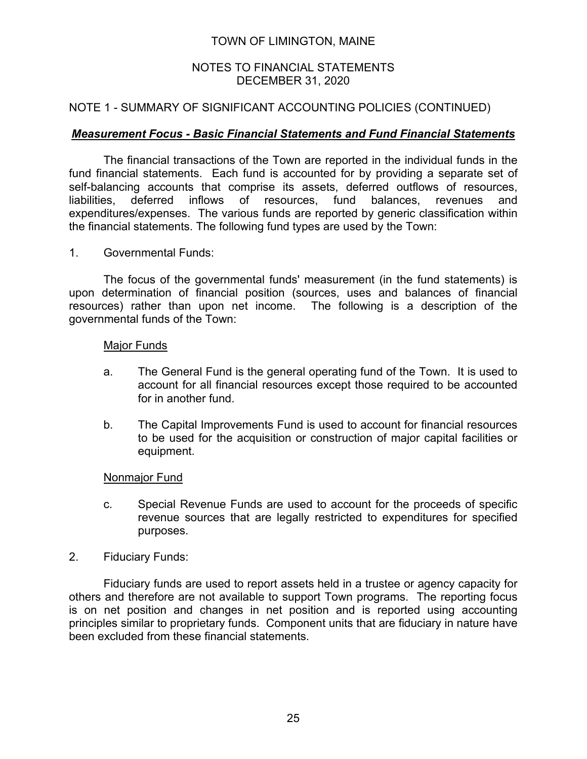TOWN OF LIMINGTON, MAINE

NOTES TO FINANCIAL STATEMENTS
DECEMBER 31, 2020

NOTE 1 - SUMMARY OF SIGNIFICANT ACCOUNTING POLICIES (CONTINUED)

***Measurement Focus - Basic Financial Statements and Fund Financial Statements***

The financial transactions of the Town are reported in the individual funds in the fund financial statements. Each fund is accounted for by providing a separate set of self-balancing accounts that comprise its assets, deferred outflows of resources, liabilities, deferred inflows of resources, fund balances, revenues and expenditures/expenses. The various funds are reported by generic classification within the financial statements. The following fund types are used by the Town:

1. Governmental Funds:

The focus of the governmental funds' measurement (in the fund statements) is upon determination of financial position (sources, uses and balances of financial resources) rather than upon net income. The following is a description of the governmental funds of the Town:

Major Funds

a. The General Fund is the general operating fund of the Town. It is used to account for all financial resources except those required to be accounted for in another fund.

b. The Capital Improvements Fund is used to account for financial resources to be used for the acquisition or construction of major capital facilities or equipment.

Nonmajor Fund

c. Special Revenue Funds are used to account for the proceeds of specific revenue sources that are legally restricted to expenditures for specified purposes.

2. Fiduciary Funds:

Fiduciary funds are used to report assets held in a trustee or agency capacity for others and therefore are not available to support Town programs. The reporting focus is on net position and changes in net position and is reported using accounting principles similar to proprietary funds. Component units that are fiduciary in nature have been excluded from these financial statements.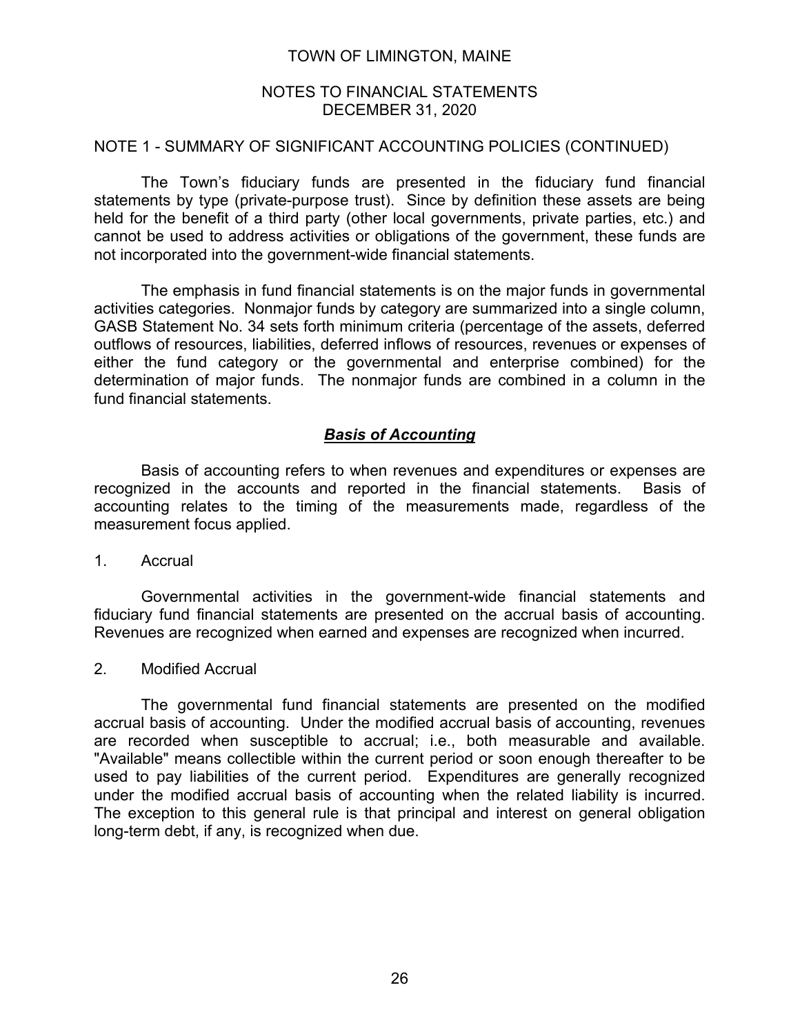## NOTE 1 - SUMMARY OF SIGNIFICANT ACCOUNTING POLICIES (CONTINUED)

The Town's fiduciary funds are presented in the fiduciary fund financial statements by type (private-purpose trust). Since by definition these assets are being held for the benefit of a third party (other local governments, private parties, etc.) and cannot be used to address activities or obligations of the government, these funds are not incorporated into the government-wide financial statements.

The emphasis in fund financial statements is on the major funds in governmental activities categories. Nonmajor funds by category are summarized into a single column, GASB Statement No. 34 sets forth minimum criteria (percentage of the assets, deferred outflows of resources, liabilities, deferred inflows of resources, revenues or expenses of either the fund category or the governmental and enterprise combined) for the determination of major funds. The nonmajor funds are combined in a column in the fund financial statements.

### ***Basis of Accounting***

Basis of accounting refers to when revenues and expenditures or expenses are recognized in the accounts and reported in the financial statements. Basis of accounting relates to the timing of the measurements made, regardless of the measurement focus applied.

1. Accrual

Governmental activities in the government-wide financial statements and fiduciary fund financial statements are presented on the accrual basis of accounting. Revenues are recognized when earned and expenses are recognized when incurred.

2. Modified Accrual

The governmental fund financial statements are presented on the modified accrual basis of accounting. Under the modified accrual basis of accounting, revenues are recorded when susceptible to accrual; i.e., both measurable and available. "Available" means collectible within the current period or soon enough thereafter to be used to pay liabilities of the current period. Expenditures are generally recognized under the modified accrual basis of accounting when the related liability is incurred. The exception to this general rule is that principal and interest on general obligation long-term debt, if any, is recognized when due.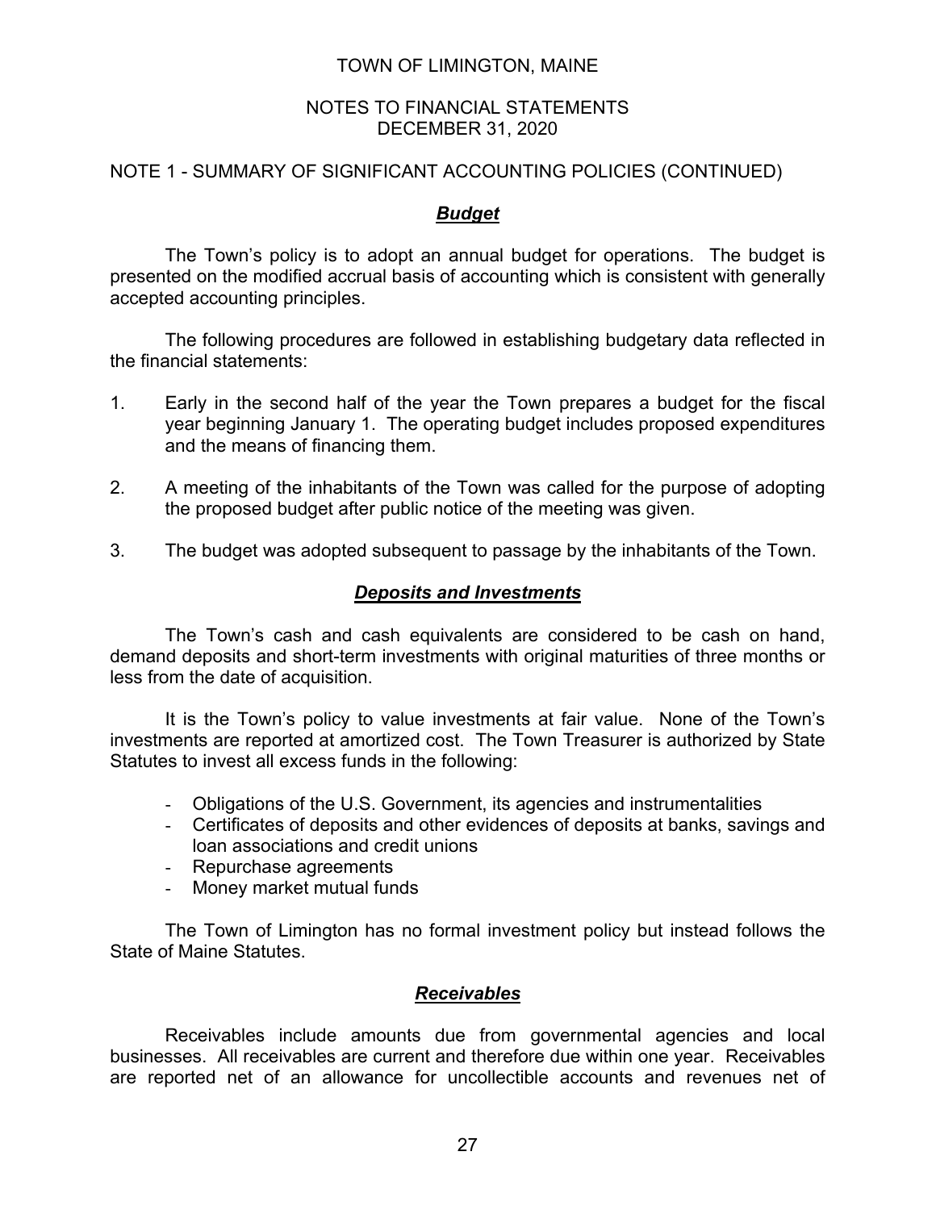## NOTE 1 - SUMMARY OF SIGNIFICANT ACCOUNTING POLICIES (CONTINUED)

### ***Budget***

The Town's policy is to adopt an annual budget for operations. The budget is presented on the modified accrual basis of accounting which is consistent with generally accepted accounting principles.

The following procedures are followed in establishing budgetary data reflected in the financial statements:

1. Early in the second half of the year the Town prepares a budget for the fiscal year beginning January 1. The operating budget includes proposed expenditures and the means of financing them.

2. A meeting of the inhabitants of the Town was called for the purpose of adopting the proposed budget after public notice of the meeting was given.

3. The budget was adopted subsequent to passage by the inhabitants of the Town.

### ***Deposits and Investments***

The Town's cash and cash equivalents are considered to be cash on hand, demand deposits and short-term investments with original maturities of three months or less from the date of acquisition.

It is the Town's policy to value investments at fair value. None of the Town's investments are reported at amortized cost. The Town Treasurer is authorized by State Statutes to invest all excess funds in the following:

- Obligations of the U.S. Government, its agencies and instrumentalities
- Certificates of deposits and other evidences of deposits at banks, savings and loan associations and credit unions
- Repurchase agreements
- Money market mutual funds

The Town of Limington has no formal investment policy but instead follows the State of Maine Statutes.

### ***Receivables***

Receivables include amounts due from governmental agencies and local businesses. All receivables are current and therefore due within one year. Receivables are reported net of an allowance for uncollectible accounts and revenues net of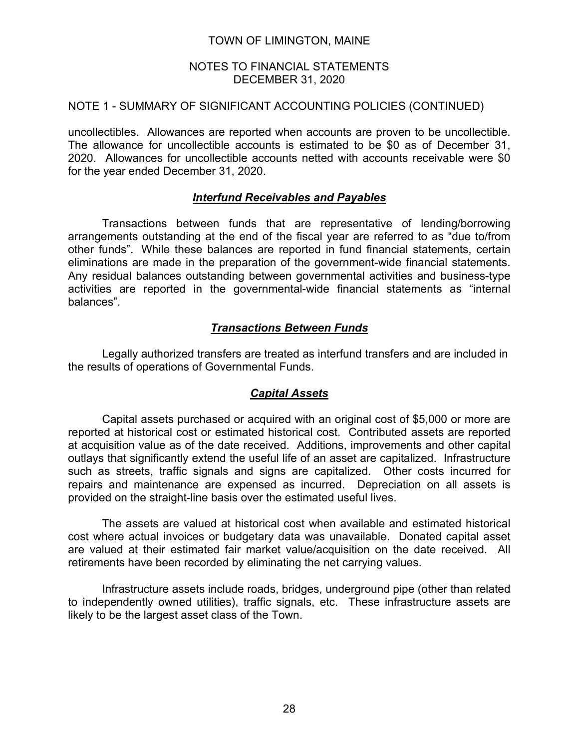NOTE 1 - SUMMARY OF SIGNIFICANT ACCOUNTING POLICIES (CONTINUED)

uncollectibles. Allowances are reported when accounts are proven to be uncollectible. The allowance for uncollectible accounts is estimated to be $0 as of December 31, 2020. Allowances for uncollectible accounts netted with accounts receivable were $0 for the year ended December 31, 2020.

### ***Interfund Receivables and Payables***

Transactions between funds that are representative of lending/borrowing arrangements outstanding at the end of the fiscal year are referred to as "due to/from other funds". While these balances are reported in fund financial statements, certain eliminations are made in the preparation of the government-wide financial statements. Any residual balances outstanding between governmental activities and business-type activities are reported in the governmental-wide financial statements as "internal balances".

### ***Transactions Between Funds***

Legally authorized transfers are treated as interfund transfers and are included in the results of operations of Governmental Funds.

### ***Capital Assets***

Capital assets purchased or acquired with an original cost of $5,000 or more are reported at historical cost or estimated historical cost. Contributed assets are reported at acquisition value as of the date received. Additions, improvements and other capital outlays that significantly extend the useful life of an asset are capitalized. Infrastructure such as streets, traffic signals and signs are capitalized. Other costs incurred for repairs and maintenance are expensed as incurred. Depreciation on all assets is provided on the straight-line basis over the estimated useful lives.

The assets are valued at historical cost when available and estimated historical cost where actual invoices or budgetary data was unavailable. Donated capital asset are valued at their estimated fair market value/acquisition on the date received. All retirements have been recorded by eliminating the net carrying values.

Infrastructure assets include roads, bridges, underground pipe (other than related to independently owned utilities), traffic signals, etc. These infrastructure assets are likely to be the largest asset class of the Town.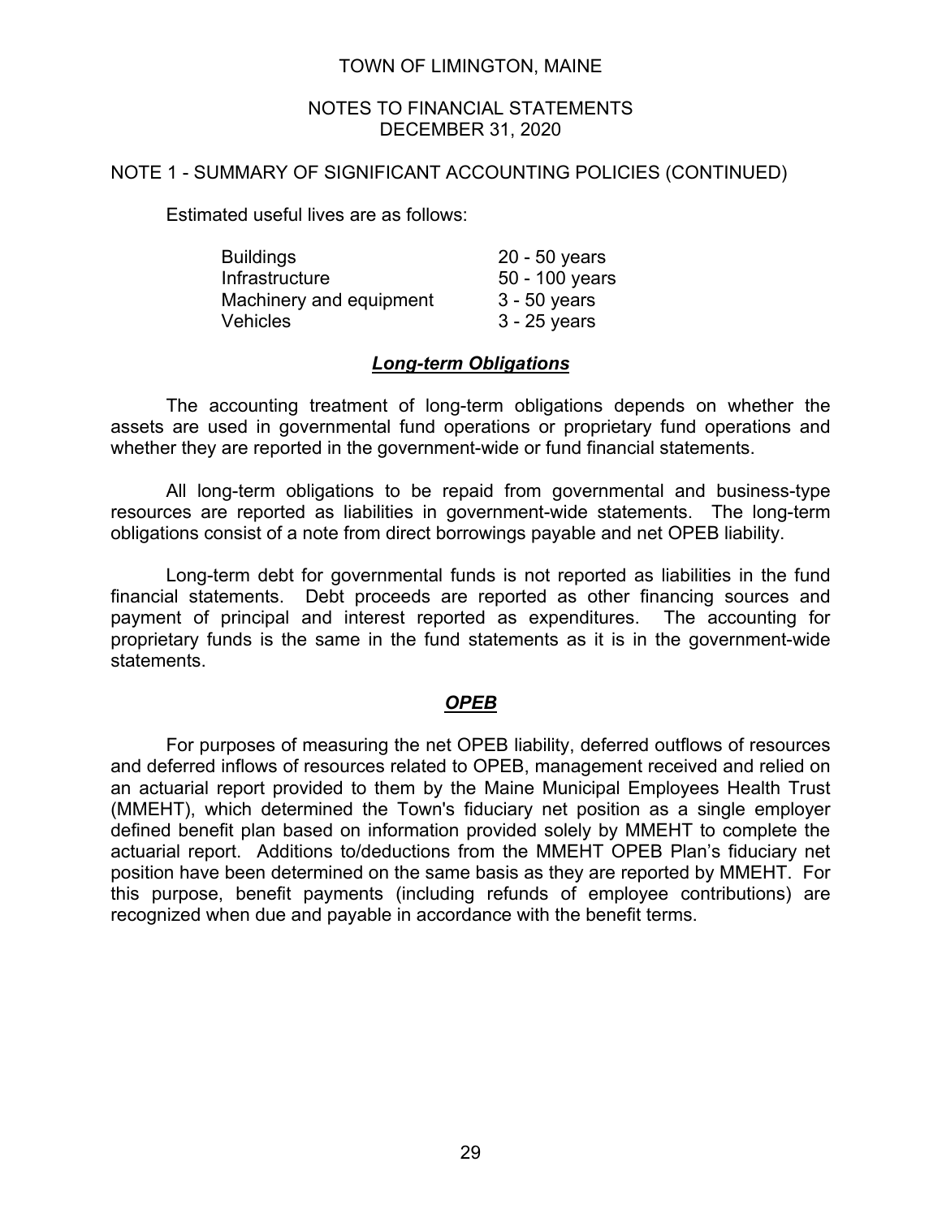## NOTE 1 - SUMMARY OF SIGNIFICANT ACCOUNTING POLICIES (CONTINUED)

Estimated useful lives are as follows:

| | |
|---|---|
| Buildings | 20 - 50 years |
| Infrastructure | 50 - 100 years |
| Machinery and equipment | 3 - 50 years |
| Vehicles | 3 - 25 years |

### ***Long-term Obligations***

The accounting treatment of long-term obligations depends on whether the assets are used in governmental fund operations or proprietary fund operations and whether they are reported in the government-wide or fund financial statements.

All long-term obligations to be repaid from governmental and business-type resources are reported as liabilities in government-wide statements. The long-term obligations consist of a note from direct borrowings payable and net OPEB liability.

Long-term debt for governmental funds is not reported as liabilities in the fund financial statements. Debt proceeds are reported as other financing sources and payment of principal and interest reported as expenditures. The accounting for proprietary funds is the same in the fund statements as it is in the government-wide statements.

### ***OPEB***

For purposes of measuring the net OPEB liability, deferred outflows of resources and deferred inflows of resources related to OPEB, management received and relied on an actuarial report provided to them by the Maine Municipal Employees Health Trust (MMEHT), which determined the Town's fiduciary net position as a single employer defined benefit plan based on information provided solely by MMEHT to complete the actuarial report. Additions to/deductions from the MMEHT OPEB Plan's fiduciary net position have been determined on the same basis as they are reported by MMEHT. For this purpose, benefit payments (including refunds of employee contributions) are recognized when due and payable in accordance with the benefit terms.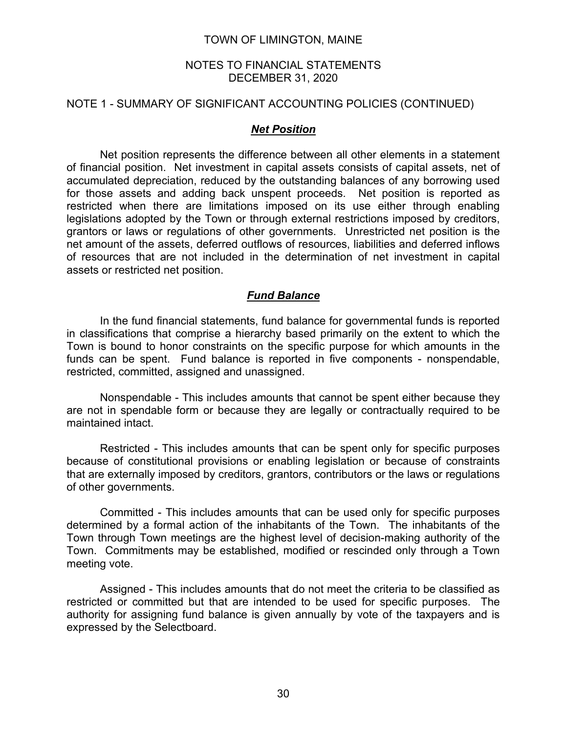## NOTE 1 - SUMMARY OF SIGNIFICANT ACCOUNTING POLICIES (CONTINUED)

### ***Net Position***

Net position represents the difference between all other elements in a statement of financial position. Net investment in capital assets consists of capital assets, net of accumulated depreciation, reduced by the outstanding balances of any borrowing used for those assets and adding back unspent proceeds. Net position is reported as restricted when there are limitations imposed on its use either through enabling legislations adopted by the Town or through external restrictions imposed by creditors, grantors or laws or regulations of other governments. Unrestricted net position is the net amount of the assets, deferred outflows of resources, liabilities and deferred inflows of resources that are not included in the determination of net investment in capital assets or restricted net position.

### ***Fund Balance***

In the fund financial statements, fund balance for governmental funds is reported in classifications that comprise a hierarchy based primarily on the extent to which the Town is bound to honor constraints on the specific purpose for which amounts in the funds can be spent. Fund balance is reported in five components - nonspendable, restricted, committed, assigned and unassigned.

Nonspendable - This includes amounts that cannot be spent either because they are not in spendable form or because they are legally or contractually required to be maintained intact.

Restricted - This includes amounts that can be spent only for specific purposes because of constitutional provisions or enabling legislation or because of constraints that are externally imposed by creditors, grantors, contributors or the laws or regulations of other governments.

Committed - This includes amounts that can be used only for specific purposes determined by a formal action of the inhabitants of the Town. The inhabitants of the Town through Town meetings are the highest level of decision-making authority of the Town. Commitments may be established, modified or rescinded only through a Town meeting vote.

Assigned - This includes amounts that do not meet the criteria to be classified as restricted or committed but that are intended to be used for specific purposes. The authority for assigning fund balance is given annually by vote of the taxpayers and is expressed by the Selectboard.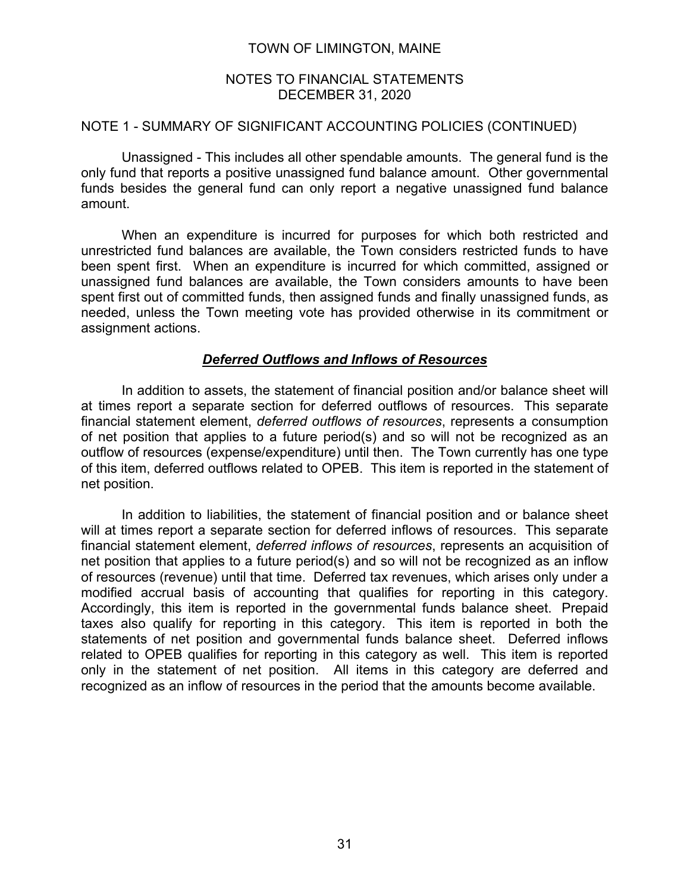## NOTE 1 - SUMMARY OF SIGNIFICANT ACCOUNTING POLICIES (CONTINUED)

Unassigned - This includes all other spendable amounts. The general fund is the only fund that reports a positive unassigned fund balance amount. Other governmental funds besides the general fund can only report a negative unassigned fund balance amount.

When an expenditure is incurred for purposes for which both restricted and unrestricted fund balances are available, the Town considers restricted funds to have been spent first. When an expenditure is incurred for which committed, assigned or unassigned fund balances are available, the Town considers amounts to have been spent first out of committed funds, then assigned funds and finally unassigned funds, as needed, unless the Town meeting vote has provided otherwise in its commitment or assignment actions.

### ***Deferred Outflows and Inflows of Resources***

In addition to assets, the statement of financial position and/or balance sheet will at times report a separate section for deferred outflows of resources. This separate financial statement element, *deferred outflows of resources*, represents a consumption of net position that applies to a future period(s) and so will not be recognized as an outflow of resources (expense/expenditure) until then. The Town currently has one type of this item, deferred outflows related to OPEB. This item is reported in the statement of net position.

In addition to liabilities, the statement of financial position and or balance sheet will at times report a separate section for deferred inflows of resources. This separate financial statement element, *deferred inflows of resources*, represents an acquisition of net position that applies to a future period(s) and so will not be recognized as an inflow of resources (revenue) until that time. Deferred tax revenues, which arises only under a modified accrual basis of accounting that qualifies for reporting in this category. Accordingly, this item is reported in the governmental funds balance sheet. Prepaid taxes also qualify for reporting in this category. This item is reported in both the statements of net position and governmental funds balance sheet. Deferred inflows related to OPEB qualifies for reporting in this category as well. This item is reported only in the statement of net position. All items in this category are deferred and recognized as an inflow of resources in the period that the amounts become available.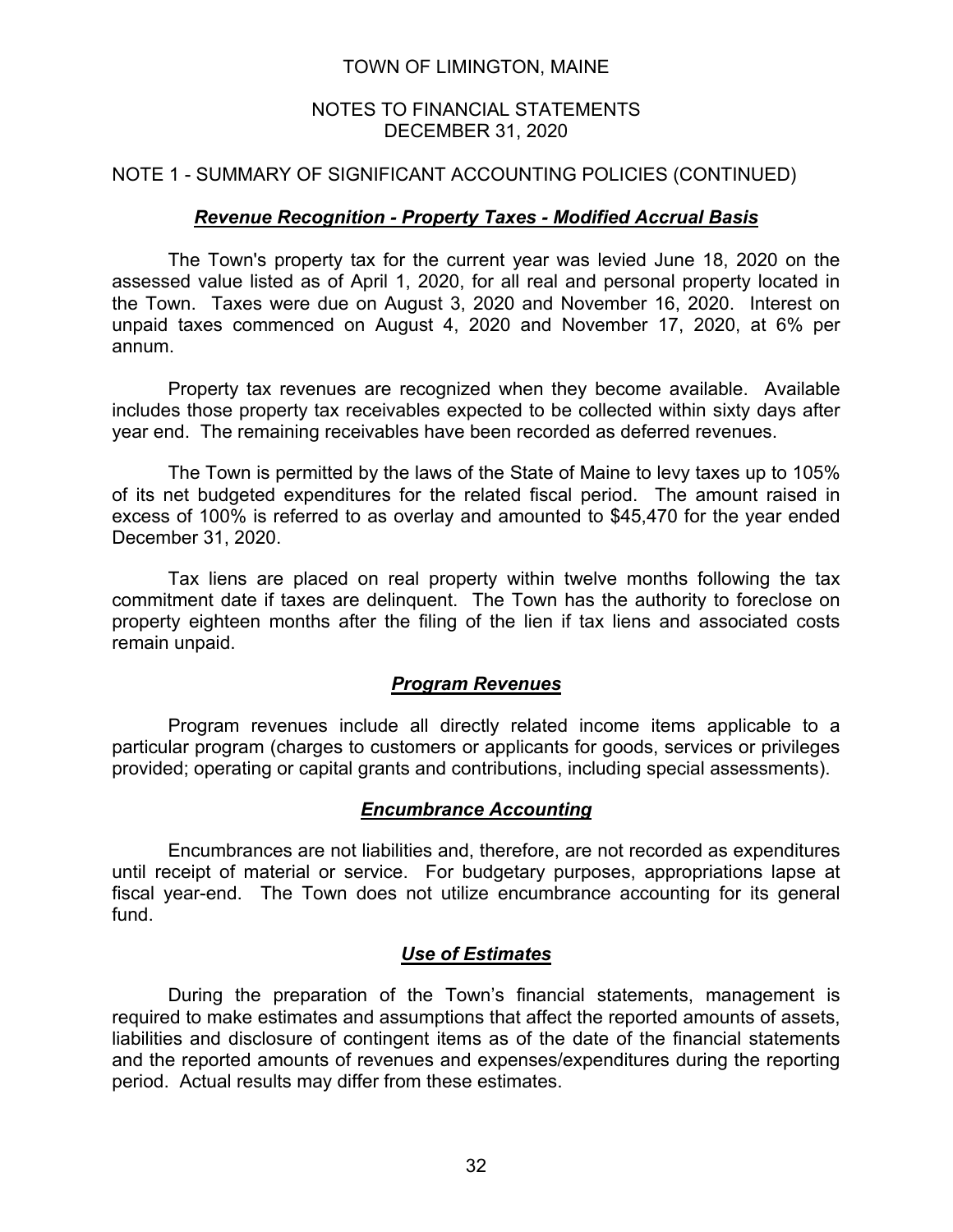## NOTE 1 - SUMMARY OF SIGNIFICANT ACCOUNTING POLICIES (CONTINUED)

### *Revenue Recognition - Property Taxes - Modified Accrual Basis*

The Town's property tax for the current year was levied June 18, 2020 on the assessed value listed as of April 1, 2020, for all real and personal property located in the Town. Taxes were due on August 3, 2020 and November 16, 2020. Interest on unpaid taxes commenced on August 4, 2020 and November 17, 2020, at 6% per annum.

Property tax revenues are recognized when they become available. Available includes those property tax receivables expected to be collected within sixty days after year end. The remaining receivables have been recorded as deferred revenues.

The Town is permitted by the laws of the State of Maine to levy taxes up to 105% of its net budgeted expenditures for the related fiscal period. The amount raised in excess of 100% is referred to as overlay and amounted to $45,470 for the year ended December 31, 2020.

Tax liens are placed on real property within twelve months following the tax commitment date if taxes are delinquent. The Town has the authority to foreclose on property eighteen months after the filing of the lien if tax liens and associated costs remain unpaid.

### *Program Revenues*

Program revenues include all directly related income items applicable to a particular program (charges to customers or applicants for goods, services or privileges provided; operating or capital grants and contributions, including special assessments).

### *Encumbrance Accounting*

Encumbrances are not liabilities and, therefore, are not recorded as expenditures until receipt of material or service. For budgetary purposes, appropriations lapse at fiscal year-end. The Town does not utilize encumbrance accounting for its general fund.

### *Use of Estimates*

During the preparation of the Town's financial statements, management is required to make estimates and assumptions that affect the reported amounts of assets, liabilities and disclosure of contingent items as of the date of the financial statements and the reported amounts of revenues and expenses/expenditures during the reporting period. Actual results may differ from these estimates.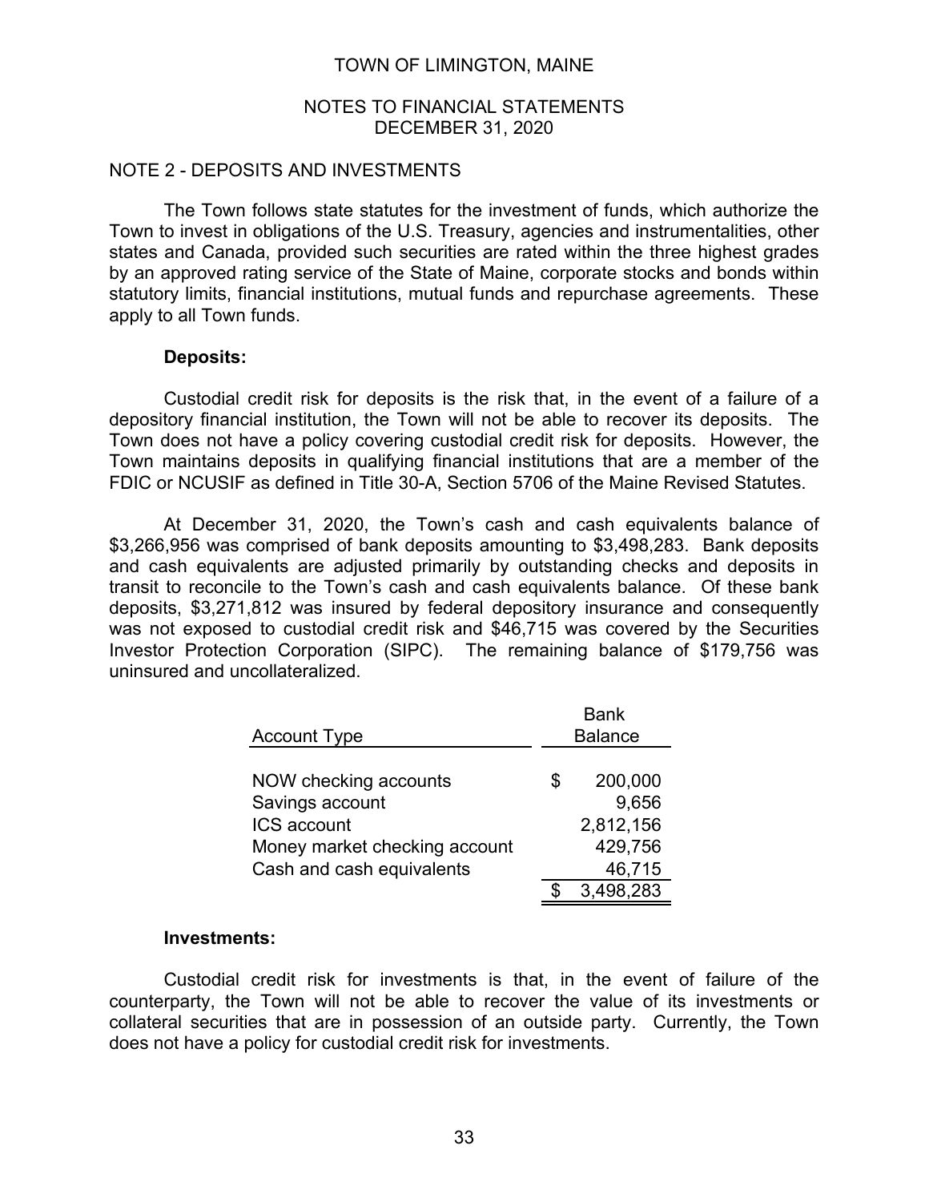TOWN OF LIMINGTON, MAINE

NOTES TO FINANCIAL STATEMENTS
DECEMBER 31, 2020

## NOTE 2 - DEPOSITS AND INVESTMENTS

The Town follows state statutes for the investment of funds, which authorize the Town to invest in obligations of the U.S. Treasury, agencies and instrumentalities, other states and Canada, provided such securities are rated within the three highest grades by an approved rating service of the State of Maine, corporate stocks and bonds within statutory limits, financial institutions, mutual funds and repurchase agreements. These apply to all Town funds.

**Deposits:**

Custodial credit risk for deposits is the risk that, in the event of a failure of a depository financial institution, the Town will not be able to recover its deposits. The Town does not have a policy covering custodial credit risk for deposits. However, the Town maintains deposits in qualifying financial institutions that are a member of the FDIC or NCUSIF as defined in Title 30-A, Section 5706 of the Maine Revised Statutes.

At December 31, 2020, the Town's cash and cash equivalents balance of $3,266,956 was comprised of bank deposits amounting to $3,498,283. Bank deposits and cash equivalents are adjusted primarily by outstanding checks and deposits in transit to reconcile to the Town's cash and cash equivalents balance. Of these bank deposits, $3,271,812 was insured by federal depository insurance and consequently was not exposed to custodial credit risk and $46,715 was covered by the Securities Investor Protection Corporation (SIPC). The remaining balance of $179,756 was uninsured and uncollateralized.

| Account Type | Bank Balance |
|---|---|
| NOW checking accounts | $ 200,000 |
| Savings account | 9,656 |
| ICS account | 2,812,156 |
| Money market checking account | 429,756 |
| Cash and cash equivalents | 46,715 |
| | $ 3,498,283 |

**Investments:**

Custodial credit risk for investments is that, in the event of failure of the counterparty, the Town will not be able to recover the value of its investments or collateral securities that are in possession of an outside party. Currently, the Town does not have a policy for custodial credit risk for investments.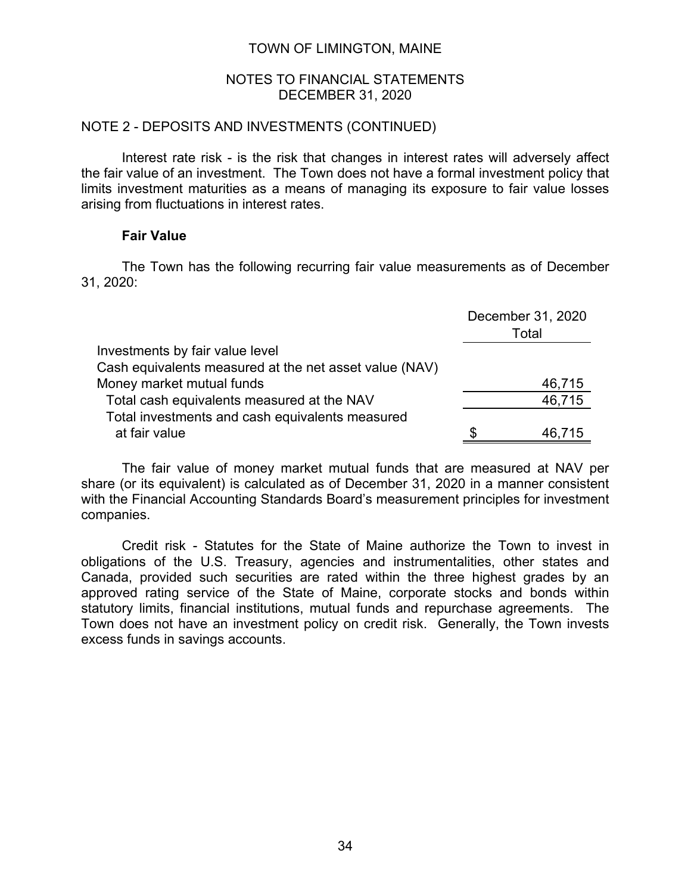## NOTE 2 - DEPOSITS AND INVESTMENTS (CONTINUED)

Interest rate risk - is the risk that changes in interest rates will adversely affect the fair value of an investment. The Town does not have a formal investment policy that limits investment maturities as a means of managing its exposure to fair value losses arising from fluctuations in interest rates.

**Fair Value**

The Town has the following recurring fair value measurements as of December 31, 2020:

| | December 31, 2020 Total |
|---|---|
| Investments by fair value level | |
| Cash equivalents measured at the net asset value (NAV) | |
| Money market mutual funds | 46,715 |
| Total cash equivalents measured at the NAV | 46,715 |
| Total investments and cash equivalents measured at fair value | $ 46,715 |

The fair value of money market mutual funds that are measured at NAV per share (or its equivalent) is calculated as of December 31, 2020 in a manner consistent with the Financial Accounting Standards Board's measurement principles for investment companies.

Credit risk - Statutes for the State of Maine authorize the Town to invest in obligations of the U.S. Treasury, agencies and instrumentalities, other states and Canada, provided such securities are rated within the three highest grades by an approved rating service of the State of Maine, corporate stocks and bonds within statutory limits, financial institutions, mutual funds and repurchase agreements. The Town does not have an investment policy on credit risk. Generally, the Town invests excess funds in savings accounts.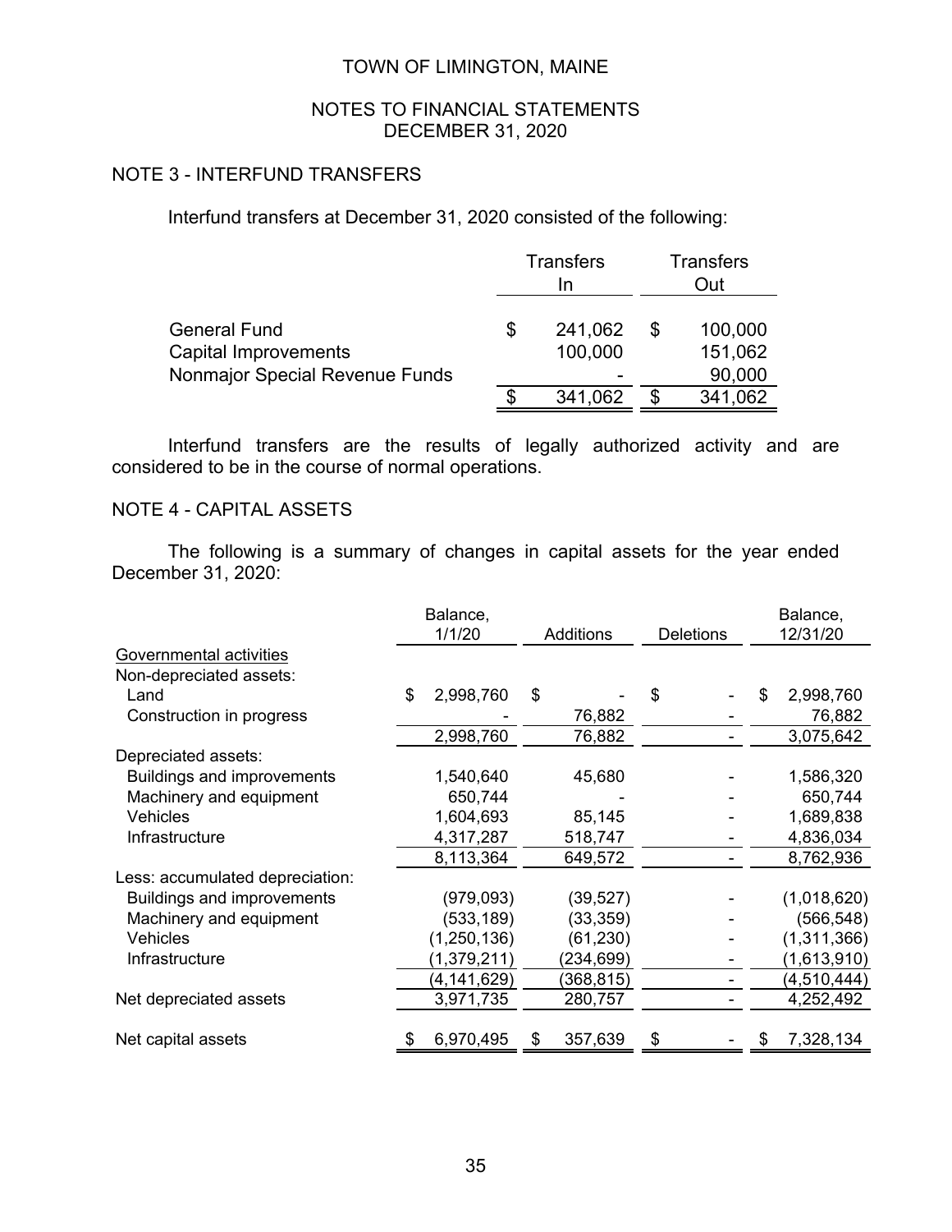TOWN OF LIMINGTON, MAINE

NOTES TO FINANCIAL STATEMENTS
DECEMBER 31, 2020

## NOTE 3 - INTERFUND TRANSFERS

Interfund transfers at December 31, 2020 consisted of the following:

| | Transfers In | Transfers Out |
|---|---|---|
| General Fund | $ 241,062 | $ 100,000 |
| Capital Improvements | 100,000 | 151,062 |
| Nonmajor Special Revenue Funds | - | 90,000 |
| | $ 341,062 | $ 341,062 |

Interfund transfers are the results of legally authorized activity and are considered to be in the course of normal operations.

## NOTE 4 - CAPITAL ASSETS

The following is a summary of changes in capital assets for the year ended December 31, 2020:

| | Balance, 1/1/20 | Additions | Deletions | Balance, 12/31/20 |
|---|---|---|---|---|
| Governmental activities | | | | |
| Non-depreciated assets: | | | | |
| Land | $ 2,998,760 | $ - | $ - | $ 2,998,760 |
| Construction in progress | - | 76,882 | - | 76,882 |
| | 2,998,760 | 76,882 | - | 3,075,642 |
| Depreciated assets: | | | | |
| Buildings and improvements | 1,540,640 | 45,680 | - | 1,586,320 |
| Machinery and equipment | 650,744 | - | - | 650,744 |
| Vehicles | 1,604,693 | 85,145 | - | 1,689,838 |
| Infrastructure | 4,317,287 | 518,747 | - | 4,836,034 |
| | 8,113,364 | 649,572 | - | 8,762,936 |
| Less: accumulated depreciation: | | | | |
| Buildings and improvements | (979,093) | (39,527) | - | (1,018,620) |
| Machinery and equipment | (533,189) | (33,359) | - | (566,548) |
| Vehicles | (1,250,136) | (61,230) | - | (1,311,366) |
| Infrastructure | (1,379,211) | (234,699) | - | (1,613,910) |
| | (4,141,629) | (368,815) | - | (4,510,444) |
| Net depreciated assets | 3,971,735 | 280,757 | - | 4,252,492 |
| Net capital assets | $ 6,970,495 | $ 357,639 | $ - | $ 7,328,134 |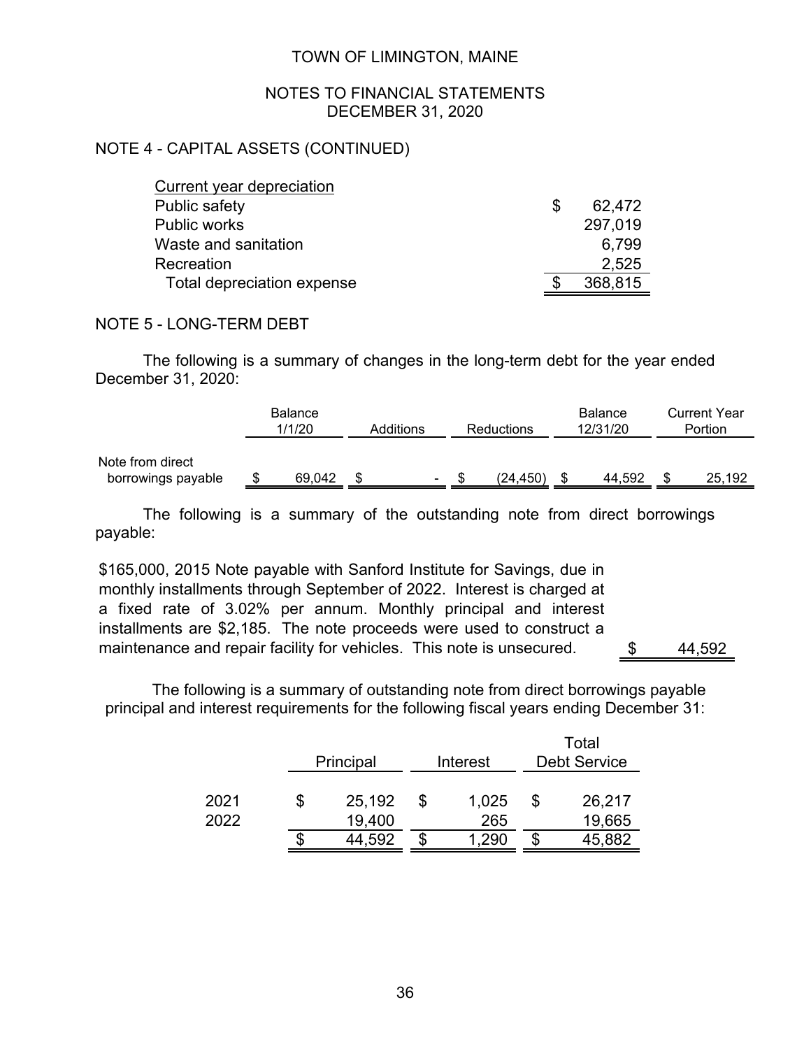TOWN OF LIMINGTON, MAINE

NOTES TO FINANCIAL STATEMENTS
DECEMBER 31, 2020

## NOTE 4 - CAPITAL ASSETS (CONTINUED)

| Current year depreciation | |
|---|---|
| Public safety | $ 62,472 |
| Public works | 297,019 |
| Waste and sanitation | 6,799 |
| Recreation | 2,525 |
| Total depreciation expense | $ 368,815 |

## NOTE 5 - LONG-TERM DEBT

The following is a summary of changes in the long-term debt for the year ended December 31, 2020:

| | Balance 1/1/20 | Additions | Reductions | Balance 12/31/20 | Current Year Portion |
|---|---|---|---|---|---|
| Note from direct borrowings payable | $ 69,042 | $ - | $ (24,450) | $ 44,592 | $ 25,192 |

The following is a summary of the outstanding note from direct borrowings payable:

| | |
|---|---|
| $165,000, 2015 Note payable with Sanford Institute for Savings, due in monthly installments through September of 2022. Interest is charged at a fixed rate of 3.02% per annum. Monthly principal and interest installments are $2,185. The note proceeds were used to construct a maintenance and repair facility for vehicles. This note is unsecured. | $ 44,592 |

The following is a summary of outstanding note from direct borrowings payable principal and interest requirements for the following fiscal years ending December 31:

| | Principal | Interest | Total Debt Service |
|---|---|---|---|
| 2021 | $ 25,192 | $ 1,025 | $ 26,217 |
| 2022 | 19,400 | 265 | 19,665 |
| | $ 44,592 | $ 1,290 | $ 45,882 |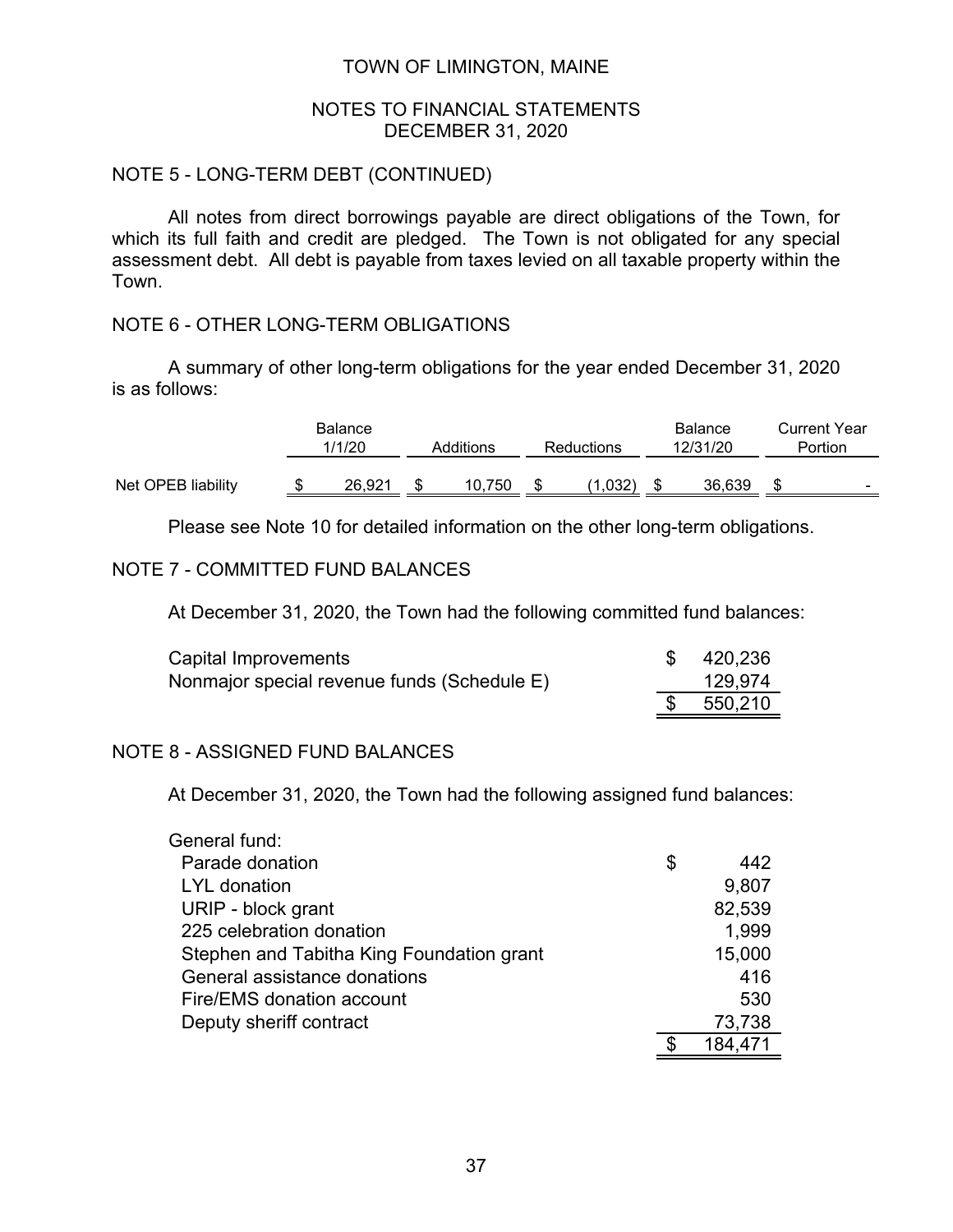TOWN OF LIMINGTON, MAINE

NOTES TO FINANCIAL STATEMENTS
DECEMBER 31, 2020

## NOTE 5 - LONG-TERM DEBT (CONTINUED)

All notes from direct borrowings payable are direct obligations of the Town, for which its full faith and credit are pledged. The Town is not obligated for any special assessment debt. All debt is payable from taxes levied on all taxable property within the Town.

## NOTE 6 - OTHER LONG-TERM OBLIGATIONS

A summary of other long-term obligations for the year ended December 31, 2020 is as follows:

| | Balance 1/1/20 | Additions | Reductions | Balance 12/31/20 | Current Year Portion |
|---|---|---|---|---|---|
| Net OPEB liability | $ 26,921 | $ 10,750 | $ (1,032) | $ 36,639 | $ - |

Please see Note 10 for detailed information on the other long-term obligations.

## NOTE 7 - COMMITTED FUND BALANCES

At December 31, 2020, the Town had the following committed fund balances:

| | |
|---|---|
| Capital Improvements | $ 420,236 |
| Nonmajor special revenue funds (Schedule E) | 129,974 |
| | $ 550,210 |

## NOTE 8 - ASSIGNED FUND BALANCES

At December 31, 2020, the Town had the following assigned fund balances:

| | |
|---|---|
| General fund: | |
| Parade donation | $ 442 |
| LYL donation | 9,807 |
| URIP - block grant | 82,539 |
| 225 celebration donation | 1,999 |
| Stephen and Tabitha King Foundation grant | 15,000 |
| General assistance donations | 416 |
| Fire/EMS donation account | 530 |
| Deputy sheriff contract | 73,738 |
| | $ 184,471 |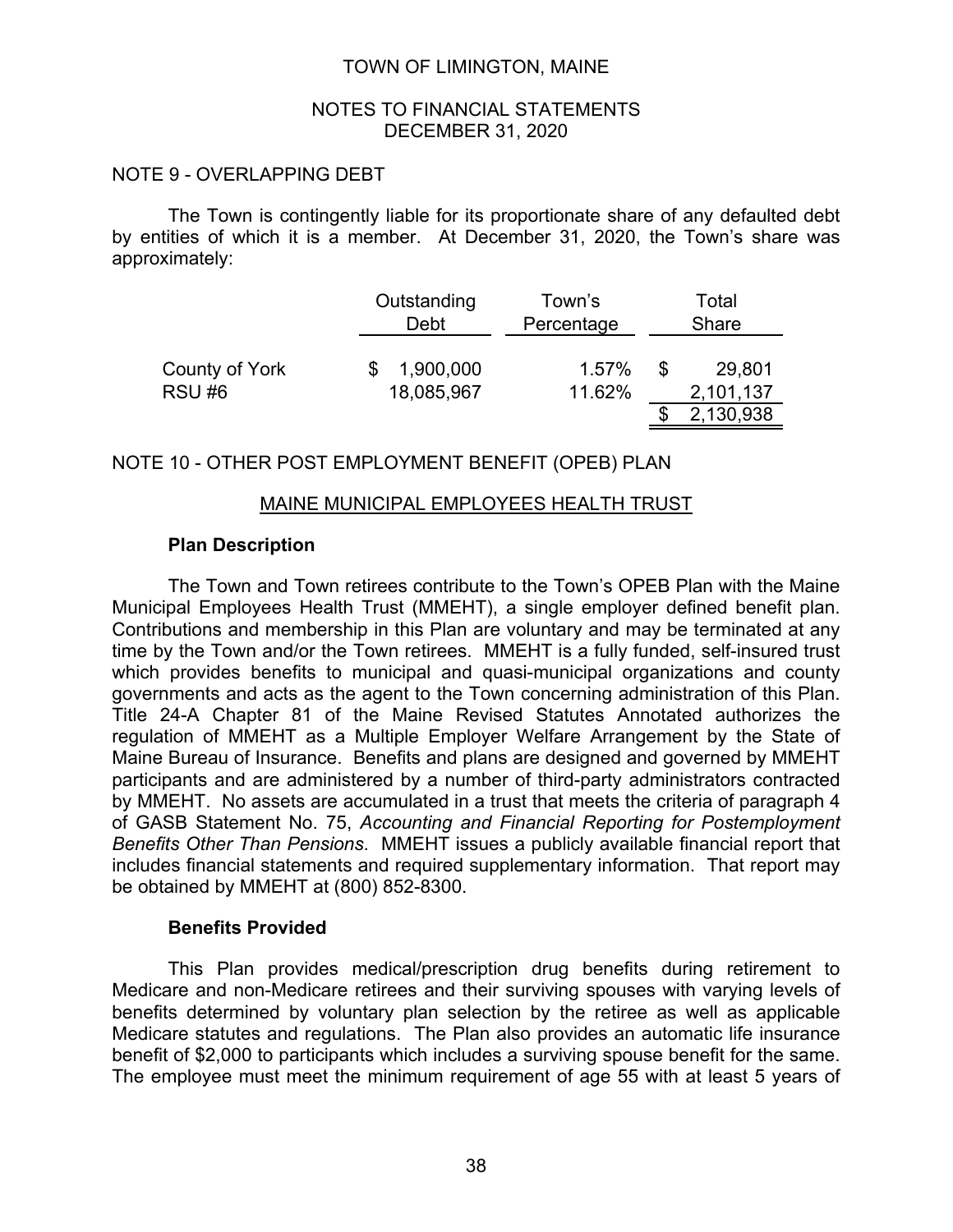## NOTE 9 - OVERLAPPING DEBT

The Town is contingently liable for its proportionate share of any defaulted debt by entities of which it is a member. At December 31, 2020, the Town's share was approximately:

| | Outstanding Debt | Town's Percentage | Total Share |
|---|---|---|---|
| County of York | $ 1,900,000 | 1.57% | $ 29,801 |
| RSU #6 | 18,085,967 | 11.62% | 2,101,137 |
| | | | $ 2,130,938 |

## NOTE 10 - OTHER POST EMPLOYMENT BENEFIT (OPEB) PLAN

### MAINE MUNICIPAL EMPLOYEES HEALTH TRUST

**Plan Description**

The Town and Town retirees contribute to the Town's OPEB Plan with the Maine Municipal Employees Health Trust (MMEHT), a single employer defined benefit plan. Contributions and membership in this Plan are voluntary and may be terminated at any time by the Town and/or the Town retirees. MMEHT is a fully funded, self-insured trust which provides benefits to municipal and quasi-municipal organizations and county governments and acts as the agent to the Town concerning administration of this Plan. Title 24-A Chapter 81 of the Maine Revised Statutes Annotated authorizes the regulation of MMEHT as a Multiple Employer Welfare Arrangement by the State of Maine Bureau of Insurance. Benefits and plans are designed and governed by MMEHT participants and are administered by a number of third-party administrators contracted by MMEHT. No assets are accumulated in a trust that meets the criteria of paragraph 4 of GASB Statement No. 75, *Accounting and Financial Reporting for Postemployment Benefits Other Than Pensions*. MMEHT issues a publicly available financial report that includes financial statements and required supplementary information. That report may be obtained by MMEHT at (800) 852-8300.

**Benefits Provided**

This Plan provides medical/prescription drug benefits during retirement to Medicare and non-Medicare retirees and their surviving spouses with varying levels of benefits determined by voluntary plan selection by the retiree as well as applicable Medicare statutes and regulations. The Plan also provides an automatic life insurance benefit of $2,000 to participants which includes a surviving spouse benefit for the same. The employee must meet the minimum requirement of age 55 with at least 5 years of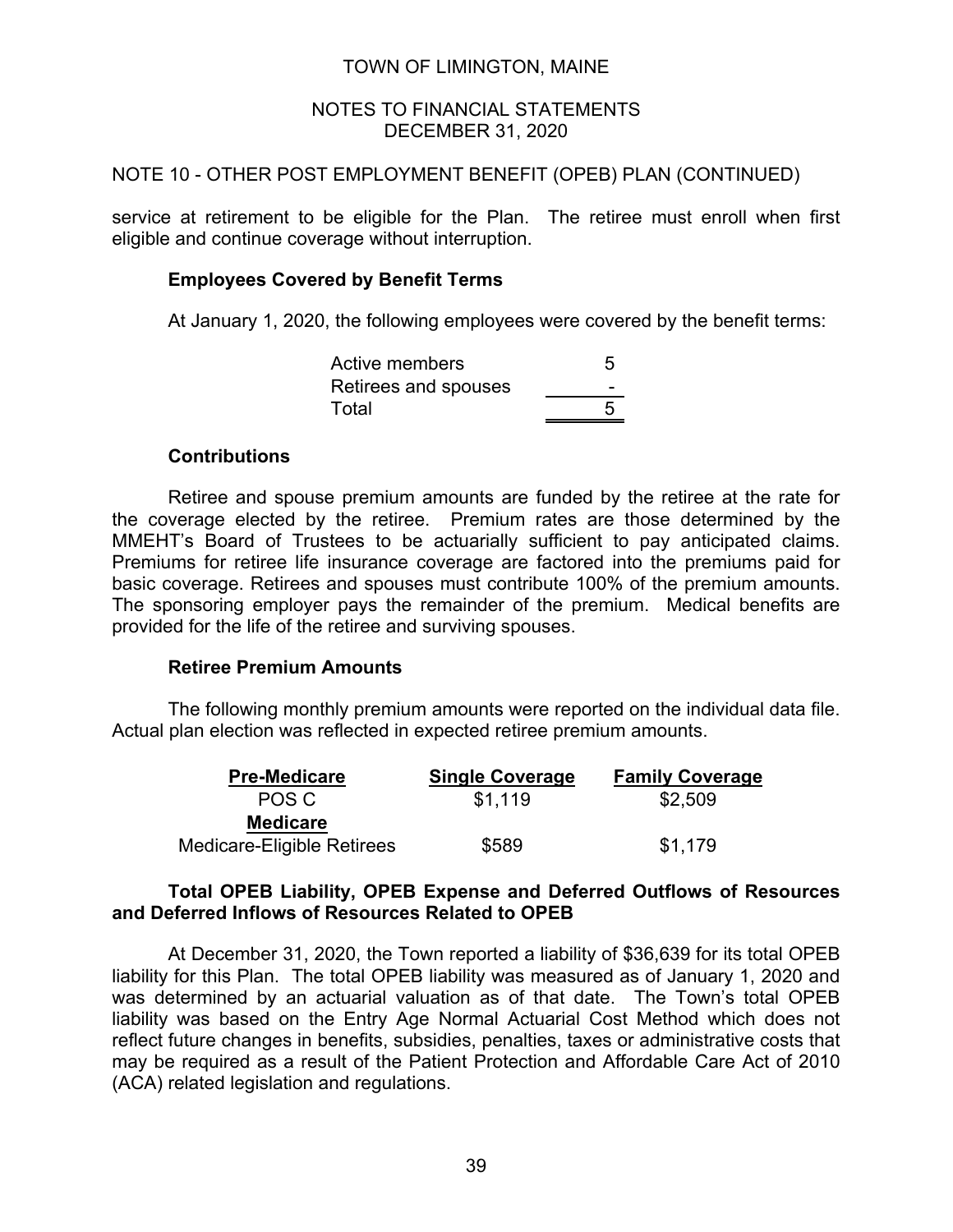NOTE 10 - OTHER POST EMPLOYMENT BENEFIT (OPEB) PLAN (CONTINUED)

service at retirement to be eligible for the Plan. The retiree must enroll when first eligible and continue coverage without interruption.

### Employees Covered by Benefit Terms

At January 1, 2020, the following employees were covered by the benefit terms:

| | |
|---|---|
| Active members | 5 |
| Retirees and spouses | - |
| Total | 5 |

### Contributions

Retiree and spouse premium amounts are funded by the retiree at the rate for the coverage elected by the retiree. Premium rates are those determined by the MMEHT's Board of Trustees to be actuarially sufficient to pay anticipated claims. Premiums for retiree life insurance coverage are factored into the premiums paid for basic coverage. Retirees and spouses must contribute 100% of the premium amounts. The sponsoring employer pays the remainder of the premium. Medical benefits are provided for the life of the retiree and surviving spouses.

### Retiree Premium Amounts

The following monthly premium amounts were reported on the individual data file. Actual plan election was reflected in expected retiree premium amounts.

| Pre-Medicare | Single Coverage | Family Coverage |
|---|---|---|
| POS C | $1,119 | $2,509 |
| **Medicare** | | |
| Medicare-Eligible Retirees | $589 | $1,179 |

### Total OPEB Liability, OPEB Expense and Deferred Outflows of Resources and Deferred Inflows of Resources Related to OPEB

At December 31, 2020, the Town reported a liability of $36,639 for its total OPEB liability for this Plan. The total OPEB liability was measured as of January 1, 2020 and was determined by an actuarial valuation as of that date. The Town's total OPEB liability was based on the Entry Age Normal Actuarial Cost Method which does not reflect future changes in benefits, subsidies, penalties, taxes or administrative costs that may be required as a result of the Patient Protection and Affordable Care Act of 2010 (ACA) related legislation and regulations.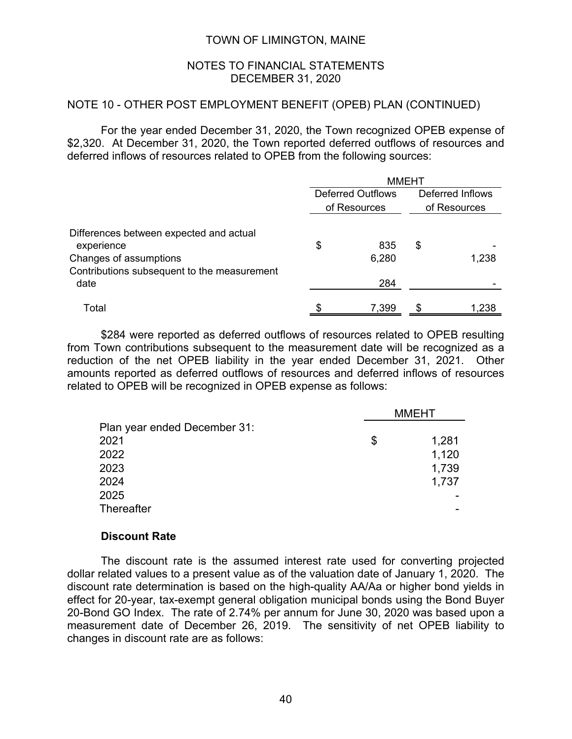TOWN OF LIMINGTON, MAINE

NOTES TO FINANCIAL STATEMENTS
DECEMBER 31, 2020

## NOTE 10 - OTHER POST EMPLOYMENT BENEFIT (OPEB) PLAN (CONTINUED)

For the year ended December 31, 2020, the Town recognized OPEB expense of $2,320. At December 31, 2020, the Town reported deferred outflows of resources and deferred inflows of resources related to OPEB from the following sources:

| | MMEHT | |
|---|---|---|
| | Deferred Outflows of Resources | Deferred Inflows of Resources |
| Differences between expected and actual experience | $ 835 | $ - |
| Changes of assumptions | 6,280 | 1,238 |
| Contributions subsequent to the measurement date | 284 | - |
| Total | $ 7,399 | $ 1,238 |

$284 were reported as deferred outflows of resources related to OPEB resulting from Town contributions subsequent to the measurement date will be recognized as a reduction of the net OPEB liability in the year ended December 31, 2021. Other amounts reported as deferred outflows of resources and deferred inflows of resources related to OPEB will be recognized in OPEB expense as follows:

| | MMEHT |
|---|---|
| Plan year ended December 31: | |
| 2021 | $ 1,281 |
| 2022 | 1,120 |
| 2023 | 1,739 |
| 2024 | 1,737 |
| 2025 | - |
| Thereafter | - |

### Discount Rate

The discount rate is the assumed interest rate used for converting projected dollar related values to a present value as of the valuation date of January 1, 2020. The discount rate determination is based on the high-quality AA/Aa or higher bond yields in effect for 20-year, tax-exempt general obligation municipal bonds using the Bond Buyer 20-Bond GO Index. The rate of 2.74% per annum for June 30, 2020 was based upon a measurement date of December 26, 2019. The sensitivity of net OPEB liability to changes in discount rate are as follows: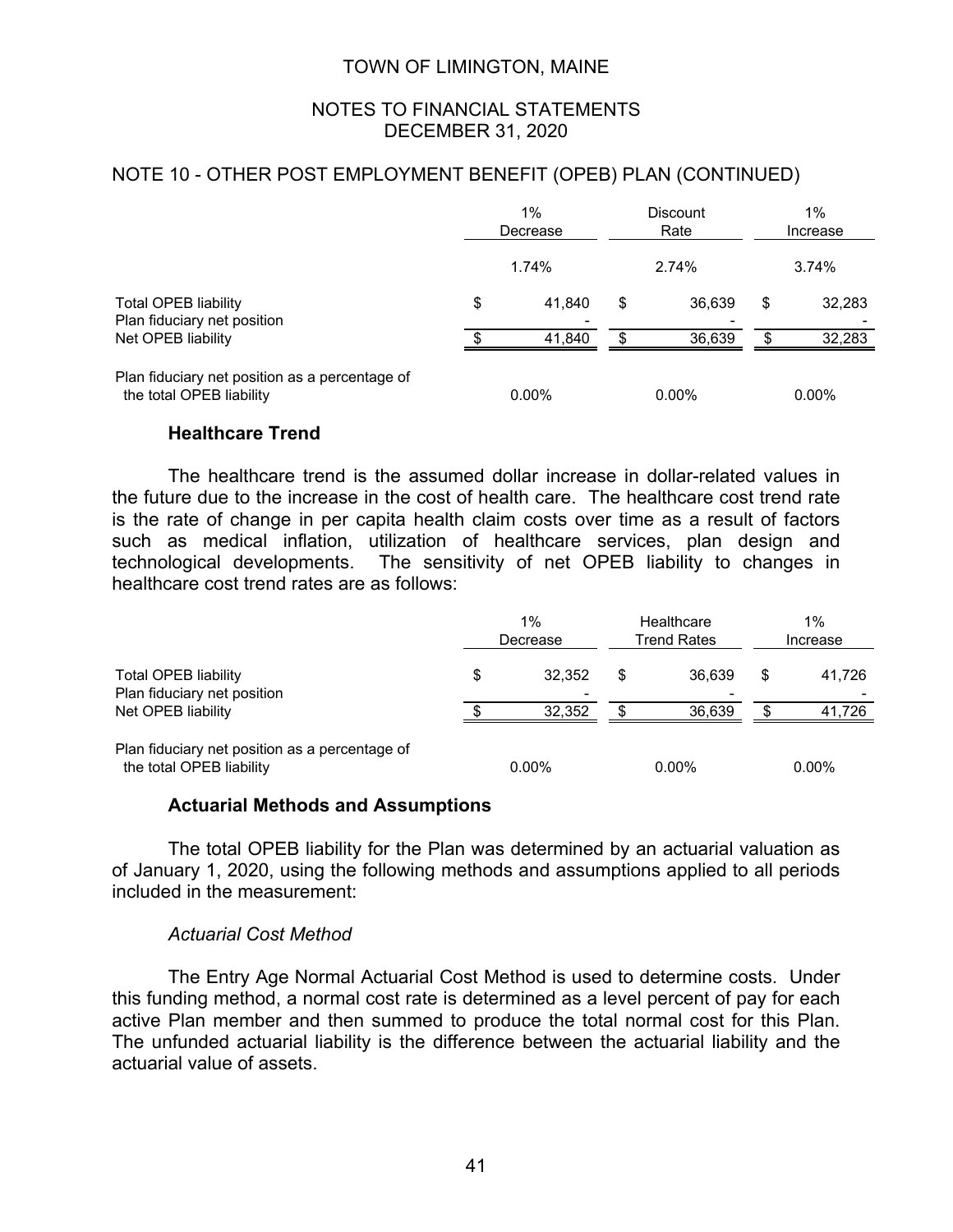## NOTE 10 - OTHER POST EMPLOYMENT BENEFIT (OPEB) PLAN (CONTINUED)

| | 1% Decrease | Discount Rate | 1% Increase |
|---|---|---|---|
| | 1.74% | 2.74% | 3.74% |
| Total OPEB liability | $ 41,840 | $ 36,639 | $ 32,283 |
| Plan fiduciary net position | - | - | - |
| Net OPEB liability | $ 41,840 | $ 36,639 | $ 32,283 |
| Plan fiduciary net position as a percentage of the total OPEB liability | 0.00% | 0.00% | 0.00% |

### Healthcare Trend

The healthcare trend is the assumed dollar increase in dollar-related values in the future due to the increase in the cost of health care. The healthcare cost trend rate is the rate of change in per capita health claim costs over time as a result of factors such as medical inflation, utilization of healthcare services, plan design and technological developments. The sensitivity of net OPEB liability to changes in healthcare cost trend rates are as follows:

| | 1% Decrease | Healthcare Trend Rates | 1% Increase |
|---|---|---|---|
| Total OPEB liability | $ 32,352 | $ 36,639 | $ 41,726 |
| Plan fiduciary net position | - | - | - |
| Net OPEB liability | $ 32,352 | $ 36,639 | $ 41,726 |
| Plan fiduciary net position as a percentage of the total OPEB liability | 0.00% | 0.00% | 0.00% |

### Actuarial Methods and Assumptions

The total OPEB liability for the Plan was determined by an actuarial valuation as of January 1, 2020, using the following methods and assumptions applied to all periods included in the measurement:

*Actuarial Cost Method*

The Entry Age Normal Actuarial Cost Method is used to determine costs. Under this funding method, a normal cost rate is determined as a level percent of pay for each active Plan member and then summed to produce the total normal cost for this Plan. The unfunded actuarial liability is the difference between the actuarial liability and the actuarial value of assets.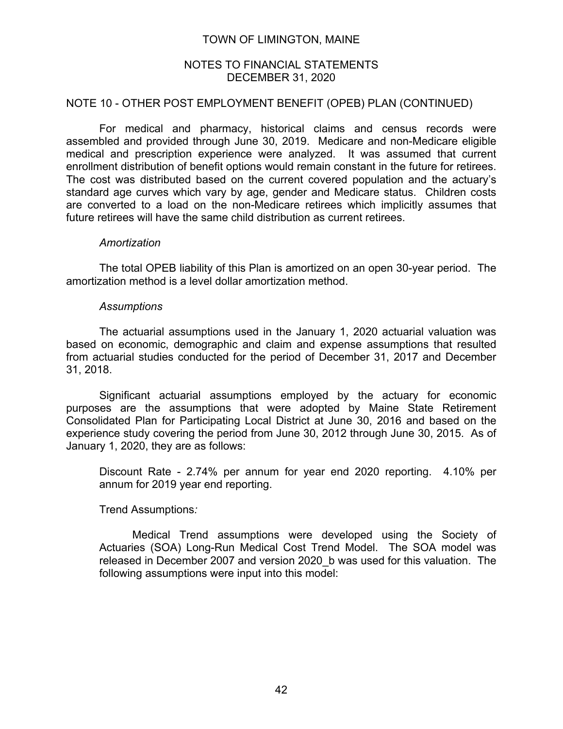## NOTE 10 - OTHER POST EMPLOYMENT BENEFIT (OPEB) PLAN (CONTINUED)

For medical and pharmacy, historical claims and census records were assembled and provided through June 30, 2019. Medicare and non-Medicare eligible medical and prescription experience were analyzed. It was assumed that current enrollment distribution of benefit options would remain constant in the future for retirees. The cost was distributed based on the current covered population and the actuary's standard age curves which vary by age, gender and Medicare status. Children costs are converted to a load on the non-Medicare retirees which implicitly assumes that future retirees will have the same child distribution as current retirees.

*Amortization*

The total OPEB liability of this Plan is amortized on an open 30-year period. The amortization method is a level dollar amortization method.

*Assumptions*

The actuarial assumptions used in the January 1, 2020 actuarial valuation was based on economic, demographic and claim and expense assumptions that resulted from actuarial studies conducted for the period of December 31, 2017 and December 31, 2018.

Significant actuarial assumptions employed by the actuary for economic purposes are the assumptions that were adopted by Maine State Retirement Consolidated Plan for Participating Local District at June 30, 2016 and based on the experience study covering the period from June 30, 2012 through June 30, 2015. As of January 1, 2020, they are as follows:

Discount Rate - 2.74% per annum for year end 2020 reporting. 4.10% per annum for 2019 year end reporting.

Trend Assumptions*:*

Medical Trend assumptions were developed using the Society of Actuaries (SOA) Long-Run Medical Cost Trend Model. The SOA model was released in December 2007 and version 2020_b was used for this valuation. The following assumptions were input into this model: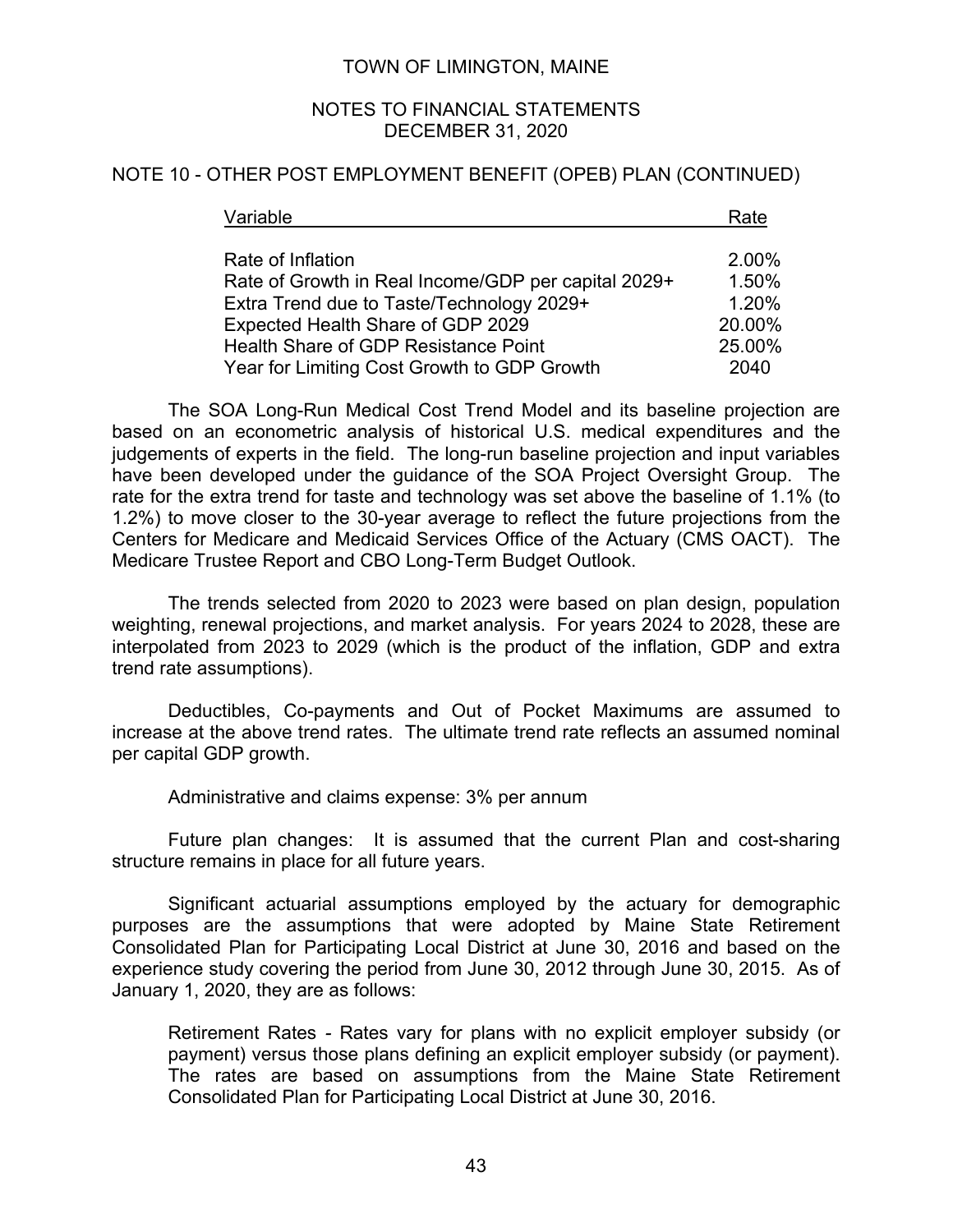## NOTE 10 - OTHER POST EMPLOYMENT BENEFIT (OPEB) PLAN (CONTINUED)

| Variable | Rate |
|---|---|
| Rate of Inflation | 2.00% |
| Rate of Growth in Real Income/GDP per capital 2029+ | 1.50% |
| Extra Trend due to Taste/Technology 2029+ | 1.20% |
| Expected Health Share of GDP 2029 | 20.00% |
| Health Share of GDP Resistance Point | 25.00% |
| Year for Limiting Cost Growth to GDP Growth | 2040 |

The SOA Long-Run Medical Cost Trend Model and its baseline projection are based on an econometric analysis of historical U.S. medical expenditures and the judgements of experts in the field. The long-run baseline projection and input variables have been developed under the guidance of the SOA Project Oversight Group. The rate for the extra trend for taste and technology was set above the baseline of 1.1% (to 1.2%) to move closer to the 30-year average to reflect the future projections from the Centers for Medicare and Medicaid Services Office of the Actuary (CMS OACT). The Medicare Trustee Report and CBO Long-Term Budget Outlook.

The trends selected from 2020 to 2023 were based on plan design, population weighting, renewal projections, and market analysis. For years 2024 to 2028, these are interpolated from 2023 to 2029 (which is the product of the inflation, GDP and extra trend rate assumptions).

Deductibles, Co-payments and Out of Pocket Maximums are assumed to increase at the above trend rates. The ultimate trend rate reflects an assumed nominal per capital GDP growth.

Administrative and claims expense: 3% per annum

Future plan changes: It is assumed that the current Plan and cost-sharing structure remains in place for all future years.

Significant actuarial assumptions employed by the actuary for demographic purposes are the assumptions that were adopted by Maine State Retirement Consolidated Plan for Participating Local District at June 30, 2016 and based on the experience study covering the period from June 30, 2012 through June 30, 2015. As of January 1, 2020, they are as follows:

Retirement Rates - Rates vary for plans with no explicit employer subsidy (or payment) versus those plans defining an explicit employer subsidy (or payment). The rates are based on assumptions from the Maine State Retirement Consolidated Plan for Participating Local District at June 30, 2016.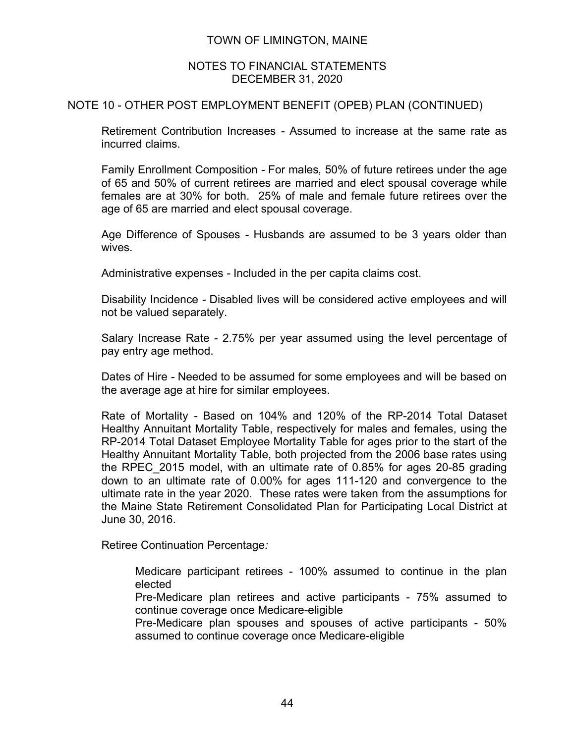TOWN OF LIMINGTON, MAINE

NOTES TO FINANCIAL STATEMENTS
DECEMBER 31, 2020

## NOTE 10 - OTHER POST EMPLOYMENT BENEFIT (OPEB) PLAN (CONTINUED)

Retirement Contribution Increases - Assumed to increase at the same rate as incurred claims.

Family Enrollment Composition - For males, 50% of future retirees under the age of 65 and 50% of current retirees are married and elect spousal coverage while females are at 30% for both. 25% of male and female future retirees over the age of 65 are married and elect spousal coverage.

Age Difference of Spouses - Husbands are assumed to be 3 years older than wives.

Administrative expenses - Included in the per capita claims cost.

Disability Incidence - Disabled lives will be considered active employees and will not be valued separately.

Salary Increase Rate - 2.75% per year assumed using the level percentage of pay entry age method.

Dates of Hire - Needed to be assumed for some employees and will be based on the average age at hire for similar employees.

Rate of Mortality - Based on 104% and 120% of the RP-2014 Total Dataset Healthy Annuitant Mortality Table, respectively for males and females, using the RP-2014 Total Dataset Employee Mortality Table for ages prior to the start of the Healthy Annuitant Mortality Table, both projected from the 2006 base rates using the RPEC_2015 model, with an ultimate rate of 0.85% for ages 20-85 grading down to an ultimate rate of 0.00% for ages 111-120 and convergence to the ultimate rate in the year 2020. These rates were taken from the assumptions for the Maine State Retirement Consolidated Plan for Participating Local District at June 30, 2016.

Retiree Continuation Percentage*:*

Medicare participant retirees - 100% assumed to continue in the plan elected

Pre-Medicare plan retirees and active participants - 75% assumed to continue coverage once Medicare-eligible

Pre-Medicare plan spouses and spouses of active participants - 50% assumed to continue coverage once Medicare-eligible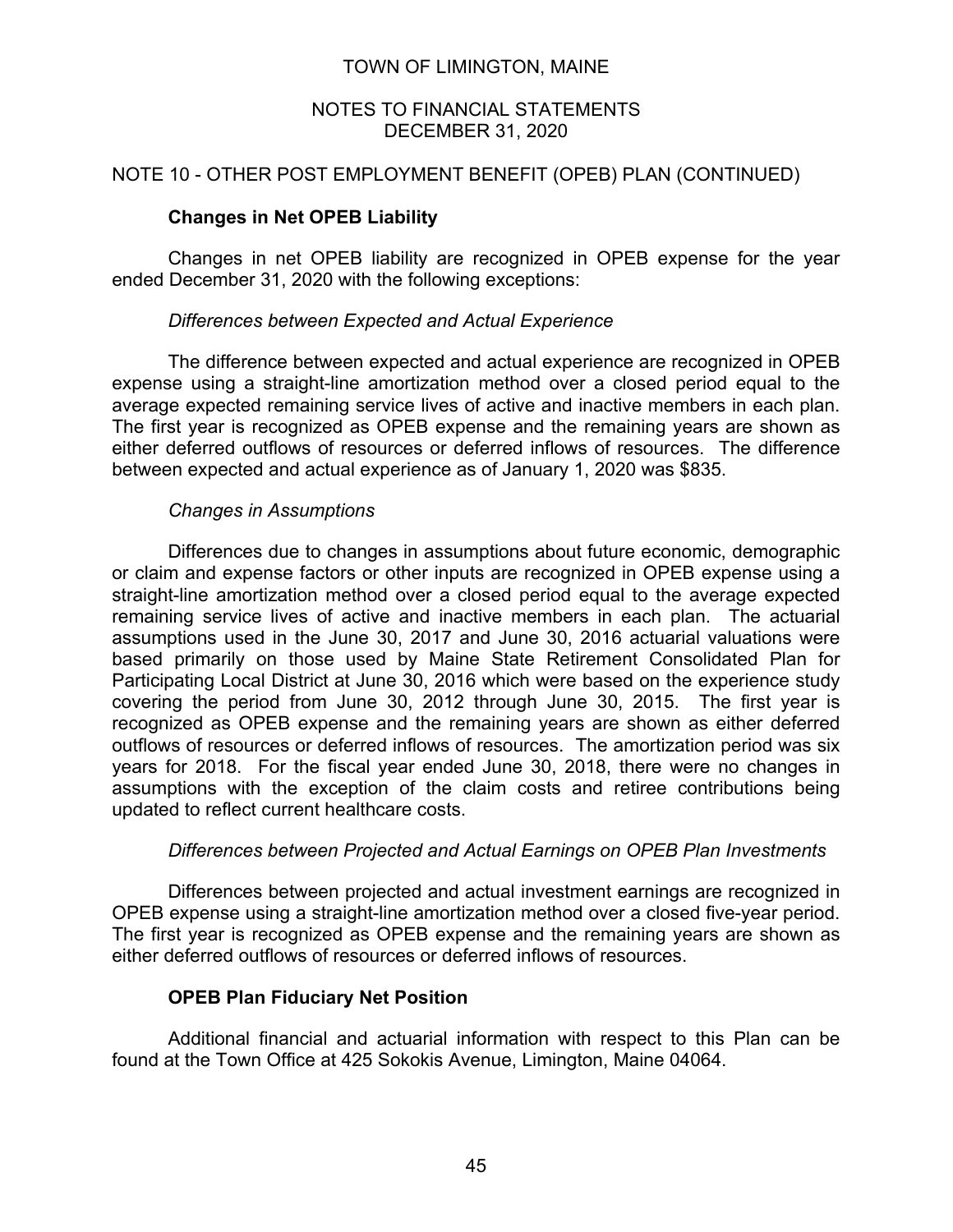## NOTE 10 - OTHER POST EMPLOYMENT BENEFIT (OPEB) PLAN (CONTINUED)

### Changes in Net OPEB Liability

Changes in net OPEB liability are recognized in OPEB expense for the year ended December 31, 2020 with the following exceptions:

*Differences between Expected and Actual Experience*

The difference between expected and actual experience are recognized in OPEB expense using a straight-line amortization method over a closed period equal to the average expected remaining service lives of active and inactive members in each plan. The first year is recognized as OPEB expense and the remaining years are shown as either deferred outflows of resources or deferred inflows of resources. The difference between expected and actual experience as of January 1, 2020 was $835.

*Changes in Assumptions*

Differences due to changes in assumptions about future economic, demographic or claim and expense factors or other inputs are recognized in OPEB expense using a straight-line amortization method over a closed period equal to the average expected remaining service lives of active and inactive members in each plan. The actuarial assumptions used in the June 30, 2017 and June 30, 2016 actuarial valuations were based primarily on those used by Maine State Retirement Consolidated Plan for Participating Local District at June 30, 2016 which were based on the experience study covering the period from June 30, 2012 through June 30, 2015. The first year is recognized as OPEB expense and the remaining years are shown as either deferred outflows of resources or deferred inflows of resources. The amortization period was six years for 2018. For the fiscal year ended June 30, 2018, there were no changes in assumptions with the exception of the claim costs and retiree contributions being updated to reflect current healthcare costs.

*Differences between Projected and Actual Earnings on OPEB Plan Investments*

Differences between projected and actual investment earnings are recognized in OPEB expense using a straight-line amortization method over a closed five-year period. The first year is recognized as OPEB expense and the remaining years are shown as either deferred outflows of resources or deferred inflows of resources.

### OPEB Plan Fiduciary Net Position

Additional financial and actuarial information with respect to this Plan can be found at the Town Office at 425 Sokokis Avenue, Limington, Maine 04064.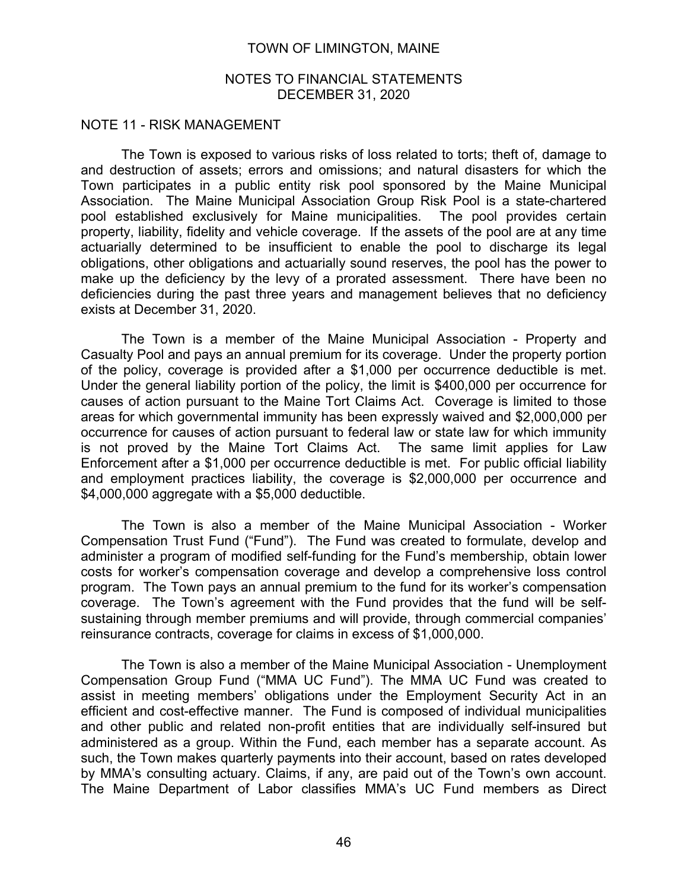## NOTE 11 - RISK MANAGEMENT

The Town is exposed to various risks of loss related to torts; theft of, damage to and destruction of assets; errors and omissions; and natural disasters for which the Town participates in a public entity risk pool sponsored by the Maine Municipal Association. The Maine Municipal Association Group Risk Pool is a state-chartered pool established exclusively for Maine municipalities. The pool provides certain property, liability, fidelity and vehicle coverage. If the assets of the pool are at any time actuarially determined to be insufficient to enable the pool to discharge its legal obligations, other obligations and actuarially sound reserves, the pool has the power to make up the deficiency by the levy of a prorated assessment. There have been no deficiencies during the past three years and management believes that no deficiency exists at December 31, 2020.

The Town is a member of the Maine Municipal Association - Property and Casualty Pool and pays an annual premium for its coverage. Under the property portion of the policy, coverage is provided after a $1,000 per occurrence deductible is met. Under the general liability portion of the policy, the limit is $400,000 per occurrence for causes of action pursuant to the Maine Tort Claims Act. Coverage is limited to those areas for which governmental immunity has been expressly waived and $2,000,000 per occurrence for causes of action pursuant to federal law or state law for which immunity is not proved by the Maine Tort Claims Act. The same limit applies for Law Enforcement after a $1,000 per occurrence deductible is met. For public official liability and employment practices liability, the coverage is $2,000,000 per occurrence and $4,000,000 aggregate with a $5,000 deductible.

The Town is also a member of the Maine Municipal Association - Worker Compensation Trust Fund ("Fund"). The Fund was created to formulate, develop and administer a program of modified self-funding for the Fund's membership, obtain lower costs for worker's compensation coverage and develop a comprehensive loss control program. The Town pays an annual premium to the fund for its worker's compensation coverage. The Town's agreement with the Fund provides that the fund will be self-sustaining through member premiums and will provide, through commercial companies' reinsurance contracts, coverage for claims in excess of $1,000,000.

The Town is also a member of the Maine Municipal Association - Unemployment Compensation Group Fund ("MMA UC Fund"). The MMA UC Fund was created to assist in meeting members' obligations under the Employment Security Act in an efficient and cost-effective manner. The Fund is composed of individual municipalities and other public and related non-profit entities that are individually self-insured but administered as a group. Within the Fund, each member has a separate account. As such, the Town makes quarterly payments into their account, based on rates developed by MMA's consulting actuary. Claims, if any, are paid out of the Town's own account. The Maine Department of Labor classifies MMA's UC Fund members as Direct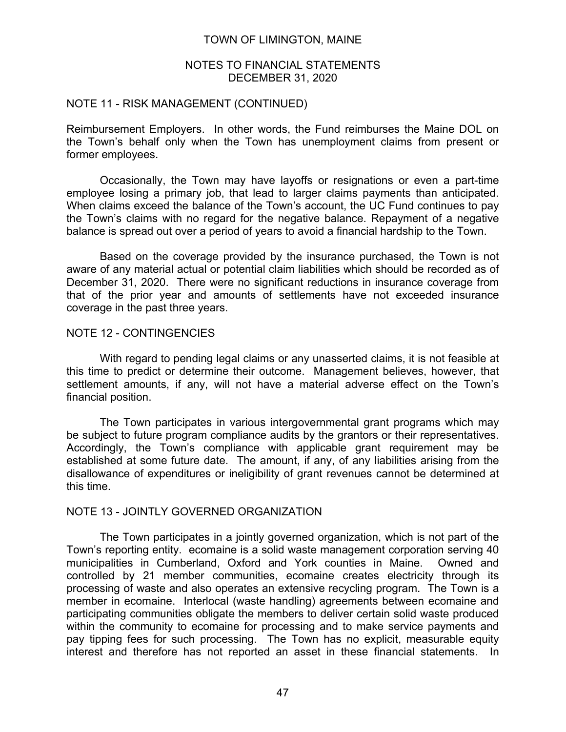## NOTE 11 - RISK MANAGEMENT (CONTINUED)

Reimbursement Employers. In other words, the Fund reimburses the Maine DOL on the Town's behalf only when the Town has unemployment claims from present or former employees.

Occasionally, the Town may have layoffs or resignations or even a part-time employee losing a primary job, that lead to larger claims payments than anticipated. When claims exceed the balance of the Town's account, the UC Fund continues to pay the Town's claims with no regard for the negative balance. Repayment of a negative balance is spread out over a period of years to avoid a financial hardship to the Town.

Based on the coverage provided by the insurance purchased, the Town is not aware of any material actual or potential claim liabilities which should be recorded as of December 31, 2020. There were no significant reductions in insurance coverage from that of the prior year and amounts of settlements have not exceeded insurance coverage in the past three years.

## NOTE 12 - CONTINGENCIES

With regard to pending legal claims or any unasserted claims, it is not feasible at this time to predict or determine their outcome. Management believes, however, that settlement amounts, if any, will not have a material adverse effect on the Town's financial position.

The Town participates in various intergovernmental grant programs which may be subject to future program compliance audits by the grantors or their representatives. Accordingly, the Town's compliance with applicable grant requirement may be established at some future date. The amount, if any, of any liabilities arising from the disallowance of expenditures or ineligibility of grant revenues cannot be determined at this time.

## NOTE 13 - JOINTLY GOVERNED ORGANIZATION

The Town participates in a jointly governed organization, which is not part of the Town's reporting entity. ecomaine is a solid waste management corporation serving 40 municipalities in Cumberland, Oxford and York counties in Maine. Owned and controlled by 21 member communities, ecomaine creates electricity through its processing of waste and also operates an extensive recycling program. The Town is a member in ecomaine. Interlocal (waste handling) agreements between ecomaine and participating communities obligate the members to deliver certain solid waste produced within the community to ecomaine for processing and to make service payments and pay tipping fees for such processing. The Town has no explicit, measurable equity interest and therefore has not reported an asset in these financial statements. In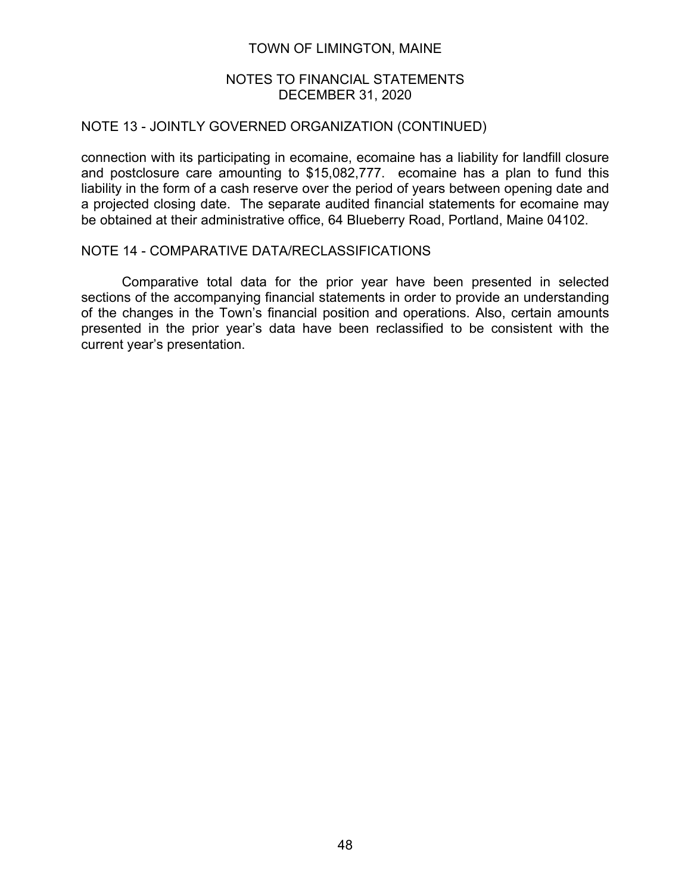## NOTE 13 - JOINTLY GOVERNED ORGANIZATION (CONTINUED)

connection with its participating in ecomaine, ecomaine has a liability for landfill closure and postclosure care amounting to $15,082,777. ecomaine has a plan to fund this liability in the form of a cash reserve over the period of years between opening date and a projected closing date. The separate audited financial statements for ecomaine may be obtained at their administrative office, 64 Blueberry Road, Portland, Maine 04102.

## NOTE 14 - COMPARATIVE DATA/RECLASSIFICATIONS

Comparative total data for the prior year have been presented in selected sections of the accompanying financial statements in order to provide an understanding of the changes in the Town's financial position and operations. Also, certain amounts presented in the prior year's data have been reclassified to be consistent with the current year's presentation.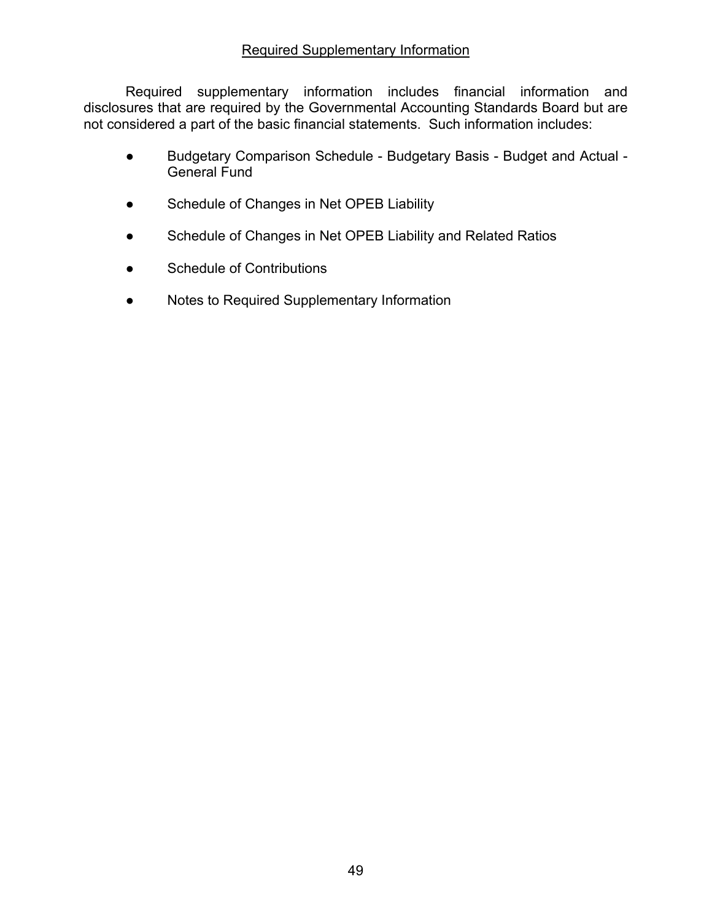## Required Supplementary Information

Required supplementary information includes financial information and disclosures that are required by the Governmental Accounting Standards Board but are not considered a part of the basic financial statements. Such information includes:

- Budgetary Comparison Schedule - Budgetary Basis - Budget and Actual - General Fund
- Schedule of Changes in Net OPEB Liability
- Schedule of Changes in Net OPEB Liability and Related Ratios
- Schedule of Contributions
- Notes to Required Supplementary Information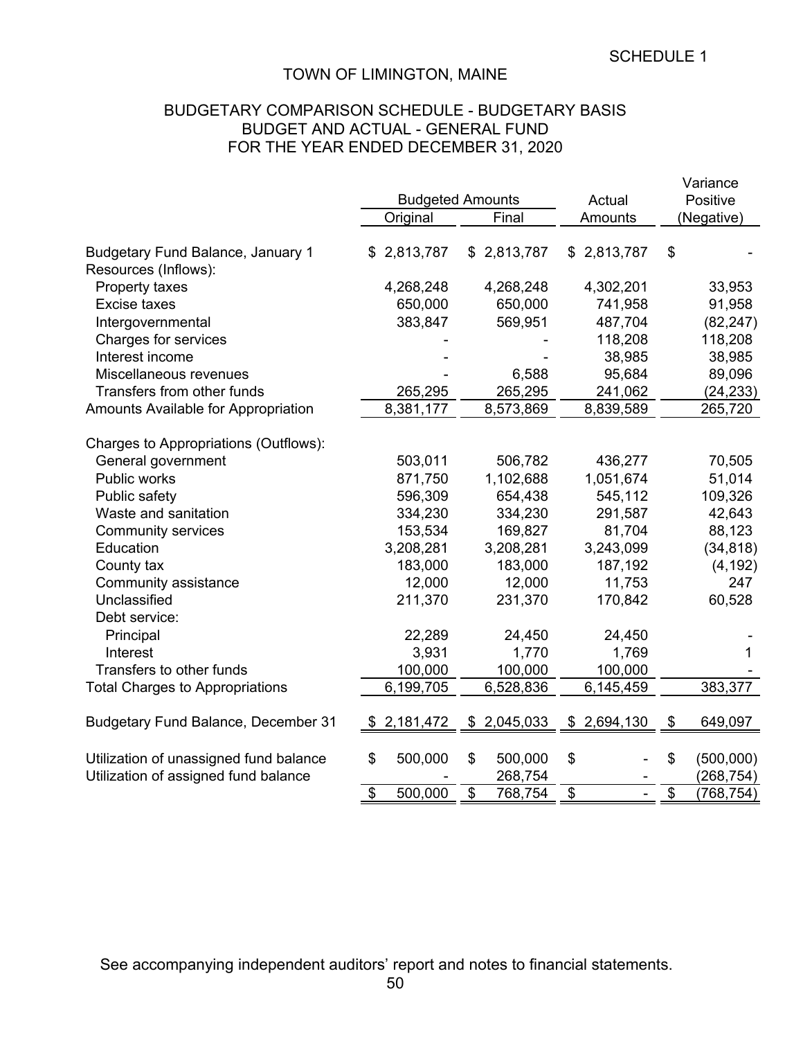SCHEDULE 1

# TOWN OF LIMINGTON, MAINE

## BUDGETARY COMPARISON SCHEDULE - BUDGETARY BASIS
## BUDGET AND ACTUAL - GENERAL FUND
## FOR THE YEAR ENDED DECEMBER 31, 2020

| | Budgeted Amounts | | Actual | Variance Positive |
|---|---|---|---|---|
| | Original | Final | Amounts | (Negative) |
| Budgetary Fund Balance, January 1 | $ 2,813,787 | $ 2,813,787 | $ 2,813,787 | $ - |
| Resources (Inflows): | | | | |
| Property taxes | 4,268,248 | 4,268,248 | 4,302,201 | 33,953 |
| Excise taxes | 650,000 | 650,000 | 741,958 | 91,958 |
| Intergovernmental | 383,847 | 569,951 | 487,704 | (82,247) |
| Charges for services | - | - | 118,208 | 118,208 |
| Interest income | - | - | 38,985 | 38,985 |
| Miscellaneous revenues | - | 6,588 | 95,684 | 89,096 |
| Transfers from other funds | 265,295 | 265,295 | 241,062 | (24,233) |
| Amounts Available for Appropriation | 8,381,177 | 8,573,869 | 8,839,589 | 265,720 |
| Charges to Appropriations (Outflows): | | | | |
| General government | 503,011 | 506,782 | 436,277 | 70,505 |
| Public works | 871,750 | 1,102,688 | 1,051,674 | 51,014 |
| Public safety | 596,309 | 654,438 | 545,112 | 109,326 |
| Waste and sanitation | 334,230 | 334,230 | 291,587 | 42,643 |
| Community services | 153,534 | 169,827 | 81,704 | 88,123 |
| Education | 3,208,281 | 3,208,281 | 3,243,099 | (34,818) |
| County tax | 183,000 | 183,000 | 187,192 | (4,192) |
| Community assistance | 12,000 | 12,000 | 11,753 | 247 |
| Unclassified | 211,370 | 231,370 | 170,842 | 60,528 |
| Debt service: | | | | |
| Principal | 22,289 | 24,450 | 24,450 | - |
| Interest | 3,931 | 1,770 | 1,769 | 1 |
| Transfers to other funds | 100,000 | 100,000 | 100,000 | - |
| Total Charges to Appropriations | 6,199,705 | 6,528,836 | 6,145,459 | 383,377 |
| Budgetary Fund Balance, December 31 | $ 2,181,472 | $ 2,045,033 | $ 2,694,130 | $ 649,097 |
| Utilization of unassigned fund balance | $ 500,000 | $ 500,000 | $ - | $ (500,000) |
| Utilization of assigned fund balance | - | 268,754 | - | (268,754) |
| | $ 500,000 | $ 768,754 | $ - | $ (768,754) |

See accompanying independent auditors' report and notes to financial statements.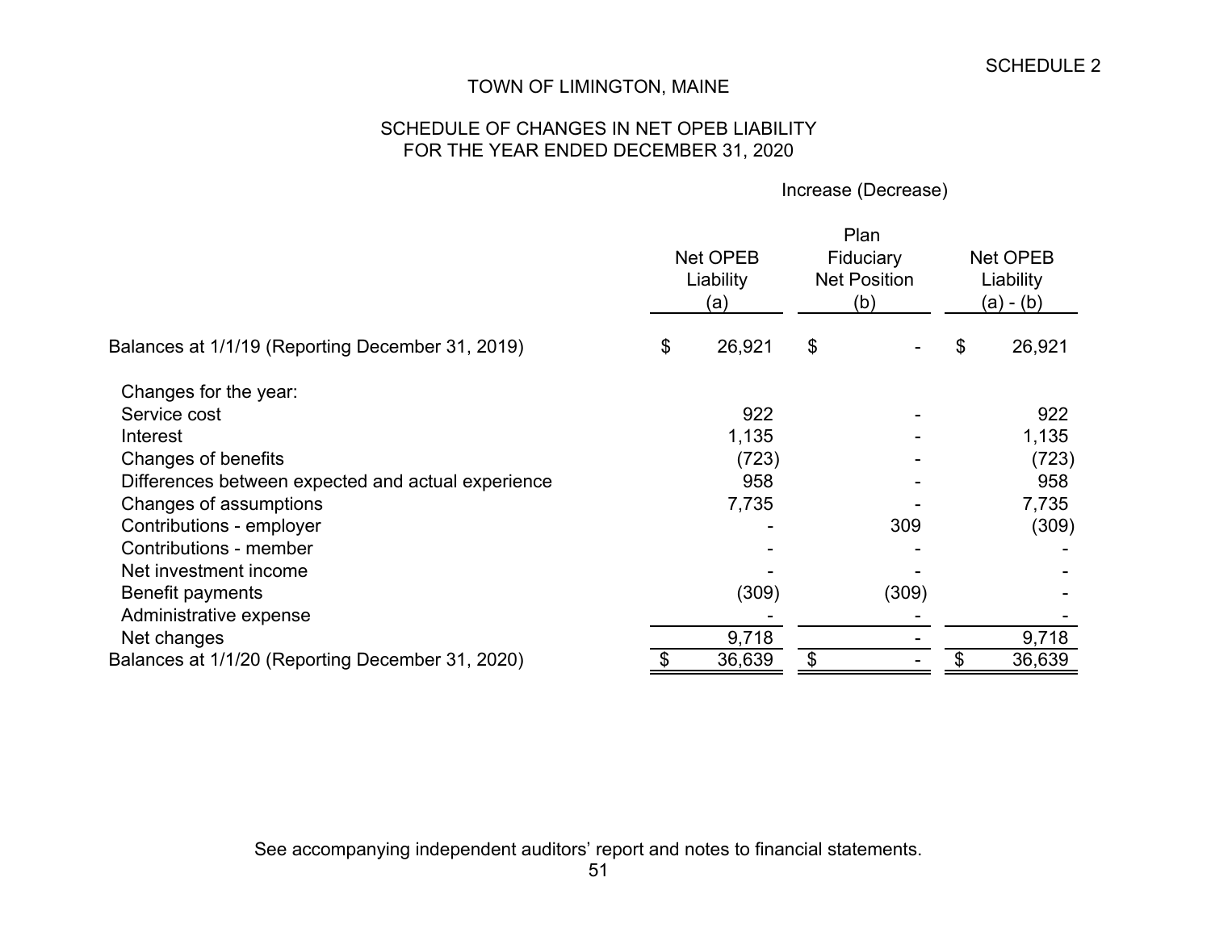SCHEDULE 2

# TOWN OF LIMINGTON, MAINE

## SCHEDULE OF CHANGES IN NET OPEB LIABILITY FOR THE YEAR ENDED DECEMBER 31, 2020

| | Increase (Decrease) | | |
|---|---|---|---|
| | Net OPEB Liability (a) | Plan Fiduciary Net Position (b) | Net OPEB Liability (a) - (b) |
| Balances at 1/1/19 (Reporting December 31, 2019) | $ 26,921 | $ - | $ 26,921 |
| Changes for the year: | | | |
| Service cost | 922 | - | 922 |
| Interest | 1,135 | - | 1,135 |
| Changes of benefits | (723) | - | (723) |
| Differences between expected and actual experience | 958 | - | 958 |
| Changes of assumptions | 7,735 | - | 7,735 |
| Contributions - employer | - | 309 | (309) |
| Contributions - member | - | - | - |
| Net investment income | - | - | - |
| Benefit payments | (309) | (309) | - |
| Administrative expense | - | - | - |
| Net changes | 9,718 | - | 9,718 |
| Balances at 1/1/20 (Reporting December 31, 2020) | $ 36,639 | $ - | $ 36,639 |

See accompanying independent auditors' report and notes to financial statements.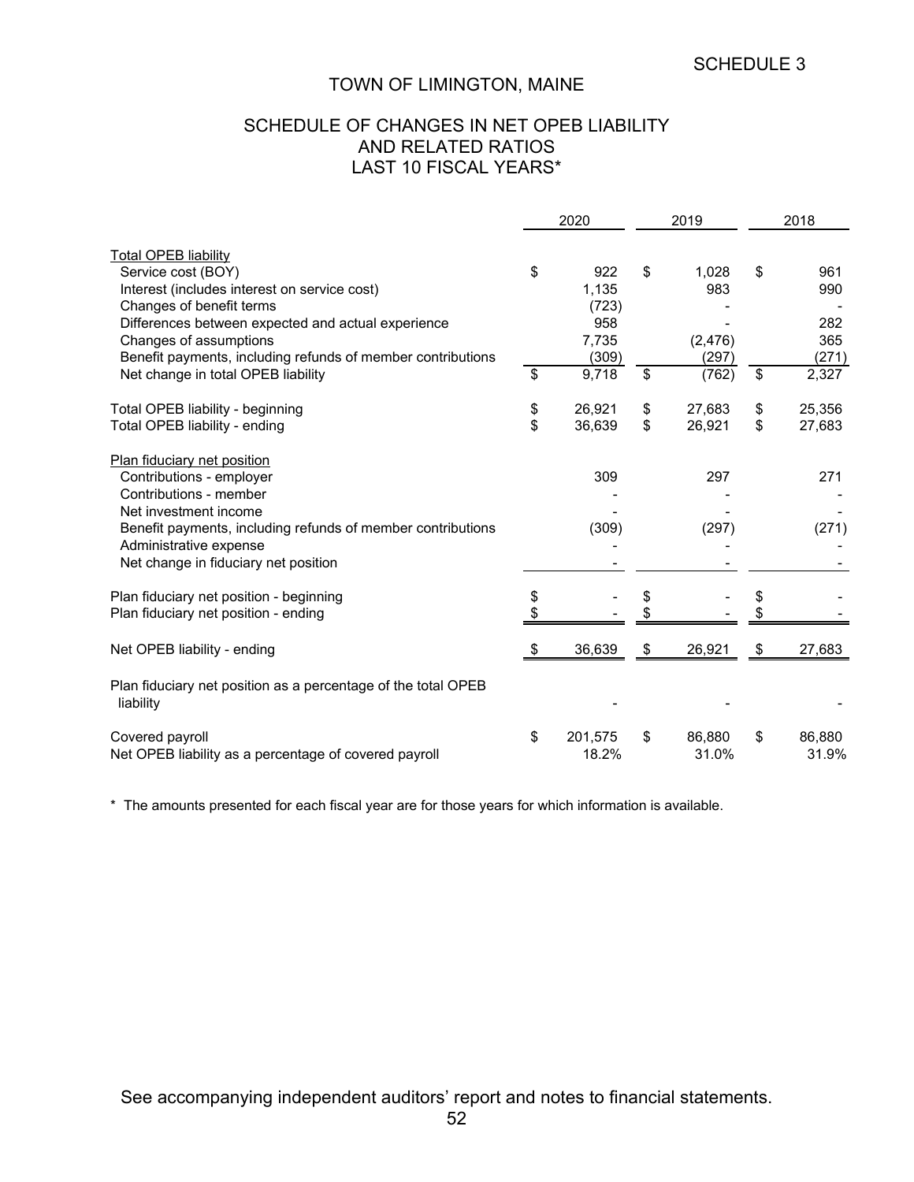SCHEDULE 3

# TOWN OF LIMINGTON, MAINE

## SCHEDULE OF CHANGES IN NET OPEB LIABILITY AND RELATED RATIOS LAST 10 FISCAL YEARS*

| | 2020 | 2019 | 2018 |
|---|---|---|---|
| **Total OPEB liability** | | | |
| Service cost (BOY) | $ 922 | $ 1,028 | $ 961 |
| Interest (includes interest on service cost) | 1,135 | 983 | 990 |
| Changes of benefit terms | (723) | - | - |
| Differences between expected and actual experience | 958 | - | 282 |
| Changes of assumptions | 7,735 | (2,476) | 365 |
| Benefit payments, including refunds of member contributions | (309) | (297) | (271) |
| Net change in total OPEB liability | $ 9,718 | $ (762) | $ 2,327 |
| | | | |
| Total OPEB liability - beginning | $ 26,921 | $ 27,683 | $ 25,356 |
| Total OPEB liability - ending | $ 36,639 | $ 26,921 | $ 27,683 |
| | | | |
| **Plan fiduciary net position** | | | |
| Contributions - employer | 309 | 297 | 271 |
| Contributions - member | - | - | - |
| Net investment income | - | - | - |
| Benefit payments, including refunds of member contributions | (309) | (297) | (271) |
| Administrative expense | - | - | - |
| Net change in fiduciary net position | - | - | - |
| | | | |
| Plan fiduciary net position - beginning | $ - | $ - | $ - |
| Plan fiduciary net position - ending | $ - | $ - | $ - |
| | | | |
| Net OPEB liability - ending | $ 36,639 | $ 26,921 | $ 27,683 |
| | | | |
| Plan fiduciary net position as a percentage of the total OPEB liability | - | - | - |
| | | | |
| Covered payroll | $ 201,575 | $ 86,880 | $ 86,880 |
| Net OPEB liability as a percentage of covered payroll | 18.2% | 31.0% | 31.9% |

* The amounts presented for each fiscal year are for those years for which information is available.

See accompanying independent auditors' report and notes to financial statements.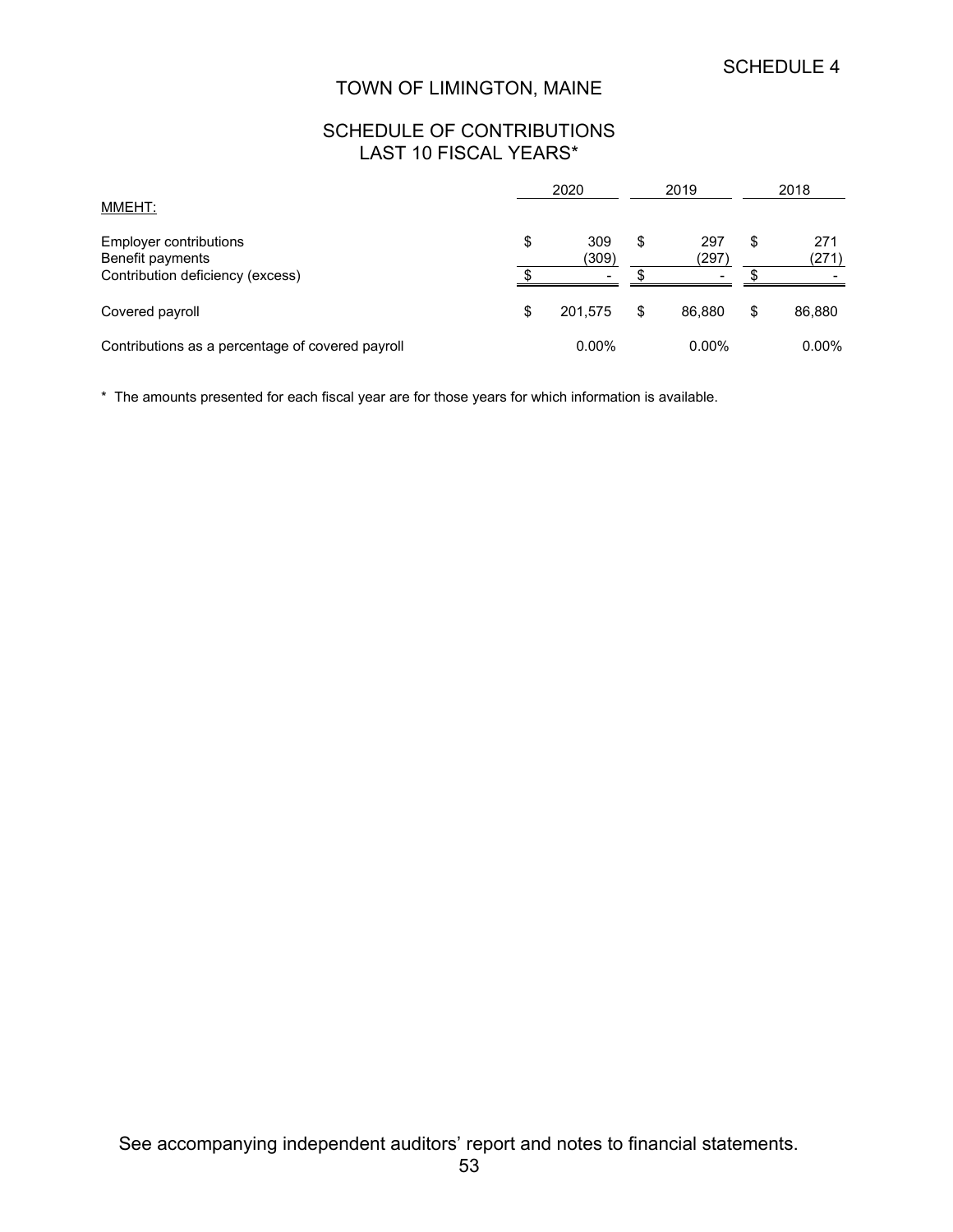SCHEDULE 4

# TOWN OF LIMINGTON, MAINE

## SCHEDULE OF CONTRIBUTIONS
## LAST 10 FISCAL YEARS*

| | 2020 | 2019 | 2018 |
|---|---|---|---|
| MMEHT: | | | |
| Employer contributions | $ 309 | $ 297 | $ 271 |
| Benefit payments | (309) | (297) | (271) |
| Contribution deficiency (excess) | $ - | $ - | $ - |
| Covered payroll | $ 201,575 | $ 86,880 | $ 86,880 |
| Contributions as a percentage of covered payroll | 0.00% | 0.00% | 0.00% |

* The amounts presented for each fiscal year are for those years for which information is available.

See accompanying independent auditors' report and notes to financial statements.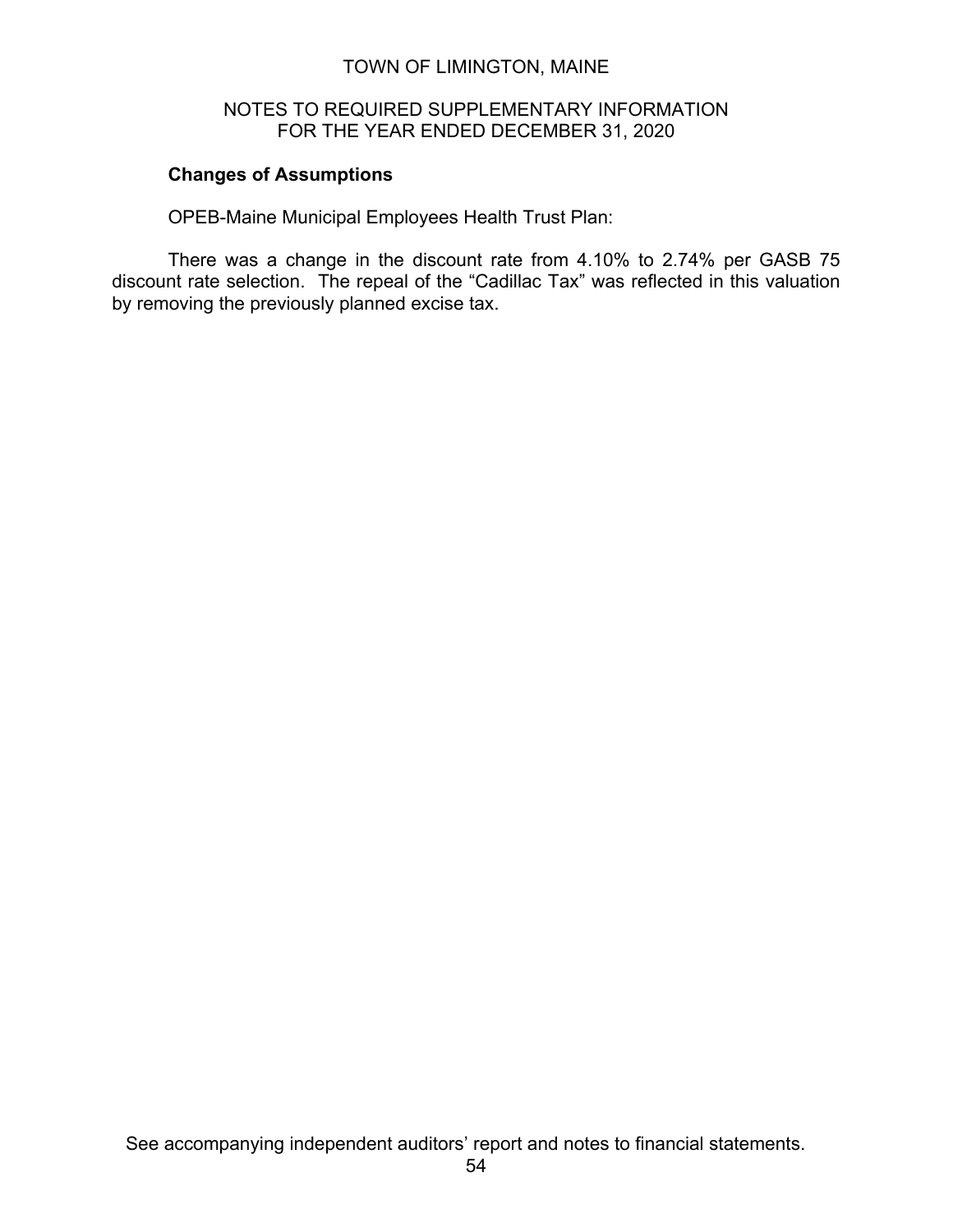TOWN OF LIMINGTON, MAINE

NOTES TO REQUIRED SUPPLEMENTARY INFORMATION
FOR THE YEAR ENDED DECEMBER 31, 2020

**Changes of Assumptions**

OPEB-Maine Municipal Employees Health Trust Plan:

There was a change in the discount rate from 4.10% to 2.74% per GASB 75 discount rate selection. The repeal of the “Cadillac Tax” was reflected in this valuation by removing the previously planned excise tax.

See accompanying independent auditors’ report and notes to financial statements.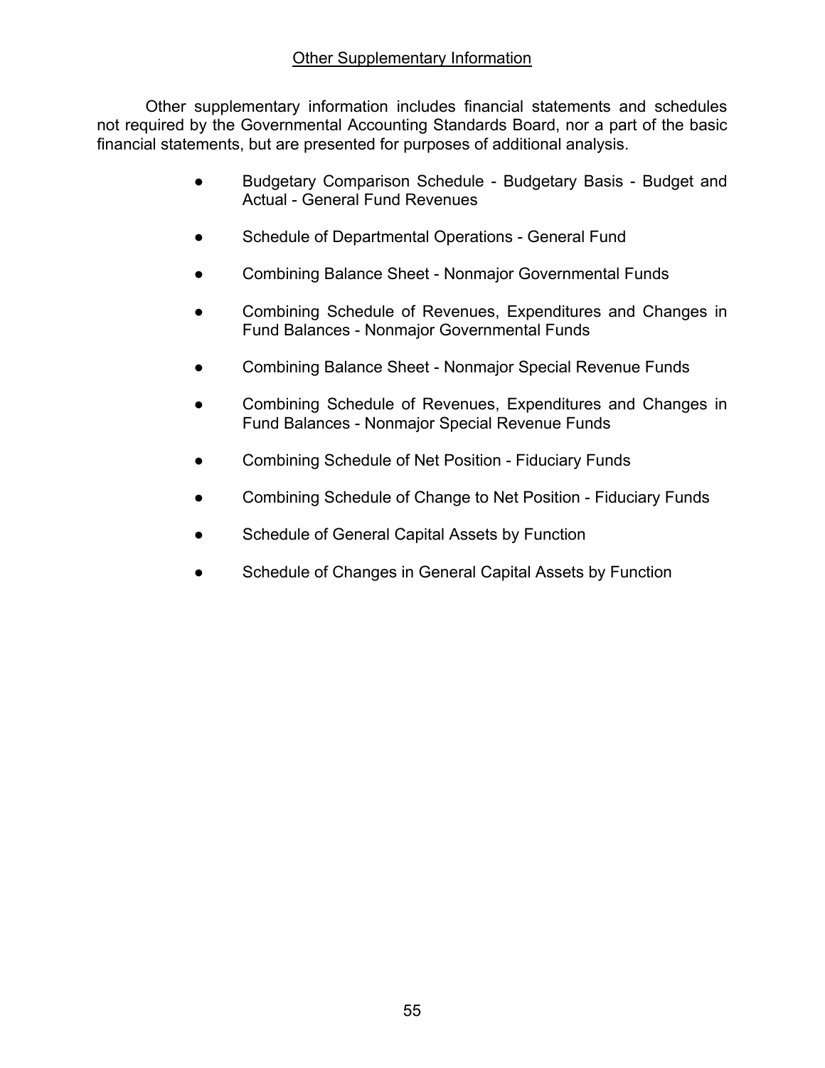## Other Supplementary Information

Other supplementary information includes financial statements and schedules not required by the Governmental Accounting Standards Board, nor a part of the basic financial statements, but are presented for purposes of additional analysis.

- Budgetary Comparison Schedule - Budgetary Basis - Budget and Actual - General Fund Revenues
- Schedule of Departmental Operations - General Fund
- Combining Balance Sheet - Nonmajor Governmental Funds
- Combining Schedule of Revenues, Expenditures and Changes in Fund Balances - Nonmajor Governmental Funds
- Combining Balance Sheet - Nonmajor Special Revenue Funds
- Combining Schedule of Revenues, Expenditures and Changes in Fund Balances - Nonmajor Special Revenue Funds
- Combining Schedule of Net Position - Fiduciary Funds
- Combining Schedule of Change to Net Position - Fiduciary Funds
- Schedule of General Capital Assets by Function
- Schedule of Changes in General Capital Assets by Function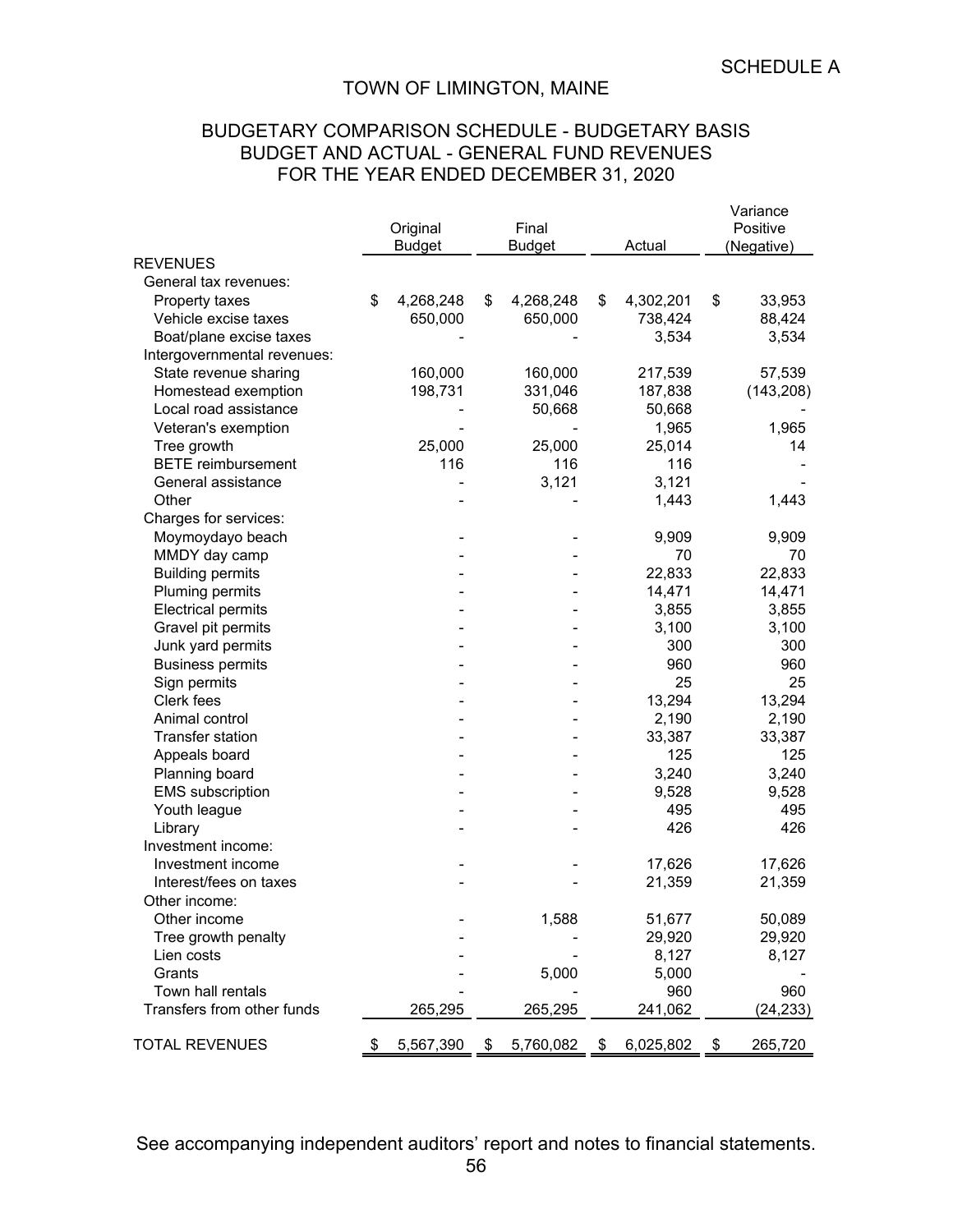SCHEDULE A

# TOWN OF LIMINGTON, MAINE

## BUDGETARY COMPARISON SCHEDULE - BUDGETARY BASIS
## BUDGET AND ACTUAL - GENERAL FUND REVENUES
## FOR THE YEAR ENDED DECEMBER 31, 2020

| | Original Budget | Final Budget | Actual | Variance Positive (Negative) |
|---|---|---|---|---|
| REVENUES | | | | |
| General tax revenues: | | | | |
| Property taxes | $ 4,268,248 | $ 4,268,248 | $ 4,302,201 | $ 33,953 |
| Vehicle excise taxes | 650,000 | 650,000 | 738,424 | 88,424 |
| Boat/plane excise taxes | - | - | 3,534 | 3,534 |
| Intergovernmental revenues: | | | | |
| State revenue sharing | 160,000 | 160,000 | 217,539 | 57,539 |
| Homestead exemption | 198,731 | 331,046 | 187,838 | (143,208) |
| Local road assistance | - | 50,668 | 50,668 | - |
| Veteran's exemption | - | - | 1,965 | 1,965 |
| Tree growth | 25,000 | 25,000 | 25,014 | 14 |
| BETE reimbursement | 116 | 116 | 116 | - |
| General assistance | - | 3,121 | 3,121 | - |
| Other | - | - | 1,443 | 1,443 |
| Charges for services: | | | | |
| Moymoydayo beach | - | - | 9,909 | 9,909 |
| MMDY day camp | - | - | 70 | 70 |
| Building permits | - | - | 22,833 | 22,833 |
| Pluming permits | - | - | 14,471 | 14,471 |
| Electrical permits | - | - | 3,855 | 3,855 |
| Gravel pit permits | - | - | 3,100 | 3,100 |
| Junk yard permits | - | - | 300 | 300 |
| Business permits | - | - | 960 | 960 |
| Sign permits | - | - | 25 | 25 |
| Clerk fees | - | - | 13,294 | 13,294 |
| Animal control | - | - | 2,190 | 2,190 |
| Transfer station | - | - | 33,387 | 33,387 |
| Appeals board | - | - | 125 | 125 |
| Planning board | - | - | 3,240 | 3,240 |
| EMS subscription | - | - | 9,528 | 9,528 |
| Youth league | - | - | 495 | 495 |
| Library | - | - | 426 | 426 |
| Investment income: | | | | |
| Investment income | - | - | 17,626 | 17,626 |
| Interest/fees on taxes | - | - | 21,359 | 21,359 |
| Other income: | | | | |
| Other income | - | 1,588 | 51,677 | 50,089 |
| Tree growth penalty | - | - | 29,920 | 29,920 |
| Lien costs | - | - | 8,127 | 8,127 |
| Grants | - | 5,000 | 5,000 | - |
| Town hall rentals | - | - | 960 | 960 |
| Transfers from other funds | 265,295 | 265,295 | 241,062 | (24,233) |
| TOTAL REVENUES | $ 5,567,390 | $ 5,760,082 | $ 6,025,802 | $ 265,720 |

See accompanying independent auditors' report and notes to financial statements.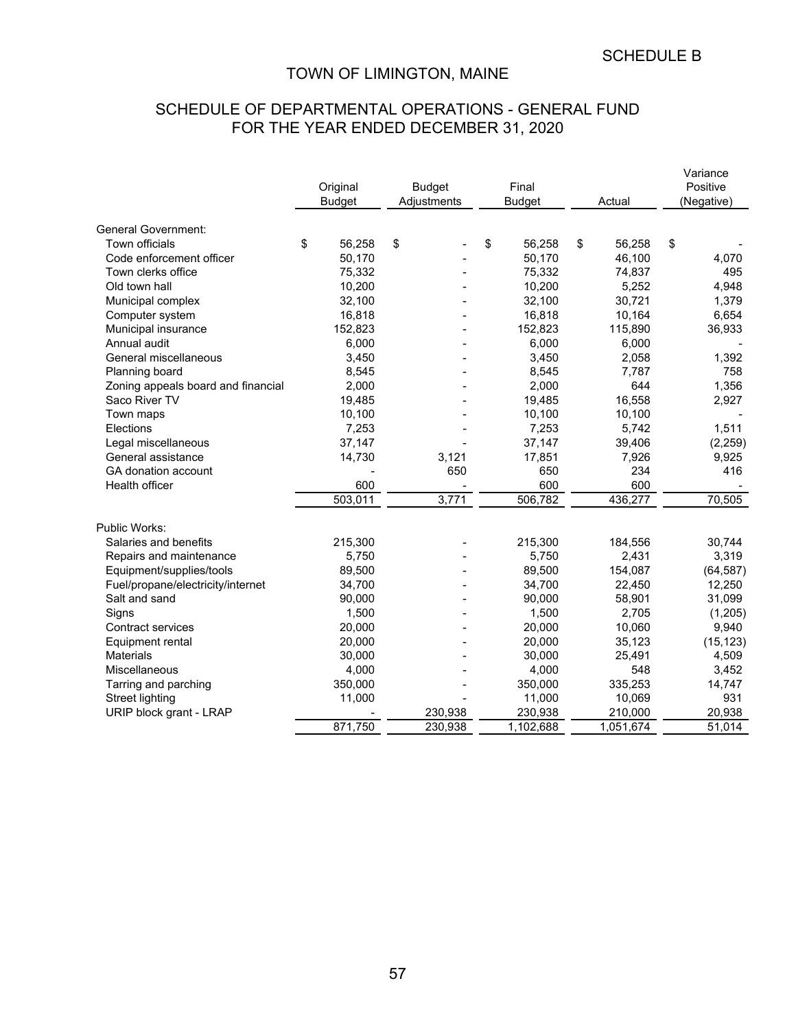SCHEDULE B

# TOWN OF LIMINGTON, MAINE

## SCHEDULE OF DEPARTMENTAL OPERATIONS - GENERAL FUND
## FOR THE YEAR ENDED DECEMBER 31, 2020

| | Original Budget | Budget Adjustments | Final Budget | Actual | Variance Positive (Negative) |
|---|---|---|---|---|---|
| General Government: | | | | | |
| Town officials | $ 56,258 | $ - | $ 56,258 | $ 56,258 | $ - |
| Code enforcement officer | 50,170 | - | 50,170 | 46,100 | 4,070 |
| Town clerks office | 75,332 | - | 75,332 | 74,837 | 495 |
| Old town hall | 10,200 | - | 10,200 | 5,252 | 4,948 |
| Municipal complex | 32,100 | - | 32,100 | 30,721 | 1,379 |
| Computer system | 16,818 | - | 16,818 | 10,164 | 6,654 |
| Municipal insurance | 152,823 | - | 152,823 | 115,890 | 36,933 |
| Annual audit | 6,000 | - | 6,000 | 6,000 | - |
| General miscellaneous | 3,450 | - | 3,450 | 2,058 | 1,392 |
| Planning board | 8,545 | - | 8,545 | 7,787 | 758 |
| Zoning appeals board and financial | 2,000 | - | 2,000 | 644 | 1,356 |
| Saco River TV | 19,485 | - | 19,485 | 16,558 | 2,927 |
| Town maps | 10,100 | - | 10,100 | 10,100 | - |
| Elections | 7,253 | - | 7,253 | 5,742 | 1,511 |
| Legal miscellaneous | 37,147 | - | 37,147 | 39,406 | (2,259) |
| General assistance | 14,730 | 3,121 | 17,851 | 7,926 | 9,925 |
| GA donation account | - | 650 | 650 | 234 | 416 |
| Health officer | 600 | - | 600 | 600 | - |
| | 503,011 | 3,771 | 506,782 | 436,277 | 70,505 |
| Public Works: | | | | | |
| Salaries and benefits | 215,300 | - | 215,300 | 184,556 | 30,744 |
| Repairs and maintenance | 5,750 | - | 5,750 | 2,431 | 3,319 |
| Equipment/supplies/tools | 89,500 | - | 89,500 | 154,087 | (64,587) |
| Fuel/propane/electricity/internet | 34,700 | - | 34,700 | 22,450 | 12,250 |
| Salt and sand | 90,000 | - | 90,000 | 58,901 | 31,099 |
| Signs | 1,500 | - | 1,500 | 2,705 | (1,205) |
| Contract services | 20,000 | - | 20,000 | 10,060 | 9,940 |
| Equipment rental | 20,000 | - | 20,000 | 35,123 | (15,123) |
| Materials | 30,000 | - | 30,000 | 25,491 | 4,509 |
| Miscellaneous | 4,000 | - | 4,000 | 548 | 3,452 |
| Tarring and parching | 350,000 | - | 350,000 | 335,253 | 14,747 |
| Street lighting | 11,000 | - | 11,000 | 10,069 | 931 |
| URIP block grant - LRAP | - | 230,938 | 230,938 | 210,000 | 20,938 |
| | 871,750 | 230,938 | 1,102,688 | 1,051,674 | 51,014 |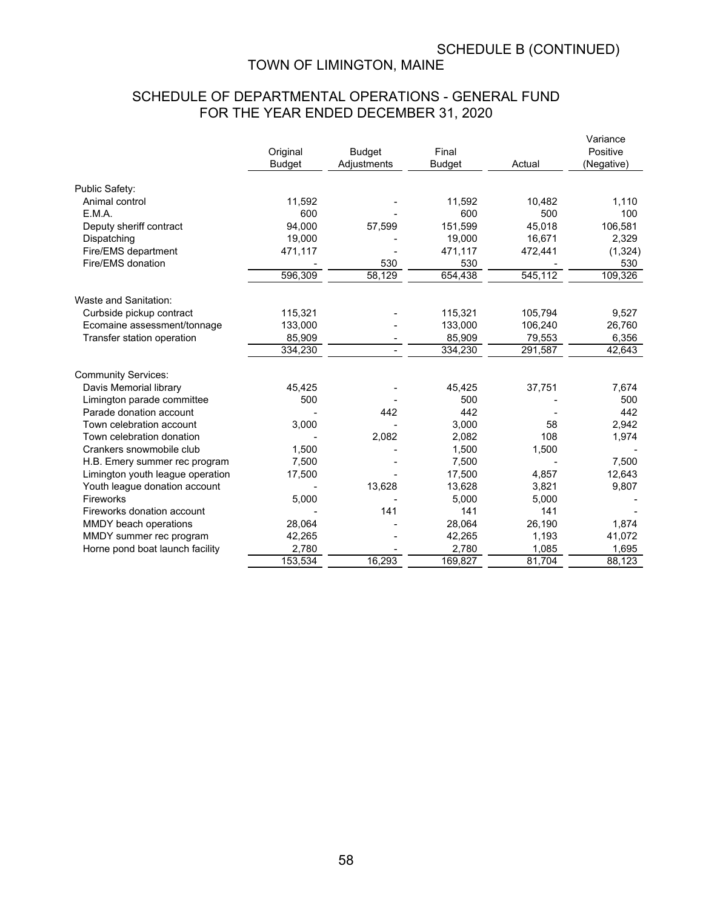SCHEDULE B (CONTINUED)

# TOWN OF LIMINGTON, MAINE

## SCHEDULE OF DEPARTMENTAL OPERATIONS - GENERAL FUND
## FOR THE YEAR ENDED DECEMBER 31, 2020

| | Original Budget | Budget Adjustments | Final Budget | Actual | Variance Positive (Negative) |
|---|---|---|---|---|---|
| Public Safety: | | | | | |
| Animal control | 11,592 | - | 11,592 | 10,482 | 1,110 |
| E.M.A. | 600 | - | 600 | 500 | 100 |
| Deputy sheriff contract | 94,000 | 57,599 | 151,599 | 45,018 | 106,581 |
| Dispatching | 19,000 | - | 19,000 | 16,671 | 2,329 |
| Fire/EMS department | 471,117 | - | 471,117 | 472,441 | (1,324) |
| Fire/EMS donation | - | 530 | 530 | - | 530 |
| | 596,309 | 58,129 | 654,438 | 545,112 | 109,326 |
| Waste and Sanitation: | | | | | |
| Curbside pickup contract | 115,321 | - | 115,321 | 105,794 | 9,527 |
| Ecomaine assessment/tonnage | 133,000 | - | 133,000 | 106,240 | 26,760 |
| Transfer station operation | 85,909 | - | 85,909 | 79,553 | 6,356 |
| | 334,230 | - | 334,230 | 291,587 | 42,643 |
| Community Services: | | | | | |
| Davis Memorial library | 45,425 | - | 45,425 | 37,751 | 7,674 |
| Limington parade committee | 500 | - | 500 | - | 500 |
| Parade donation account | - | 442 | 442 | - | 442 |
| Town celebration account | 3,000 | - | 3,000 | 58 | 2,942 |
| Town celebration donation | - | 2,082 | 2,082 | 108 | 1,974 |
| Crankers snowmobile club | 1,500 | - | 1,500 | 1,500 | - |
| H.B. Emery summer rec program | 7,500 | - | 7,500 | - | 7,500 |
| Limington youth league operation | 17,500 | - | 17,500 | 4,857 | 12,643 |
| Youth league donation account | - | 13,628 | 13,628 | 3,821 | 9,807 |
| Fireworks | 5,000 | - | 5,000 | 5,000 | - |
| Fireworks donation account | - | 141 | 141 | 141 | - |
| MMDY beach operations | 28,064 | - | 28,064 | 26,190 | 1,874 |
| MMDY summer rec program | 42,265 | - | 42,265 | 1,193 | 41,072 |
| Horne pond boat launch facility | 2,780 | - | 2,780 | 1,085 | 1,695 |
| | 153,534 | 16,293 | 169,827 | 81,704 | 88,123 |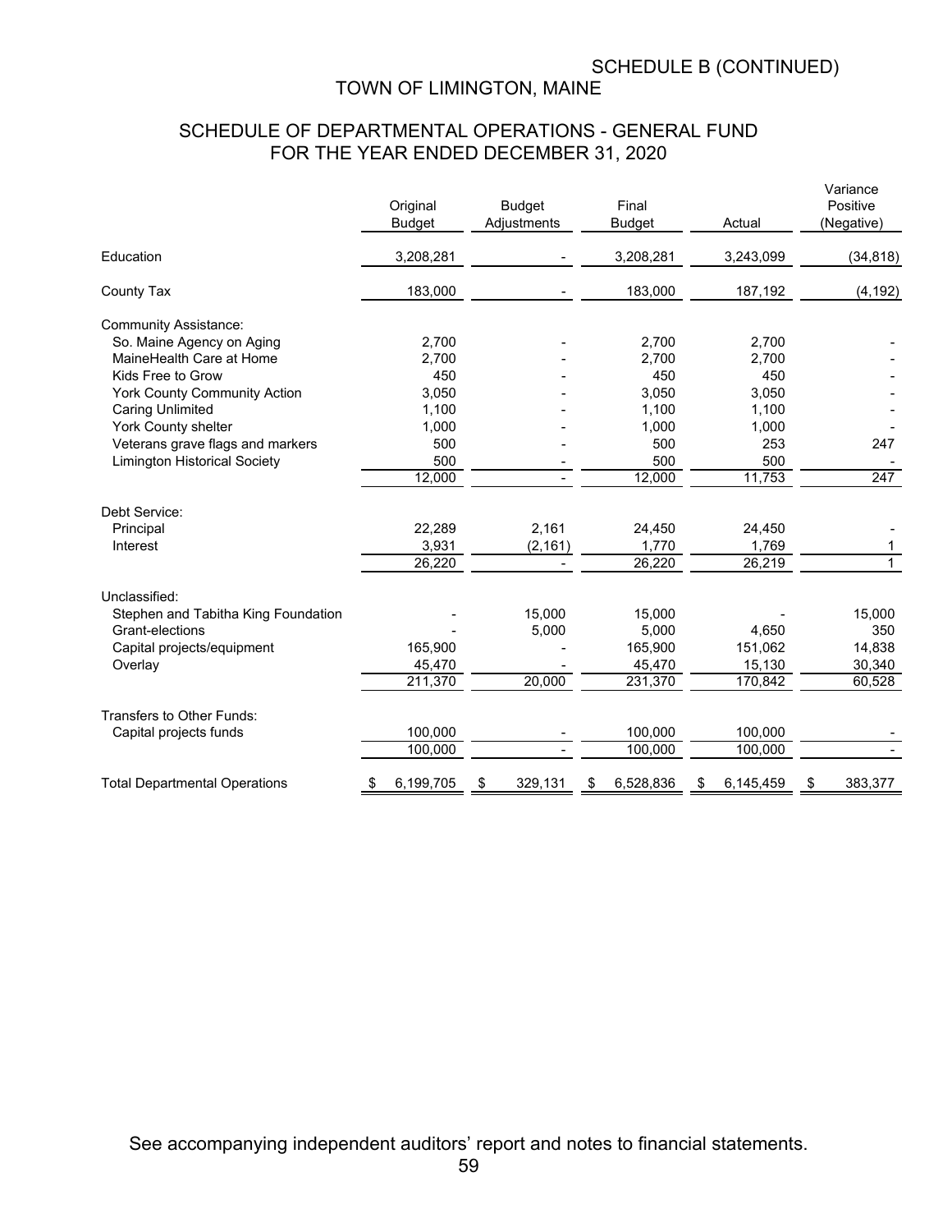SCHEDULE B (CONTINUED)

# TOWN OF LIMINGTON, MAINE

## SCHEDULE OF DEPARTMENTAL OPERATIONS - GENERAL FUND
## FOR THE YEAR ENDED DECEMBER 31, 2020

| | Original Budget | Budget Adjustments | Final Budget | Actual | Variance Positive (Negative) |
|---|---|---|---|---|---|
| Education | 3,208,281 | - | 3,208,281 | 3,243,099 | (34,818) |
| County Tax | 183,000 | - | 183,000 | 187,192 | (4,192) |
| Community Assistance: | | | | | |
| So. Maine Agency on Aging | 2,700 | - | 2,700 | 2,700 | - |
| MaineHealth Care at Home | 2,700 | - | 2,700 | 2,700 | - |
| Kids Free to Grow | 450 | - | 450 | 450 | - |
| York County Community Action | 3,050 | - | 3,050 | 3,050 | - |
| Caring Unlimited | 1,100 | - | 1,100 | 1,100 | - |
| York County shelter | 1,000 | - | 1,000 | 1,000 | - |
| Veterans grave flags and markers | 500 | - | 500 | 253 | 247 |
| Limington Historical Society | 500 | - | 500 | 500 | - |
| | 12,000 | - | 12,000 | 11,753 | 247 |
| Debt Service: | | | | | |
| Principal | 22,289 | 2,161 | 24,450 | 24,450 | - |
| Interest | 3,931 | (2,161) | 1,770 | 1,769 | 1 |
| | 26,220 | - | 26,220 | 26,219 | 1 |
| Unclassified: | | | | | |
| Stephen and Tabitha King Foundation | - | 15,000 | 15,000 | - | 15,000 |
| Grant-elections | - | 5,000 | 5,000 | 4,650 | 350 |
| Capital projects/equipment | 165,900 | - | 165,900 | 151,062 | 14,838 |
| Overlay | 45,470 | - | 45,470 | 15,130 | 30,340 |
| | 211,370 | 20,000 | 231,370 | 170,842 | 60,528 |
| Transfers to Other Funds: | | | | | |
| Capital projects funds | 100,000 | - | 100,000 | 100,000 | - |
| | 100,000 | - | 100,000 | 100,000 | - |
| Total Departmental Operations | $ 6,199,705 | $ 329,131 | $ 6,528,836 | $ 6,145,459 | $ 383,377 |

See accompanying independent auditors' report and notes to financial statements.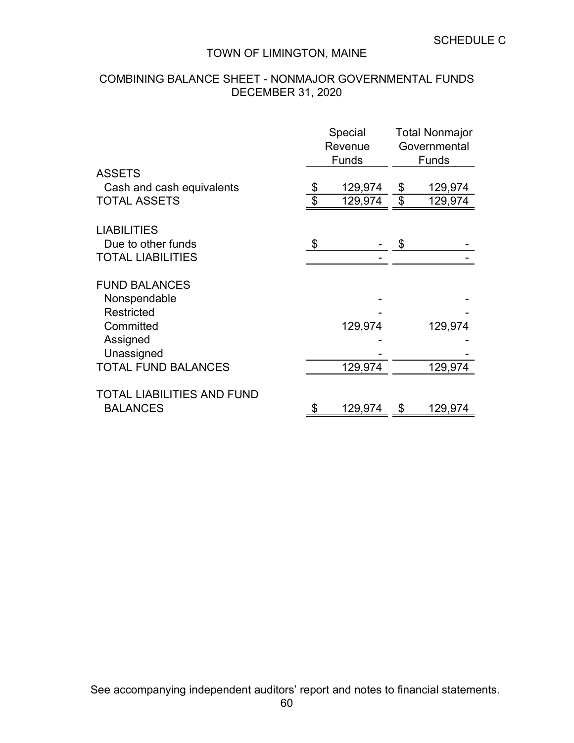SCHEDULE C

# TOWN OF LIMINGTON, MAINE

## COMBINING BALANCE SHEET - NONMAJOR GOVERNMENTAL FUNDS
## DECEMBER 31, 2020

| | Special Revenue Funds | Total Nonmajor Governmental Funds |
|---|---|---|
| **ASSETS** | | |
| Cash and cash equivalents | $ 129,974 | $ 129,974 |
| TOTAL ASSETS | $ 129,974 | $ 129,974 |
| | | |
| **LIABILITIES** | | |
| Due to other funds | $ - | $ - |
| TOTAL LIABILITIES | - | - |
| | | |
| **FUND BALANCES** | | |
| Nonspendable | - | - |
| Restricted | - | - |
| Committed | 129,974 | 129,974 |
| Assigned | - | - |
| Unassigned | - | - |
| TOTAL FUND BALANCES | 129,974 | 129,974 |
| | | |
| TOTAL LIABILITIES AND FUND BALANCES | $ 129,974 | $ 129,974 |

See accompanying independent auditors' report and notes to financial statements.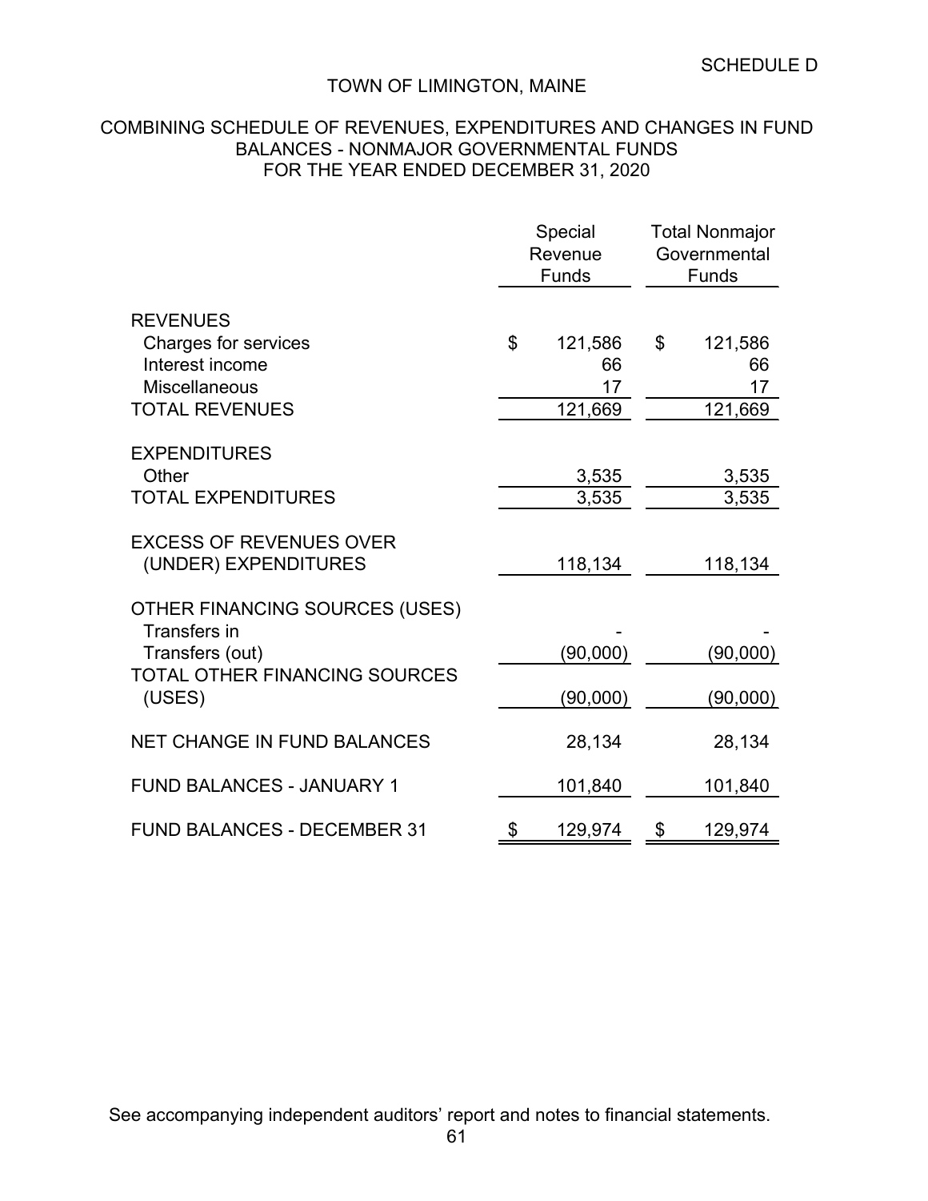SCHEDULE D

# TOWN OF LIMINGTON, MAINE

## COMBINING SCHEDULE OF REVENUES, EXPENDITURES AND CHANGES IN FUND BALANCES - NONMAJOR GOVERNMENTAL FUNDS FOR THE YEAR ENDED DECEMBER 31, 2020

| | Special Revenue Funds | Total Nonmajor Governmental Funds |
|---|---|---|
| REVENUES | | |
| Charges for services | $ 121,586 | $ 121,586 |
| Interest income | 66 | 66 |
| Miscellaneous | 17 | 17 |
| TOTAL REVENUES | 121,669 | 121,669 |
| EXPENDITURES | | |
| Other | 3,535 | 3,535 |
| TOTAL EXPENDITURES | 3,535 | 3,535 |
| EXCESS OF REVENUES OVER (UNDER) EXPENDITURES | 118,134 | 118,134 |
| OTHER FINANCING SOURCES (USES) | | |
| Transfers in | - | - |
| Transfers (out) | (90,000) | (90,000) |
| TOTAL OTHER FINANCING SOURCES (USES) | (90,000) | (90,000) |
| NET CHANGE IN FUND BALANCES | 28,134 | 28,134 |
| FUND BALANCES - JANUARY 1 | 101,840 | 101,840 |
| FUND BALANCES - DECEMBER 31 | $ 129,974 | $ 129,974 |

See accompanying independent auditors' report and notes to financial statements.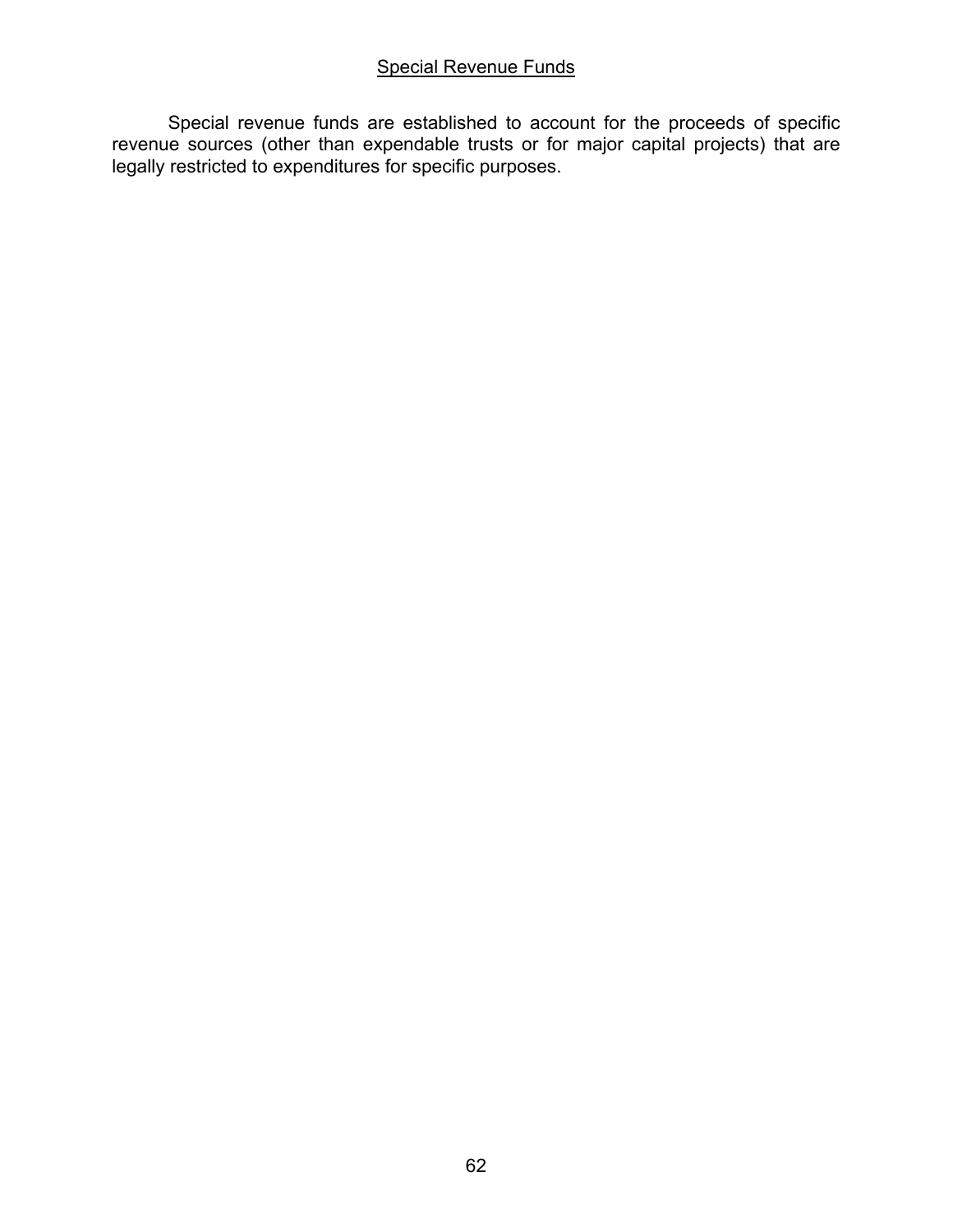## Special Revenue Funds

Special revenue funds are established to account for the proceeds of specific revenue sources (other than expendable trusts or for major capital projects) that are legally restricted to expenditures for specific purposes.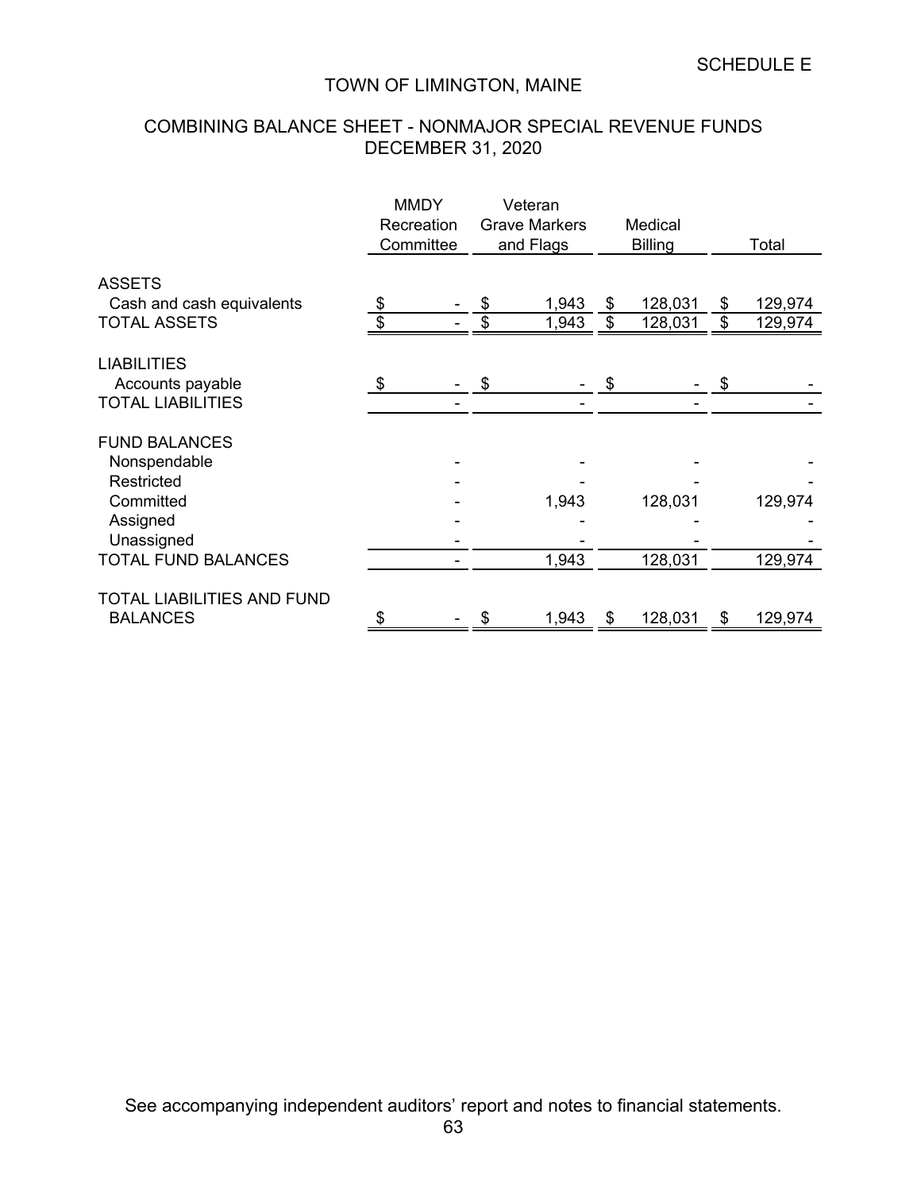SCHEDULE E

# TOWN OF LIMINGTON, MAINE

## COMBINING BALANCE SHEET - NONMAJOR SPECIAL REVENUE FUNDS
## DECEMBER 31, 2020

| | MMDY Recreation Committee | Veteran Grave Markers and Flags | Medical Billing | Total |
|---|---|---|---|---|
| **ASSETS** | | | | |
| Cash and cash equivalents | $ - | $ 1,943 | $ 128,031 | $ 129,974 |
| TOTAL ASSETS | $ - | $ 1,943 | $ 128,031 | $ 129,974 |
| **LIABILITIES** | | | | |
| Accounts payable | $ - | $ - | $ - | $ - |
| TOTAL LIABILITIES | - | - | - | - |
| **FUND BALANCES** | | | | |
| Nonspendable | - | - | - | - |
| Restricted | - | - | - | - |
| Committed | - | 1,943 | 128,031 | 129,974 |
| Assigned | - | - | - | - |
| Unassigned | - | - | - | - |
| TOTAL FUND BALANCES | - | 1,943 | 128,031 | 129,974 |
| TOTAL LIABILITIES AND FUND BALANCES | $ - | $ 1,943 | $ 128,031 | $ 129,974 |

See accompanying independent auditors' report and notes to financial statements.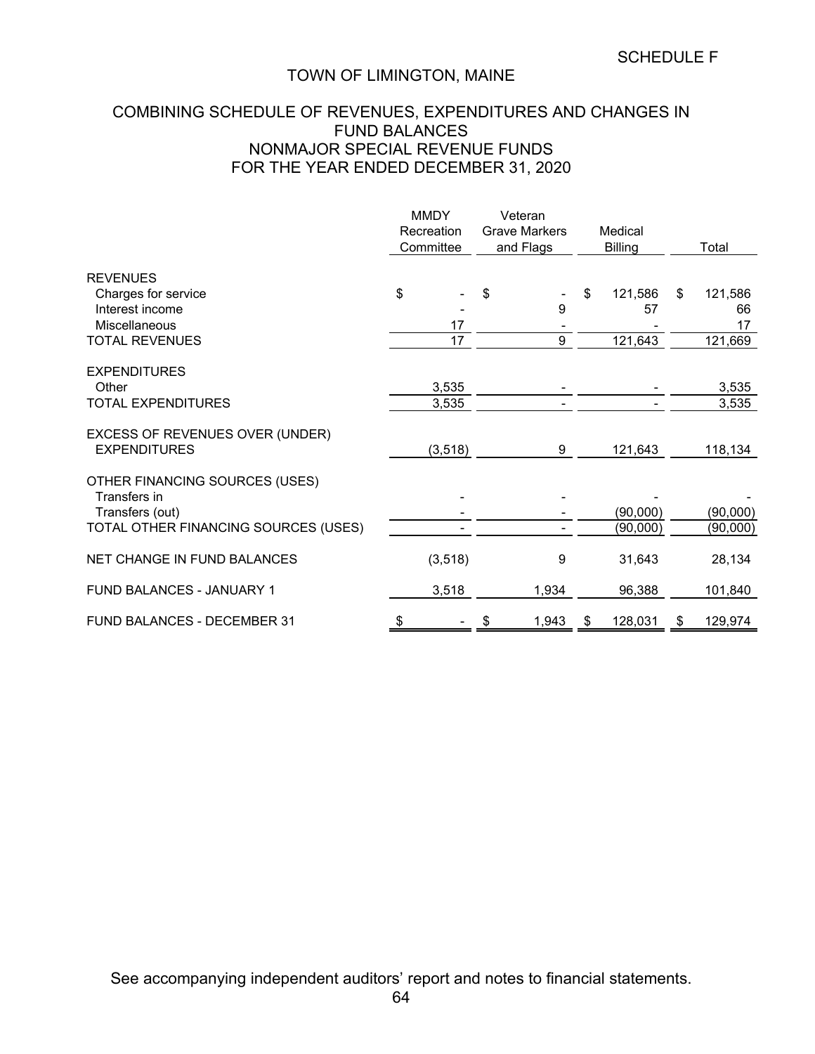SCHEDULE F

# TOWN OF LIMINGTON, MAINE

## COMBINING SCHEDULE OF REVENUES, EXPENDITURES AND CHANGES IN FUND BALANCES
## NONMAJOR SPECIAL REVENUE FUNDS
## FOR THE YEAR ENDED DECEMBER 31, 2020

| | MMDY Recreation Committee | Veteran Grave Markers and Flags | Medical Billing | Total |
|---|---|---|---|---|
| REVENUES | | | | |
| Charges for service | $ - | $ - | $ 121,586 | $ 121,586 |
| Interest income | - | 9 | 57 | 66 |
| Miscellaneous | 17 | - | - | 17 |
| TOTAL REVENUES | 17 | 9 | 121,643 | 121,669 |
| EXPENDITURES | | | | |
| Other | 3,535 | - | - | 3,535 |
| TOTAL EXPENDITURES | 3,535 | - | - | 3,535 |
| EXCESS OF REVENUES OVER (UNDER) EXPENDITURES | (3,518) | 9 | 121,643 | 118,134 |
| OTHER FINANCING SOURCES (USES) | | | | |
| Transfers in | - | - | - | - |
| Transfers (out) | - | - | (90,000) | (90,000) |
| TOTAL OTHER FINANCING SOURCES (USES) | - | - | (90,000) | (90,000) |
| NET CHANGE IN FUND BALANCES | (3,518) | 9 | 31,643 | 28,134 |
| FUND BALANCES - JANUARY 1 | 3,518 | 1,934 | 96,388 | 101,840 |
| FUND BALANCES - DECEMBER 31 | $ - | $ 1,943 | $ 128,031 | $ 129,974 |

See accompanying independent auditors' report and notes to financial statements.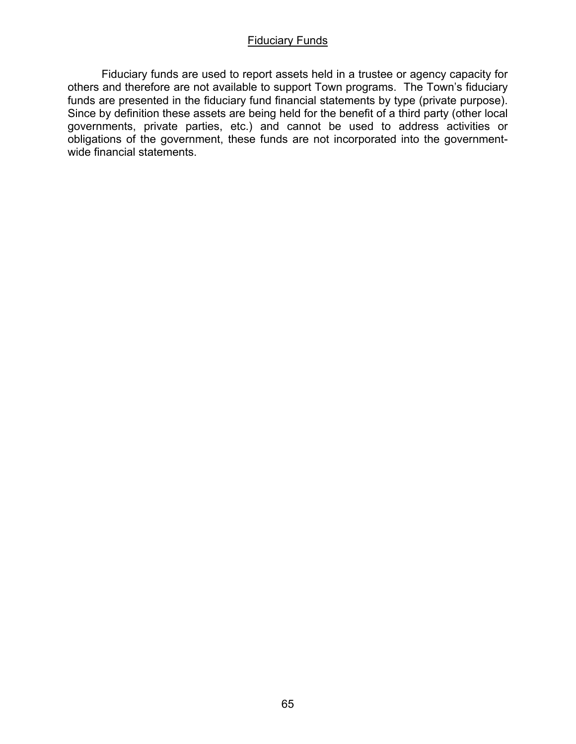## Fiduciary Funds

Fiduciary funds are used to report assets held in a trustee or agency capacity for others and therefore are not available to support Town programs. The Town's fiduciary funds are presented in the fiduciary fund financial statements by type (private purpose). Since by definition these assets are being held for the benefit of a third party (other local governments, private parties, etc.) and cannot be used to address activities or obligations of the government, these funds are not incorporated into the government-wide financial statements.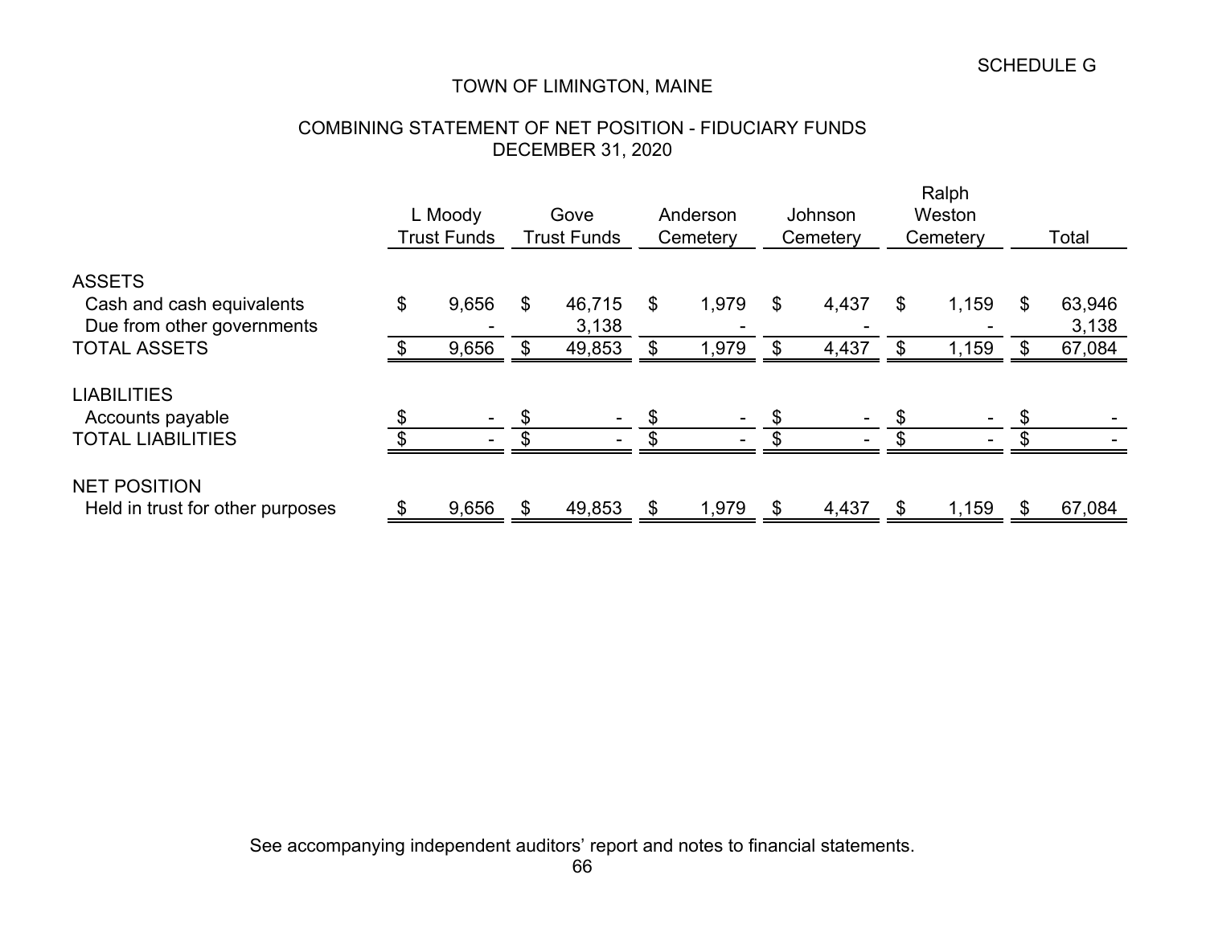SCHEDULE G

# TOWN OF LIMINGTON, MAINE

## COMBINING STATEMENT OF NET POSITION - FIDUCIARY FUNDS
## DECEMBER 31, 2020

| | L Moody Trust Funds | Gove Trust Funds | Anderson Cemetery | Johnson Cemetery | Ralph Weston Cemetery | Total |
|---|---|---|---|---|---|---|
| **ASSETS** | | | | | | |
| Cash and cash equivalents | $ 9,656 | $ 46,715 | $ 1,979 | $ 4,437 | $ 1,159 | $ 63,946 |
| Due from other governments | - | 3,138 | - | - | - | 3,138 |
| TOTAL ASSETS | $ 9,656 | $ 49,853 | $ 1,979 | $ 4,437 | $ 1,159 | $ 67,084 |
| **LIABILITIES** | | | | | | |
| Accounts payable | $ - | $ - | $ - | $ - | $ - | $ - |
| TOTAL LIABILITIES | $ - | $ - | $ - | $ - | $ - | $ - |
| **NET POSITION** | | | | | | |
| Held in trust for other purposes | $ 9,656 | $ 49,853 | $ 1,979 | $ 4,437 | $ 1,159 | $ 67,084 |

See accompanying independent auditors' report and notes to financial statements.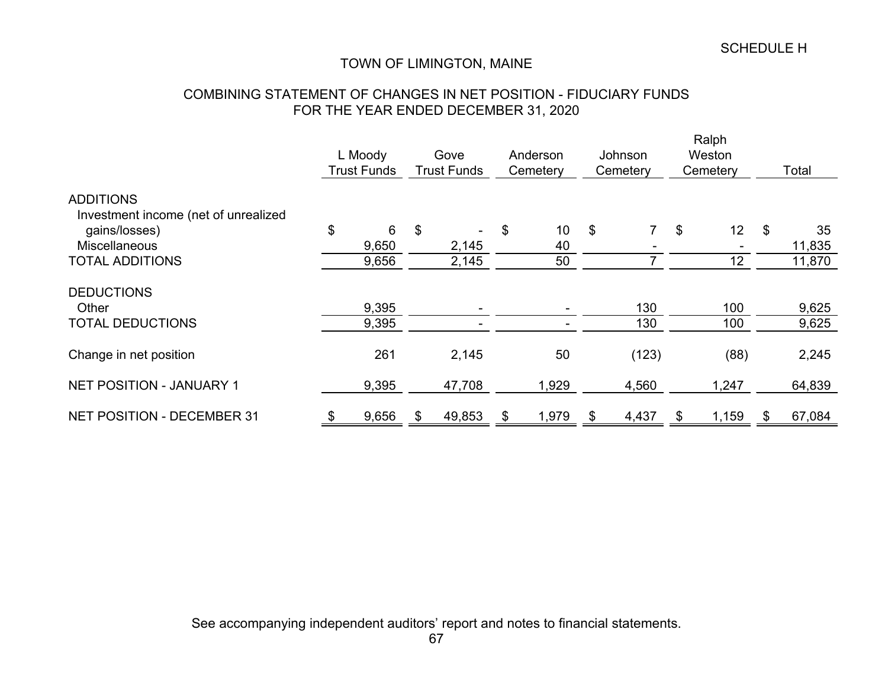SCHEDULE H

# TOWN OF LIMINGTON, MAINE

## COMBINING STATEMENT OF CHANGES IN NET POSITION - FIDUCIARY FUNDS
## FOR THE YEAR ENDED DECEMBER 31, 2020

| | L Moody Trust Funds | Gove Trust Funds | Anderson Cemetery | Johnson Cemetery | Ralph Weston Cemetery | Total |
|---|---|---|---|---|---|---|
| ADDITIONS | | | | | | |
| Investment income (net of unrealized gains/losses) | $ 6 | $ - | $ 10 | $ 7 | $ 12 | $ 35 |
| Miscellaneous | 9,650 | 2,145 | 40 | - | - | 11,835 |
| TOTAL ADDITIONS | 9,656 | 2,145 | 50 | 7 | 12 | 11,870 |
| DEDUCTIONS | | | | | | |
| Other | 9,395 | - | - | 130 | 100 | 9,625 |
| TOTAL DEDUCTIONS | 9,395 | - | - | 130 | 100 | 9,625 |
| Change in net position | 261 | 2,145 | 50 | (123) | (88) | 2,245 |
| NET POSITION - JANUARY 1 | 9,395 | 47,708 | 1,929 | 4,560 | 1,247 | 64,839 |
| NET POSITION - DECEMBER 31 | $ 9,656 | $ 49,853 | $ 1,979 | $ 4,437 | $ 1,159 | $ 67,084 |

See accompanying independent auditors' report and notes to financial statements.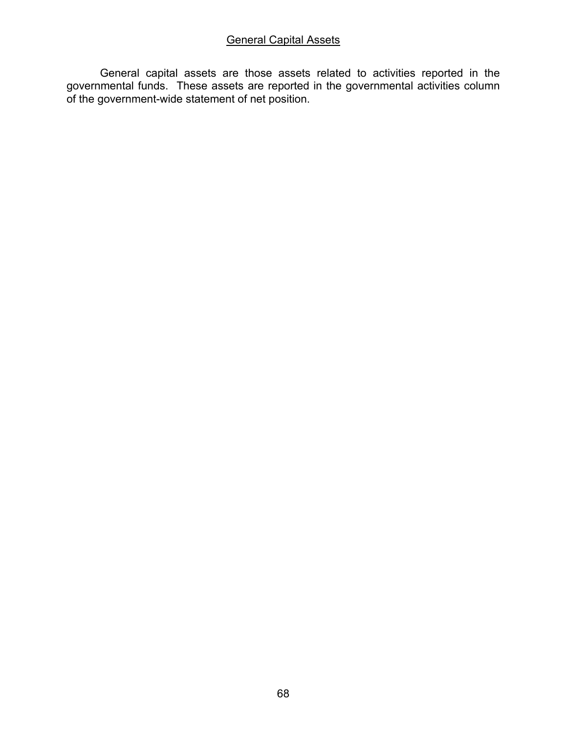## General Capital Assets

General capital assets are those assets related to activities reported in the governmental funds. These assets are reported in the governmental activities column of the government-wide statement of net position.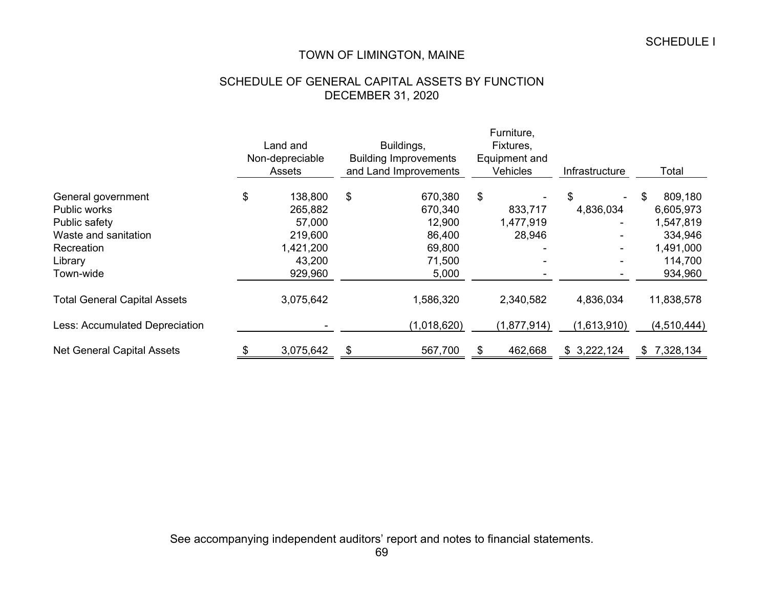SCHEDULE I

# TOWN OF LIMINGTON, MAINE

## SCHEDULE OF GENERAL CAPITAL ASSETS BY FUNCTION
## DECEMBER 31, 2020

| | Land and Non-depreciable Assets | Buildings, Building Improvements and Land Improvements | Furniture, Fixtures, Equipment and Vehicles | Infrastructure | Total |
|---|---|---|---|---|---|
| General government | $ 138,800 | $ 670,380 | $ - | $ - | $ 809,180 |
| Public works | 265,882 | 670,340 | 833,717 | 4,836,034 | 6,605,973 |
| Public safety | 57,000 | 12,900 | 1,477,919 | - | 1,547,819 |
| Waste and sanitation | 219,600 | 86,400 | 28,946 | - | 334,946 |
| Recreation | 1,421,200 | 69,800 | - | - | 1,491,000 |
| Library | 43,200 | 71,500 | - | - | 114,700 |
| Town-wide | 929,960 | 5,000 | - | - | 934,960 |
| Total General Capital Assets | 3,075,642 | 1,586,320 | 2,340,582 | 4,836,034 | 11,838,578 |
| Less: Accumulated Depreciation | - | (1,018,620) | (1,877,914) | (1,613,910) | (4,510,444) |
| Net General Capital Assets | $ 3,075,642 | $ 567,700 | $ 462,668 | $ 3,222,124 | $ 7,328,134 |

See accompanying independent auditors' report and notes to financial statements.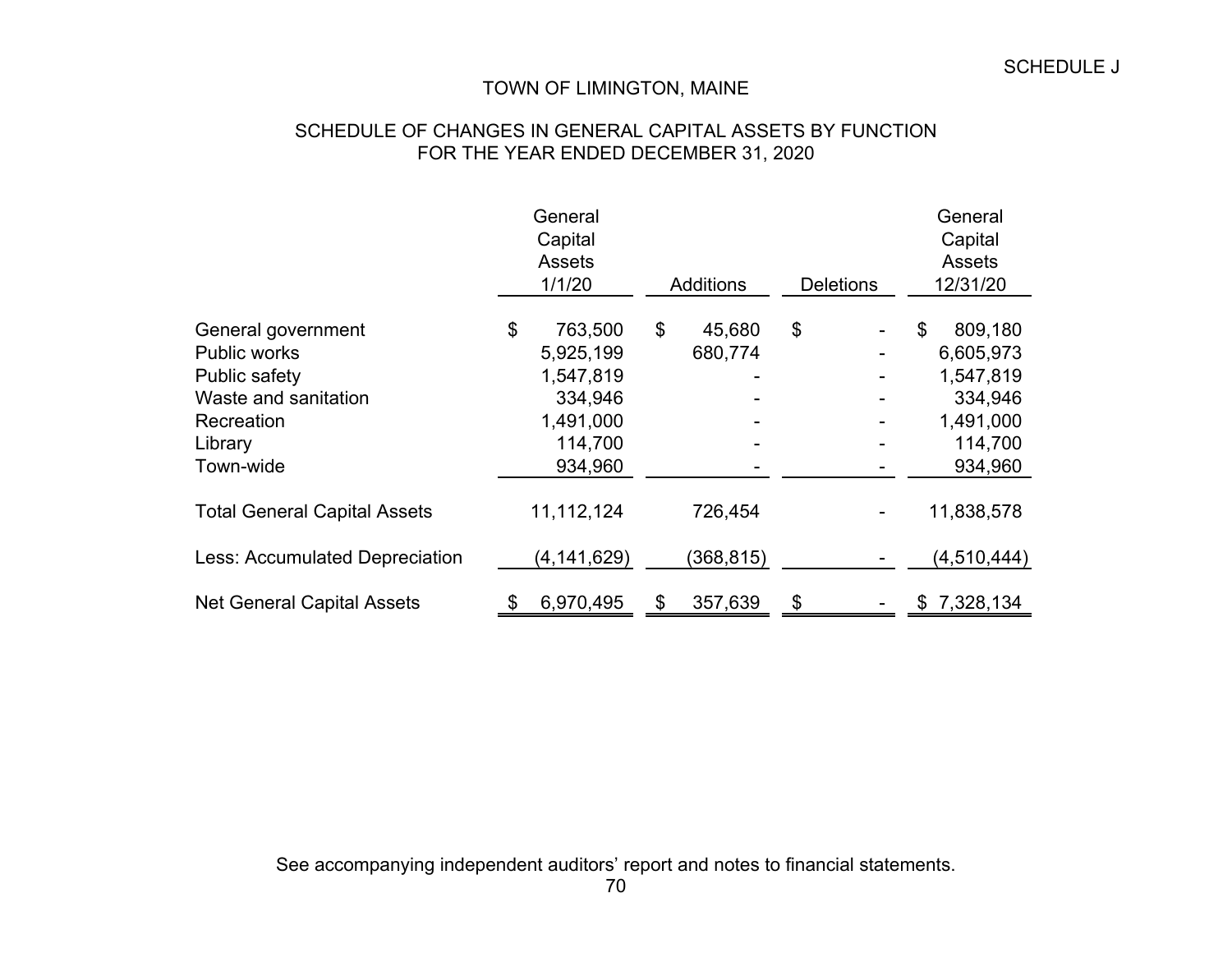SCHEDULE J

# TOWN OF LIMINGTON, MAINE

## SCHEDULE OF CHANGES IN GENERAL CAPITAL ASSETS BY FUNCTION
## FOR THE YEAR ENDED DECEMBER 31, 2020

| | General Capital Assets 1/1/20 | Additions | Deletions | General Capital Assets 12/31/20 |
|---|---|---|---|---|
| General government | $ 763,500 | $ 45,680 | $ - | $ 809,180 |
| Public works | 5,925,199 | 680,774 | - | 6,605,973 |
| Public safety | 1,547,819 | - | - | 1,547,819 |
| Waste and sanitation | 334,946 | - | - | 334,946 |
| Recreation | 1,491,000 | - | - | 1,491,000 |
| Library | 114,700 | - | - | 114,700 |
| Town-wide | 934,960 | - | - | 934,960 |
| Total General Capital Assets | 11,112,124 | 726,454 | - | 11,838,578 |
| Less: Accumulated Depreciation | (4,141,629) | (368,815) | - | (4,510,444) |
| Net General Capital Assets | $ 6,970,495 | $ 357,639 | $ - | $ 7,328,134 |

See accompanying independent auditors' report and notes to financial statements.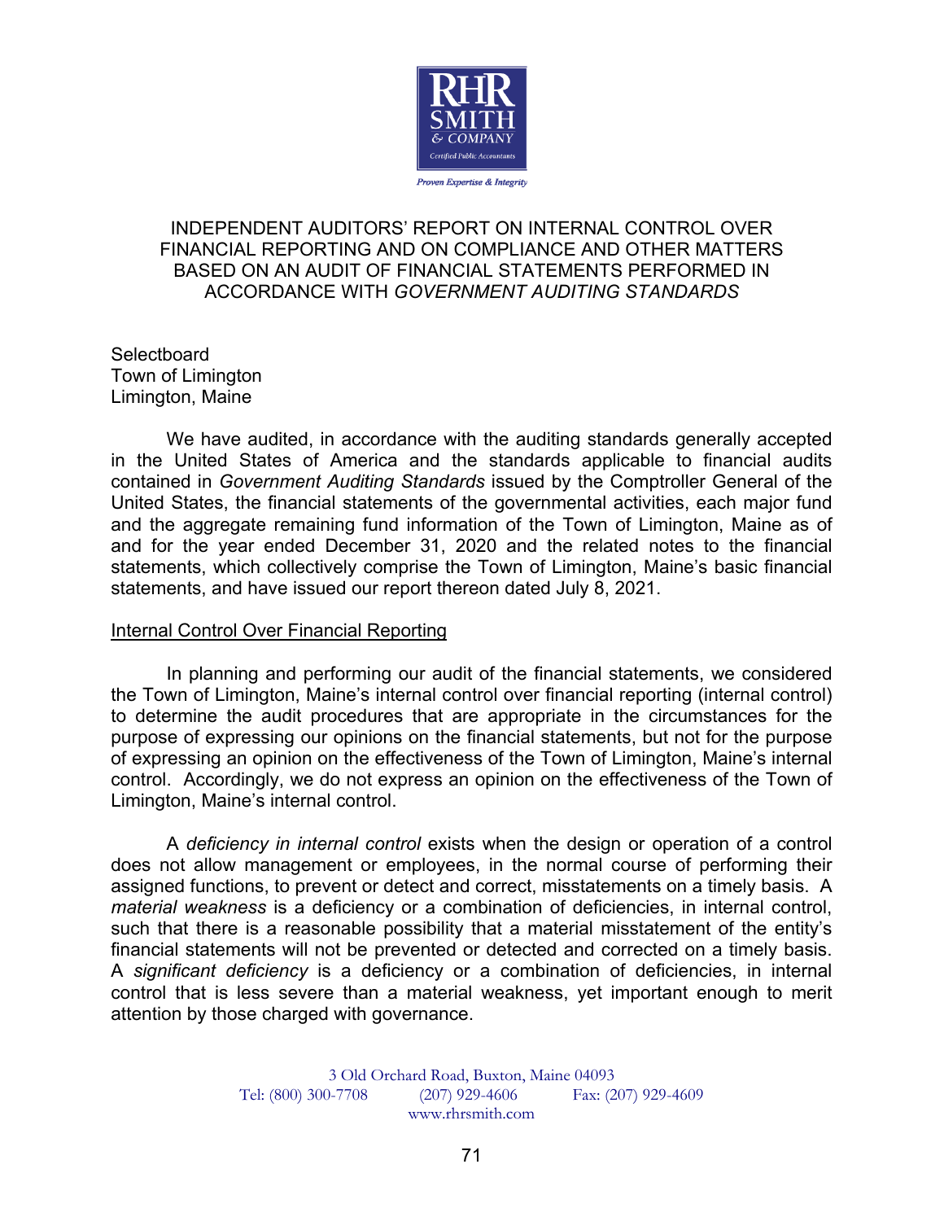# INDEPENDENT AUDITORS' REPORT ON INTERNAL CONTROL OVER FINANCIAL REPORTING AND ON COMPLIANCE AND OTHER MATTERS BASED ON AN AUDIT OF FINANCIAL STATEMENTS PERFORMED IN ACCORDANCE WITH *GOVERNMENT AUDITING STANDARDS*

Selectboard
Town of Limington
Limington, Maine

We have audited, in accordance with the auditing standards generally accepted in the United States of America and the standards applicable to financial audits contained in *Government Auditing Standards* issued by the Comptroller General of the United States, the financial statements of the governmental activities, each major fund and the aggregate remaining fund information of the Town of Limington, Maine as of and for the year ended December 31, 2020 and the related notes to the financial statements, which collectively comprise the Town of Limington, Maine's basic financial statements, and have issued our report thereon dated July 8, 2021.

## Internal Control Over Financial Reporting

In planning and performing our audit of the financial statements, we considered the Town of Limington, Maine's internal control over financial reporting (internal control) to determine the audit procedures that are appropriate in the circumstances for the purpose of expressing our opinions on the financial statements, but not for the purpose of expressing an opinion on the effectiveness of the Town of Limington, Maine's internal control. Accordingly, we do not express an opinion on the effectiveness of the Town of Limington, Maine's internal control.

A *deficiency in internal control* exists when the design or operation of a control does not allow management or employees, in the normal course of performing their assigned functions, to prevent or detect and correct, misstatements on a timely basis. A *material weakness* is a deficiency or a combination of deficiencies, in internal control, such that there is a reasonable possibility that a material misstatement of the entity's financial statements will not be prevented or detected and corrected on a timely basis. A *significant deficiency* is a deficiency or a combination of deficiencies, in internal control that is less severe than a material weakness, yet important enough to merit attention by those charged with governance.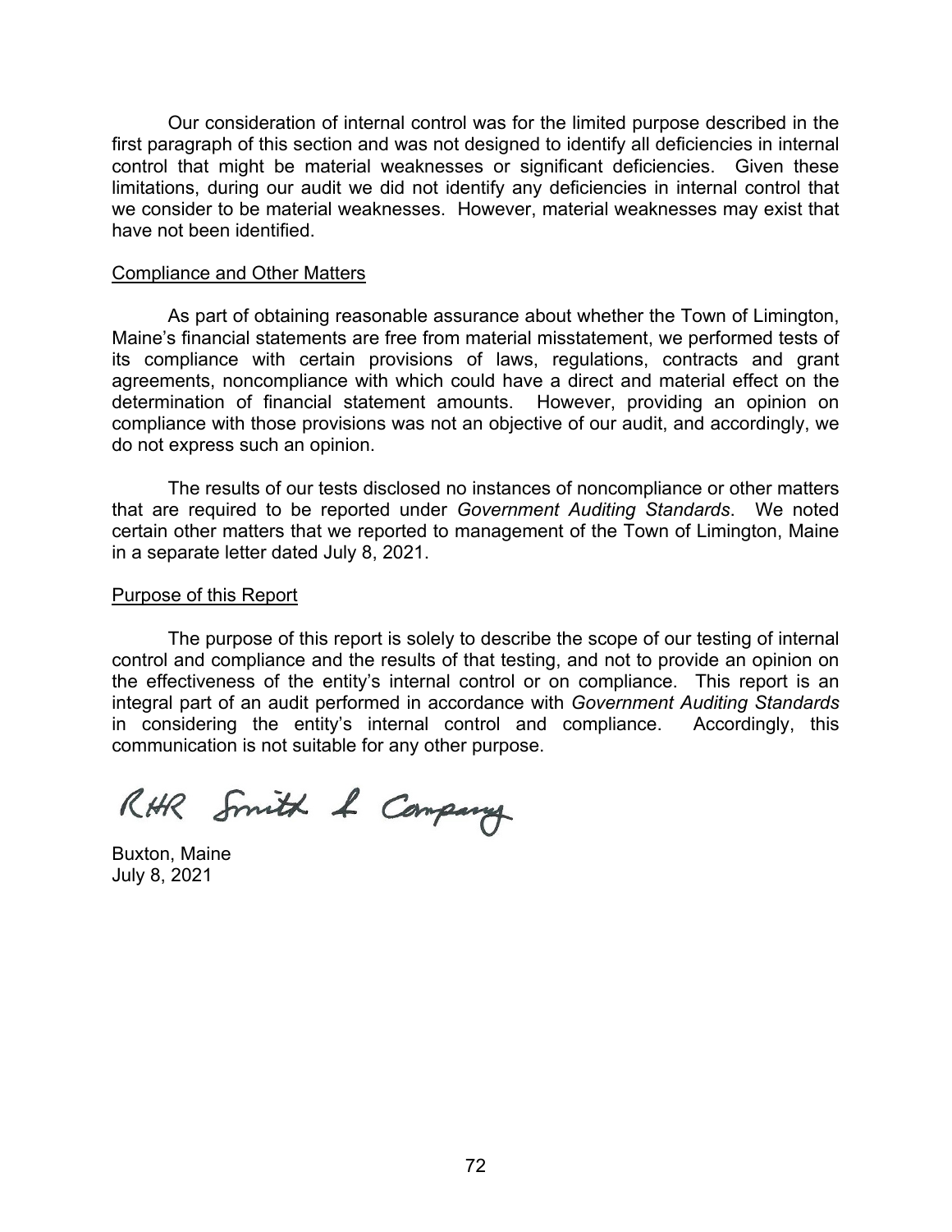Our consideration of internal control was for the limited purpose described in the first paragraph of this section and was not designed to identify all deficiencies in internal control that might be material weaknesses or significant deficiencies. Given these limitations, during our audit we did not identify any deficiencies in internal control that we consider to be material weaknesses. However, material weaknesses may exist that have not been identified.

## Compliance and Other Matters

As part of obtaining reasonable assurance about whether the Town of Limington, Maine's financial statements are free from material misstatement, we performed tests of its compliance with certain provisions of laws, regulations, contracts and grant agreements, noncompliance with which could have a direct and material effect on the determination of financial statement amounts. However, providing an opinion on compliance with those provisions was not an objective of our audit, and accordingly, we do not express such an opinion.

The results of our tests disclosed no instances of noncompliance or other matters that are required to be reported under *Government Auditing Standards*. We noted certain other matters that we reported to management of the Town of Limington, Maine in a separate letter dated July 8, 2021.

## Purpose of this Report

The purpose of this report is solely to describe the scope of our testing of internal control and compliance and the results of that testing, and not to provide an opinion on the effectiveness of the entity's internal control or on compliance. This report is an integral part of an audit performed in accordance with *Government Auditing Standards* in considering the entity's internal control and compliance. Accordingly, this communication is not suitable for any other purpose.

RHR Smith & Company

Buxton, Maine
July 8, 2021